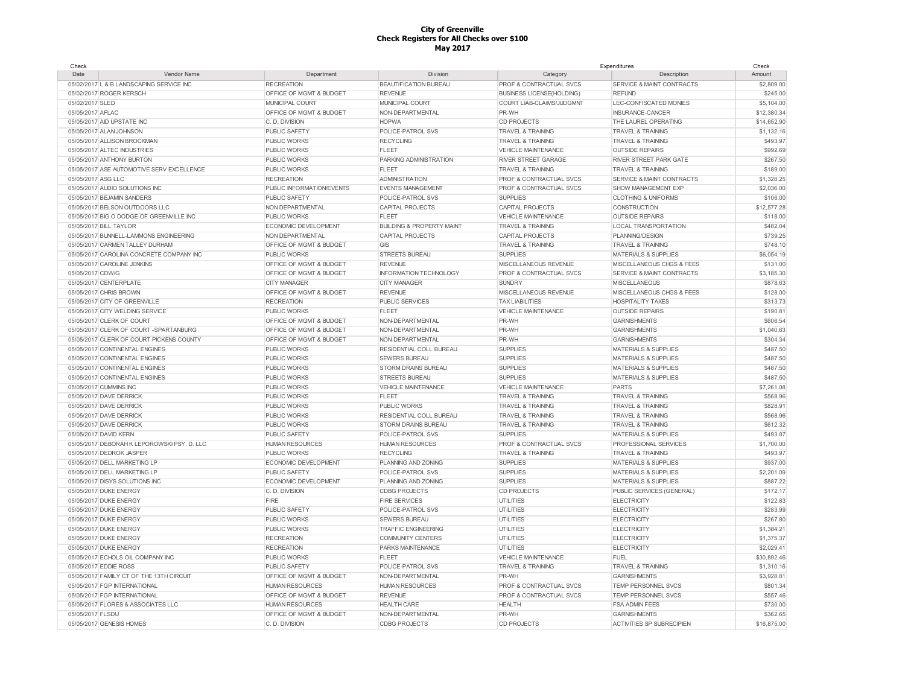# City of Greenville
## Check Registers for All Checks over $100
### May 2017

| Check Date | Vendor Name | Department | Division | Expenditures Category | Expenditures Description | Check Amount |
|---|---|---|---|---|---|---|
| 05/02/2017 | L & B LANDSCAPING SERVICE INC | RECREATION | BEAUTIFICATION BUREAU | PROF & CONTRACTUAL SVCS | SERVICE & MAINT CONTRACTS | $2,809.00 |
| 05/02/2017 | ROGER KERSCH | OFFICE OF MGMT & BUDGET | REVENUE | BUSINESS LICENSE(HOLDING) | REFUND | $245.00 |
| 05/02/2017 | SLED | MUNICIPAL COURT | MUNICIPAL COURT | COURT LIAB-CLAIMS/JUDGMNT | LEC-CONFISCATED MONIES | $5,104.00 |
| 05/05/2017 | AFLAC | OFFICE OF MGMT & BUDGET | NON-DEPARTMENTAL | PR-WH | INSURANCE-CANCER | $12,380.34 |
| 05/05/2017 | AID UPSTATE INC | C. D. DIVISION | HOPWA | CD PROJECTS | THE LAUREL OPERATING | $14,652.90 |
| 05/05/2017 | ALAN JOHNSON | PUBLIC SAFETY | POLICE-PATROL SVS | TRAVEL & TRAINING | TRAVEL & TRAINING | $1,132.16 |
| 05/05/2017 | ALLISON BROCKMAN | PUBLIC WORKS | RECYCLING | TRAVEL & TRAINING | TRAVEL & TRAINING | $493.97 |
| 05/05/2017 | ALTEC INDUSTRIES | PUBLIC WORKS | FLEET | VEHICLE MAINTENANCE | OUTSIDE REPAIRS | $992.69 |
| 05/05/2017 | ANTHONY BURTON | PUBLIC WORKS | PARKING ADMINISTRATION | RIVER STREET GARAGE | RIVER STREET PARK GATE | $267.50 |
| 05/05/2017 | ASE AUTOMOTIVE SERV EXCELLENCE | PUBLIC WORKS | FLEET | TRAVEL & TRAINING | TRAVEL & TRAINING | $189.00 |
| 05/05/2017 | ASG LLC | RECREATION | ADMINISTRATION | PROF & CONTRACTUAL SVCS | SERVICE & MAINT CONTRACTS | $1,328.25 |
| 05/05/2017 | AUDIO SOLUTIONS INC | PUBLIC INFORMATION/EVENTS | EVENTS MANAGEMENT | PROF & CONTRACTUAL SVCS | SHOW MANAGEMENT EXP | $2,036.00 |
| 05/05/2017 | BEJAMIN SANDERS | PUBLIC SAFETY | POLICE-PATROL SVS | SUPPLIES | CLOTHING & UNIFORMS | $106.00 |
| 05/05/2017 | BELSON OUTDOORS LLC | NON DEPARTMENTAL | CAPITAL PROJECTS | CAPITAL PROJECTS | CONSTRUCTION | $12,577.28 |
| 05/05/2017 | BIG O DODGE OF GREENVILLE INC | PUBLIC WORKS | FLEET | VEHICLE MAINTENANCE | OUTSIDE REPAIRS | $118.00 |
| 05/05/2017 | BILL TAYLOR | ECONOMIC DEVELOPMENT | BUILDING & PROPERTY MAINT | TRAVEL & TRAINING | LOCAL TRANSPORTATION | $482.04 |
| 05/05/2017 | BUNNELL-LAMMONS ENGINEERING | NON DEPARTMENTAL | CAPITAL PROJECTS | CAPITAL PROJECTS | PLANNING/DESIGN | $739.25 |
| 05/05/2017 | CARMEN TALLEY DURHAM | OFFICE OF MGMT & BUDGET | GIS | TRAVEL & TRAINING | TRAVEL & TRAINING | $748.10 |
| 05/05/2017 | CAROLINA CONCRETE COMPANY INC | PUBLIC WORKS | STREETS BUREAU | SUPPLIES | MATERIALS & SUPPLIES | $6,054.19 |
| 05/05/2017 | CAROLINE JENKINS | OFFICE OF MGMT & BUDGET | REVENUE | MISCELLANEOUS REVENUE | MISCELLANEOUS CHGS & FEES | $131.00 |
| 05/05/2017 | CDW/G | OFFICE OF MGMT & BUDGET | INFORMATION TECHNOLOGY | PROF & CONTRACTUAL SVCS | SERVICE & MAINT CONTRACTS | $3,185.30 |
| 05/05/2017 | CENTERPLATE | CITY MANAGER | CITY MANAGER | SUNDRY | MISCELLANEOUS | $878.63 |
| 05/05/2017 | CHRIS BROWN | OFFICE OF MGMT & BUDGET | REVENUE | MISCELLANEOUS REVENUE | MISCELLANEOUS CHGS & FEES | $128.00 |
| 05/05/2017 | CITY OF GREENVILLE | RECREATION | PUBLIC SERVICES | TAX LIABILITIES | HOSPITALITY TAXES | $313.73 |
| 05/05/2017 | CITY WELDING SERVICE | PUBLIC WORKS | FLEET | VEHICLE MAINTENANCE | OUTSIDE REPAIRS | $190.81 |
| 05/05/2017 | CLERK OF COURT | OFFICE OF MGMT & BUDGET | NON-DEPARTMENTAL | PR-WH | GARNISHMENTS | $606.54 |
| 05/05/2017 | CLERK OF COURT -SPARTANBURG | OFFICE OF MGMT & BUDGET | NON-DEPARTMENTAL | PR-WH | GARNISHMENTS | $1,040.63 |
| 05/05/2017 | CLERK OF COURT PICKENS COUNTY | OFFICE OF MGMT & BUDGET | NON-DEPARTMENTAL | PR-WH | GARNISHMENTS | $304.34 |
| 05/05/2017 | CONTINENTAL ENGINES | PUBLIC WORKS | RESIDENTIAL COLL BUREAU | SUPPLIES | MATERIALS & SUPPLIES | $487.50 |
| 05/05/2017 | CONTINENTAL ENGINES | PUBLIC WORKS | SEWERS BUREAU | SUPPLIES | MATERIALS & SUPPLIES | $487.50 |
| 05/05/2017 | CONTINENTAL ENGINES | PUBLIC WORKS | STORM DRAINS BUREAU | SUPPLIES | MATERIALS & SUPPLIES | $487.50 |
| 05/05/2017 | CONTINENTAL ENGINES | PUBLIC WORKS | STREETS BUREAU | SUPPLIES | MATERIALS & SUPPLIES | $487.50 |
| 05/05/2017 | CUMMINS INC | PUBLIC WORKS | VEHICLE MAINTENANCE | VEHICLE MAINTENANCE | PARTS | $7,261.08 |
| 05/05/2017 | DAVE DERRICK | PUBLIC WORKS | FLEET | TRAVEL & TRAINING | TRAVEL & TRAINING | $568.96 |
| 05/05/2017 | DAVE DERRICK | PUBLIC WORKS | PUBLIC WORKS | TRAVEL & TRAINING | TRAVEL & TRAINING | $828.91 |
| 05/05/2017 | DAVE DERRICK | PUBLIC WORKS | RESIDENTIAL COLL BUREAU | TRAVEL & TRAINING | TRAVEL & TRAINING | $568.96 |
| 05/05/2017 | DAVE DERRICK | PUBLIC WORKS | STORM DRAINS BUREAU | TRAVEL & TRAINING | TRAVEL & TRAINING | $612.32 |
| 05/05/2017 | DAVID KERN | PUBLIC SAFETY | POLICE-PATROL SVS | SUPPLIES | MATERIALS & SUPPLIES | $493.87 |
| 05/05/2017 | DEBORAH K LEPOROWSKI PSY. D. LLC | HUMAN RESOURCES | HUMAN RESOURCES | PROF & CONTRACTUAL SVCS | PROFESSIONAL SERVICES | $1,700.00 |
| 05/05/2017 | DEDROK JASPER | PUBLIC WORKS | RECYCLING | TRAVEL & TRAINING | TRAVEL & TRAINING | $493.97 |
| 05/05/2017 | DELL MARKETING LP | ECONOMIC DEVELOPMENT | PLANNING AND ZONING | SUPPLIES | MATERIALS & SUPPLIES | $937.00 |
| 05/05/2017 | DELL MARKETING LP | PUBLIC SAFETY | POLICE-PATROL SVS | SUPPLIES | MATERIALS & SUPPLIES | $2,201.09 |
| 05/05/2017 | DISYS SOLUTIONS INC | ECONOMIC DEVELOPMENT | PLANNING AND ZONING | SUPPLIES | MATERIALS & SUPPLIES | $887.22 |
| 05/05/2017 | DUKE ENERGY | C. D. DIVISION | CDBG PROJECTS | CD PROJECTS | PUBLIC SERVICES (GENERAL) | $172.17 |
| 05/05/2017 | DUKE ENERGY | FIRE | FIRE SERVICES | UTILITIES | ELECTRICITY | $122.83 |
| 05/05/2017 | DUKE ENERGY | PUBLIC SAFETY | POLICE-PATROL SVS | UTILITIES | ELECTRICITY | $283.99 |
| 05/05/2017 | DUKE ENERGY | PUBLIC WORKS | SEWERS BUREAU | UTILITIES | ELECTRICITY | $267.80 |
| 05/05/2017 | DUKE ENERGY | PUBLIC WORKS | TRAFFIC ENGINEERING | UTILITIES | ELECTRICITY | $1,384.21 |
| 05/05/2017 | DUKE ENERGY | RECREATION | COMMUNITY CENTERS | UTILITIES | ELECTRICITY | $1,375.37 |
| 05/05/2017 | DUKE ENERGY | RECREATION | PARKS MAINTENANCE | UTILITIES | ELECTRICITY | $2,029.41 |
| 05/05/2017 | ECHOLS OIL COMPANY INC | PUBLIC WORKS | FLEET | VEHICLE MAINTENANCE | FUEL | $30,892.46 |
| 05/05/2017 | EDDIE ROSS | PUBLIC SAFETY | POLICE-PATROL SVS | TRAVEL & TRAINING | TRAVEL & TRAINING | $1,310.16 |
| 05/05/2017 | FAMILY CT OF THE 13TH CIRCUIT | OFFICE OF MGMT & BUDGET | NON-DEPARTMENTAL | PR-WH | GARNISHMENTS | $3,928.81 |
| 05/05/2017 | FGP INTERNATIONAL | HUMAN RESOURCES | HUMAN RESOURCES | PROF & CONTRACTUAL SVCS | TEMP PERSONNEL SVCS | $801.34 |
| 05/05/2017 | FGP INTERNATIONAL | OFFICE OF MGMT & BUDGET | REVENUE | PROF & CONTRACTUAL SVCS | TEMP PERSONNEL SVCS | $557.46 |
| 05/05/2017 | FLORES & ASSOCIATES LLC | HUMAN RESOURCES | HEALTH CARE | HEALTH | FSA ADMIN FEES | $730.00 |
| 05/05/2017 | FLSDU | OFFICE OF MGMT & BUDGET | NON-DEPARTMENTAL | PR-WH | GARNISHMENTS | $362.65 |
| 05/05/2017 | GENESIS HOMES | C. D. DIVISION | CDBG PROJECTS | CD PROJECTS | ACTIVITIES SP SUBRECIPIEN | $16,875.00 |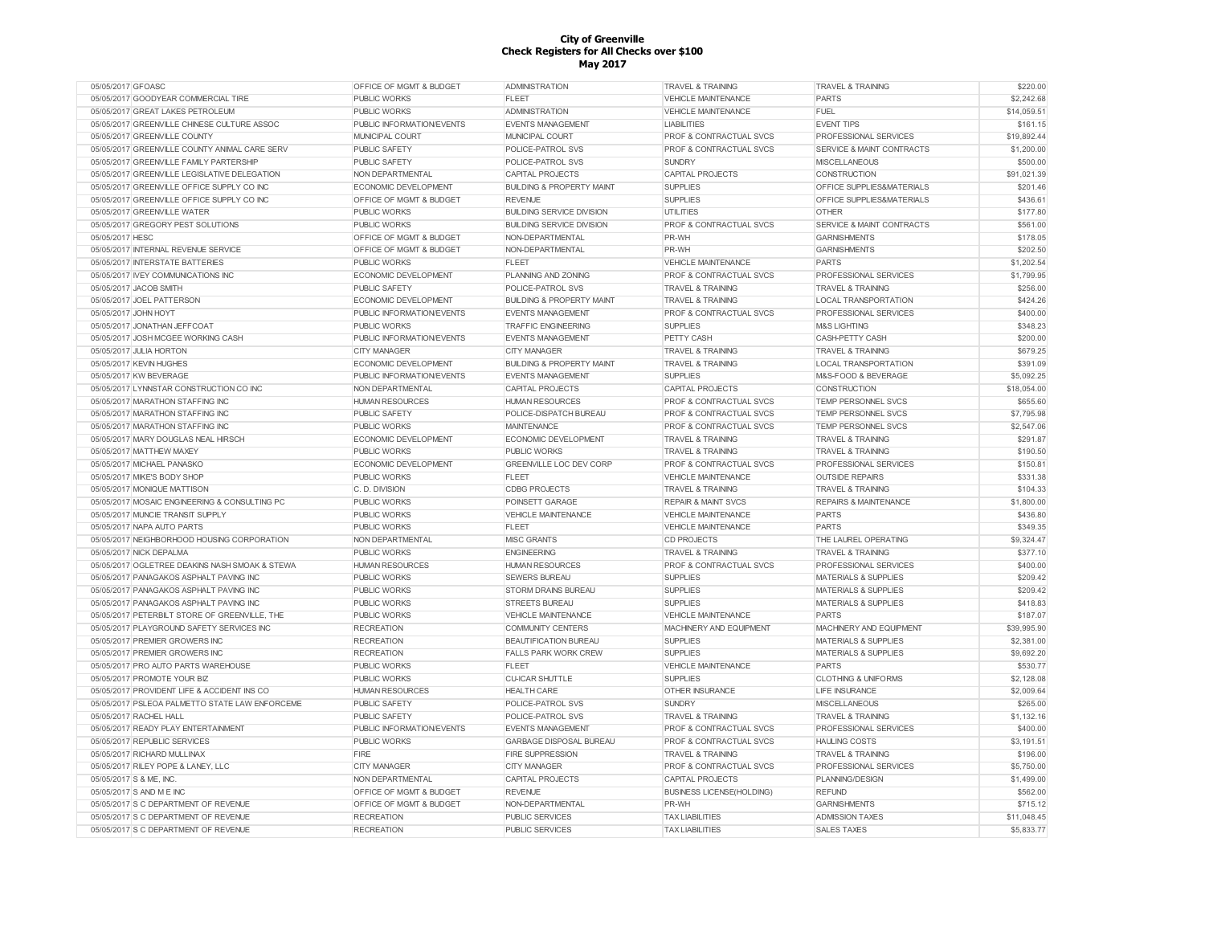**City of Greenville**
**Check Registers for All Checks over $100**
**May 2017**

| | | | | | | |
|---|---|---|---|---|---|---|
| 05/05/2017 | GFOASC | OFFICE OF MGMT & BUDGET | ADMINISTRATION | TRAVEL & TRAINING | TRAVEL & TRAINING | $220.00 |
| 05/05/2017 | GOODYEAR COMMERCIAL TIRE | PUBLIC WORKS | FLEET | VEHICLE MAINTENANCE | PARTS | $2,242.68 |
| 05/05/2017 | GREAT LAKES PETROLEUM | PUBLIC WORKS | ADMINISTRATION | VEHICLE MAINTENANCE | FUEL | $14,059.51 |
| 05/05/2017 | GREENVILLE CHINESE CULTURE ASSOC | PUBLIC INFORMATION/EVENTS | EVENTS MANAGEMENT | LIABILITIES | EVENT TIPS | $161.15 |
| 05/05/2017 | GREENVILLE COUNTY | MUNICIPAL COURT | MUNICIPAL COURT | PROF & CONTRACTUAL SVCS | PROFESSIONAL SERVICES | $19,892.44 |
| 05/05/2017 | GREENVILLE COUNTY ANIMAL CARE SERV | PUBLIC SAFETY | POLICE-PATROL SVS | PROF & CONTRACTUAL SVCS | SERVICE & MAINT CONTRACTS | $1,200.00 |
| 05/05/2017 | GREENVILLE FAMILY PARTERSHIP | PUBLIC SAFETY | POLICE-PATROL SVS | SUNDRY | MISCELLANEOUS | $500.00 |
| 05/05/2017 | GREENVILLE LEGISLATIVE DELEGATION | NON DEPARTMENTAL | CAPITAL PROJECTS | CAPITAL PROJECTS | CONSTRUCTION | $91,021.39 |
| 05/05/2017 | GREENVILLE OFFICE SUPPLY CO INC | ECONOMIC DEVELOPMENT | BUILDING & PROPERTY MAINT | SUPPLIES | OFFICE SUPPLIES&MATERIALS | $201.46 |
| 05/05/2017 | GREENVILLE OFFICE SUPPLY CO INC | OFFICE OF MGMT & BUDGET | REVENUE | SUPPLIES | OFFICE SUPPLIES&MATERIALS | $436.61 |
| 05/05/2017 | GREENVILLE WATER | PUBLIC WORKS | BUILDING SERVICE DIVISION | UTILITIES | OTHER | $177.80 |
| 05/05/2017 | GREGORY PEST SOLUTIONS | PUBLIC WORKS | BUILDING SERVICE DIVISION | PROF & CONTRACTUAL SVCS | SERVICE & MAINT CONTRACTS | $561.00 |
| 05/05/2017 | HESC | OFFICE OF MGMT & BUDGET | NON-DEPARTMENTAL | PR-WH | GARNISHMENTS | $178.05 |
| 05/05/2017 | INTERNAL REVENUE SERVICE | OFFICE OF MGMT & BUDGET | NON-DEPARTMENTAL | PR-WH | GARNISHMENTS | $202.50 |
| 05/05/2017 | INTERSTATE BATTERIES | PUBLIC WORKS | FLEET | VEHICLE MAINTENANCE | PARTS | $1,202.54 |
| 05/05/2017 | IVEY COMMUNICATIONS INC | ECONOMIC DEVELOPMENT | PLANNING AND ZONING | PROF & CONTRACTUAL SVCS | PROFESSIONAL SERVICES | $1,799.95 |
| 05/05/2017 | JACOB SMITH | PUBLIC SAFETY | POLICE-PATROL SVS | TRAVEL & TRAINING | TRAVEL & TRAINING | $256.00 |
| 05/05/2017 | JOEL PATTERSON | ECONOMIC DEVELOPMENT | BUILDING & PROPERTY MAINT | TRAVEL & TRAINING | LOCAL TRANSPORTATION | $424.26 |
| 05/05/2017 | JOHN HOYT | PUBLIC INFORMATION/EVENTS | EVENTS MANAGEMENT | PROF & CONTRACTUAL SVCS | PROFESSIONAL SERVICES | $400.00 |
| 05/05/2017 | JONATHAN JEFFCOAT | PUBLIC WORKS | TRAFFIC ENGINEERING | SUPPLIES | M&S LIGHTING | $348.23 |
| 05/05/2017 | JOSH MCGEE WORKING CASH | PUBLIC INFORMATION/EVENTS | EVENTS MANAGEMENT | PETTY CASH | CASH-PETTY CASH | $200.00 |
| 05/05/2017 | JULIA HORTON | CITY MANAGER | CITY MANAGER | TRAVEL & TRAINING | TRAVEL & TRAINING | $679.25 |
| 05/05/2017 | KEVIN HUGHES | ECONOMIC DEVELOPMENT | BUILDING & PROPERTY MAINT | TRAVEL & TRAINING | LOCAL TRANSPORTATION | $391.09 |
| 05/05/2017 | KW BEVERAGE | PUBLIC INFORMATION/EVENTS | EVENTS MANAGEMENT | SUPPLIES | M&S-FOOD & BEVERAGE | $5,092.25 |
| 05/05/2017 | LYNNSTAR CONSTRUCTION CO INC | NON DEPARTMENTAL | CAPITAL PROJECTS | CAPITAL PROJECTS | CONSTRUCTION | $18,054.00 |
| 05/05/2017 | MARATHON STAFFING INC | HUMAN RESOURCES | HUMAN RESOURCES | PROF & CONTRACTUAL SVCS | TEMP PERSONNEL SVCS | $655.60 |
| 05/05/2017 | MARATHON STAFFING INC | PUBLIC SAFETY | POLICE-DISPATCH BUREAU | PROF & CONTRACTUAL SVCS | TEMP PERSONNEL SVCS | $7,795.98 |
| 05/05/2017 | MARATHON STAFFING INC | PUBLIC WORKS | MAINTENANCE | PROF & CONTRACTUAL SVCS | TEMP PERSONNEL SVCS | $2,547.06 |
| 05/05/2017 | MARY DOUGLAS NEAL HIRSCH | ECONOMIC DEVELOPMENT | ECONOMIC DEVELOPMENT | TRAVEL & TRAINING | TRAVEL & TRAINING | $291.87 |
| 05/05/2017 | MATTHEW MAXEY | PUBLIC WORKS | PUBLIC WORKS | TRAVEL & TRAINING | TRAVEL & TRAINING | $190.50 |
| 05/05/2017 | MICHAEL PANASKO | ECONOMIC DEVELOPMENT | GREENVILLE LOC DEV CORP | PROF & CONTRACTUAL SVCS | PROFESSIONAL SERVICES | $150.81 |
| 05/05/2017 | MIKE'S BODY SHOP | PUBLIC WORKS | FLEET | VEHICLE MAINTENANCE | OUTSIDE REPAIRS | $331.38 |
| 05/05/2017 | MONIQUE MATTISON | C. D. DIVISION | CDBG PROJECTS | TRAVEL & TRAINING | TRAVEL & TRAINING | $104.33 |
| 05/05/2017 | MOSAIC ENGINEERING & CONSULTING PC | PUBLIC WORKS | POINSETT GARAGE | REPAIR & MAINT SVCS | REPAIRS & MAINTENANCE | $1,800.00 |
| 05/05/2017 | MUNCIE TRANSIT SUPPLY | PUBLIC WORKS | VEHICLE MAINTENANCE | VEHICLE MAINTENANCE | PARTS | $436.80 |
| 05/05/2017 | NAPA AUTO PARTS | PUBLIC WORKS | FLEET | VEHICLE MAINTENANCE | PARTS | $349.35 |
| 05/05/2017 | NEIGHBORHOOD HOUSING CORPORATION | NON DEPARTMENTAL | MISC GRANTS | CD PROJECTS | THE LAUREL OPERATING | $9,324.47 |
| 05/05/2017 | NICK DEPALMA | PUBLIC WORKS | ENGINEERING | TRAVEL & TRAINING | TRAVEL & TRAINING | $377.10 |
| 05/05/2017 | OGLETREE DEAKINS NASH SMOAK & STEWA | HUMAN RESOURCES | HUMAN RESOURCES | PROF & CONTRACTUAL SVCS | PROFESSIONAL SERVICES | $400.00 |
| 05/05/2017 | PANAGAKOS ASPHALT PAVING INC | PUBLIC WORKS | SEWERS BUREAU | SUPPLIES | MATERIALS & SUPPLIES | $209.42 |
| 05/05/2017 | PANAGAKOS ASPHALT PAVING INC | PUBLIC WORKS | STORM DRAINS BUREAU | SUPPLIES | MATERIALS & SUPPLIES | $209.42 |
| 05/05/2017 | PANAGAKOS ASPHALT PAVING INC | PUBLIC WORKS | STREETS BUREAU | SUPPLIES | MATERIALS & SUPPLIES | $418.83 |
| 05/05/2017 | PETERBILT STORE OF GREENVILLE, THE | PUBLIC WORKS | VEHICLE MAINTENANCE | VEHICLE MAINTENANCE | PARTS | $187.07 |
| 05/05/2017 | PLAYGROUND SAFETY SERVICES INC | RECREATION | COMMUNITY CENTERS | MACHINERY AND EQUIPMENT | MACHINERY AND EQUIPMENT | $39,995.90 |
| 05/05/2017 | PREMIER GROWERS INC | RECREATION | BEAUTIFICATION BUREAU | SUPPLIES | MATERIALS & SUPPLIES | $2,381.00 |
| 05/05/2017 | PREMIER GROWERS INC | RECREATION | FALLS PARK WORK CREW | SUPPLIES | MATERIALS & SUPPLIES | $9,692.20 |
| 05/05/2017 | PRO AUTO PARTS WAREHOUSE | PUBLIC WORKS | FLEET | VEHICLE MAINTENANCE | PARTS | $530.77 |
| 05/05/2017 | PROMOTE YOUR BIZ | PUBLIC WORKS | CU-ICAR SHUTTLE | SUPPLIES | CLOTHING & UNIFORMS | $2,128.08 |
| 05/05/2017 | PROVIDENT LIFE & ACCIDENT INS CO | HUMAN RESOURCES | HEALTH CARE | OTHER INSURANCE | LIFE INSURANCE | $2,009.64 |
| 05/05/2017 | PSLEOA PALMETTO STATE LAW ENFORCEME | PUBLIC SAFETY | POLICE-PATROL SVS | SUNDRY | MISCELLANEOUS | $265.00 |
| 05/05/2017 | RACHEL HALL | PUBLIC SAFETY | POLICE-PATROL SVS | TRAVEL & TRAINING | TRAVEL & TRAINING | $1,132.16 |
| 05/05/2017 | READY PLAY ENTERTAINMENT | PUBLIC INFORMATION/EVENTS | EVENTS MANAGEMENT | PROF & CONTRACTUAL SVCS | PROFESSIONAL SERVICES | $400.00 |
| 05/05/2017 | REPUBLIC SERVICES | PUBLIC WORKS | GARBAGE DISPOSAL BUREAU | PROF & CONTRACTUAL SVCS | HAULING COSTS | $3,191.51 |
| 05/05/2017 | RICHARD MULLINAX | FIRE | FIRE SUPPRESSION | TRAVEL & TRAINING | TRAVEL & TRAINING | $196.00 |
| 05/05/2017 | RILEY POPE & LANEY, LLC | CITY MANAGER | CITY MANAGER | PROF & CONTRACTUAL SVCS | PROFESSIONAL SERVICES | $5,750.00 |
| 05/05/2017 | S & ME, INC. | NON DEPARTMENTAL | CAPITAL PROJECTS | CAPITAL PROJECTS | PLANNING/DESIGN | $1,499.00 |
| 05/05/2017 | S AND M E INC | OFFICE OF MGMT & BUDGET | REVENUE | BUSINESS LICENSE(HOLDING) | REFUND | $562.00 |
| 05/05/2017 | S C DEPARTMENT OF REVENUE | OFFICE OF MGMT & BUDGET | NON-DEPARTMENTAL | PR-WH | GARNISHMENTS | $715.12 |
| 05/05/2017 | S C DEPARTMENT OF REVENUE | RECREATION | PUBLIC SERVICES | TAX LIABILITIES | ADMISSION TAXES | $11,048.45 |
| 05/05/2017 | S C DEPARTMENT OF REVENUE | RECREATION | PUBLIC SERVICES | TAX LIABILITIES | SALES TAXES | $5,833.77 |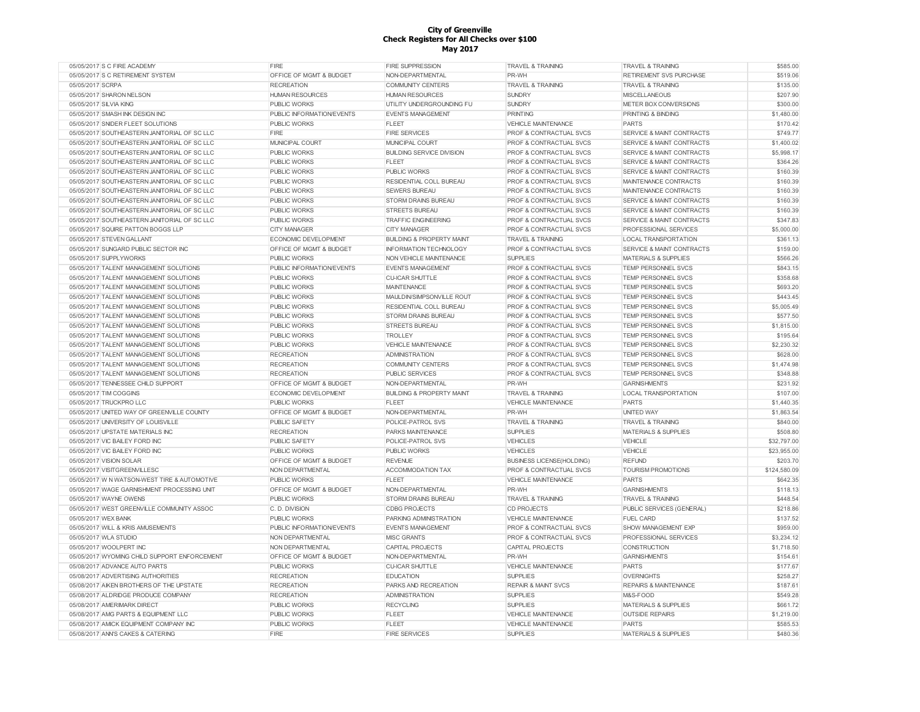# City of Greenville
## Check Registers for All Checks over $100
### May 2017

| | | | | | | |
|---|---|---|---|---|---|---|
| 05/05/2017 | S C FIRE ACADEMY | FIRE | FIRE SUPPRESSION | TRAVEL & TRAINING | TRAVEL & TRAINING | $585.00 |
| 05/05/2017 | S C RETIREMENT SYSTEM | OFFICE OF MGMT & BUDGET | NON-DEPARTMENTAL | PR-WH | RETIREMENT SVS PURCHASE | $519.06 |
| 05/05/2017 | SCRPA | RECREATION | COMMUNITY CENTERS | TRAVEL & TRAINING | TRAVEL & TRAINING | $135.00 |
| 05/05/2017 | SHARON NELSON | HUMAN RESOURCES | HUMAN RESOURCES | SUNDRY | MISCELLANEOUS | $207.90 |
| 05/05/2017 | SILVIA KING | PUBLIC WORKS | UTILITY UNDERGROUNDING FU | SUNDRY | METER BOX CONVERSIONS | $300.00 |
| 05/05/2017 | SMASH INK DESIGN INC | PUBLIC INFORMATION/EVENTS | EVENTS MANAGEMENT | PRINTING | PRINTING & BINDING | $1,480.00 |
| 05/05/2017 | SNIDER FLEET SOLUTIONS | PUBLIC WORKS | FLEET | VEHICLE MAINTENANCE | PARTS | $170.42 |
| 05/05/2017 | SOUTHEASTERN JANITORIAL OF SC LLC | FIRE | FIRE SERVICES | PROF & CONTRACTUAL SVCS | SERVICE & MAINT CONTRACTS | $749.77 |
| 05/05/2017 | SOUTHEASTERN JANITORIAL OF SC LLC | MUNICIPAL COURT | MUNICIPAL COURT | PROF & CONTRACTUAL SVCS | SERVICE & MAINT CONTRACTS | $1,400.02 |
| 05/05/2017 | SOUTHEASTERN JANITORIAL OF SC LLC | PUBLIC WORKS | BUILDING SERVICE DIVISION | PROF & CONTRACTUAL SVCS | SERVICE & MAINT CONTRACTS | $5,998.17 |
| 05/05/2017 | SOUTHEASTERN JANITORIAL OF SC LLC | PUBLIC WORKS | FLEET | PROF & CONTRACTUAL SVCS | SERVICE & MAINT CONTRACTS | $364.26 |
| 05/05/2017 | SOUTHEASTERN JANITORIAL OF SC LLC | PUBLIC WORKS | PUBLIC WORKS | PROF & CONTRACTUAL SVCS | SERVICE & MAINT CONTRACTS | $160.39 |
| 05/05/2017 | SOUTHEASTERN JANITORIAL OF SC LLC | PUBLIC WORKS | RESIDENTIAL COLL BUREAU | PROF & CONTRACTUAL SVCS | MAINTENANCE CONTRACTS | $160.39 |
| 05/05/2017 | SOUTHEASTERN JANITORIAL OF SC LLC | PUBLIC WORKS | SEWERS BUREAU | PROF & CONTRACTUAL SVCS | MAINTENANCE CONTRACTS | $160.39 |
| 05/05/2017 | SOUTHEASTERN JANITORIAL OF SC LLC | PUBLIC WORKS | STORM DRAINS BUREAU | PROF & CONTRACTUAL SVCS | SERVICE & MAINT CONTRACTS | $160.39 |
| 05/05/2017 | SOUTHEASTERN JANITORIAL OF SC LLC | PUBLIC WORKS | STREETS BUREAU | PROF & CONTRACTUAL SVCS | SERVICE & MAINT CONTRACTS | $160.39 |
| 05/05/2017 | SOUTHEASTERN JANITORIAL OF SC LLC | PUBLIC WORKS | TRAFFIC ENGINEERING | PROF & CONTRACTUAL SVCS | SERVICE & MAINT CONTRACTS | $347.83 |
| 05/05/2017 | SQUIRE PATTON BOGGS LLP | CITY MANAGER | CITY MANAGER | PROF & CONTRACTUAL SVCS | PROFESSIONAL SERVICES | $5,000.00 |
| 05/05/2017 | STEVEN GALLANT | ECONOMIC DEVELOPMENT | BUILDING & PROPERTY MAINT | TRAVEL & TRAINING | LOCAL TRANSPORTATION | $361.13 |
| 05/05/2017 | SUNGARD PUBLIC SECTOR INC | OFFICE OF MGMT & BUDGET | INFORMATION TECHNOLOGY | PROF & CONTRACTUAL SVCS | SERVICE & MAINT CONTRACTS | $159.00 |
| 05/05/2017 | SUPPLYWORKS | PUBLIC WORKS | NON VEHICLE MAINTENANCE | SUPPLIES | MATERIALS & SUPPLIES | $566.26 |
| 05/05/2017 | TALENT MANAGEMENT SOLUTIONS | PUBLIC INFORMATION/EVENTS | EVENTS MANAGEMENT | PROF & CONTRACTUAL SVCS | TEMP PERSONNEL SVCS | $843.15 |
| 05/05/2017 | TALENT MANAGEMENT SOLUTIONS | PUBLIC WORKS | CU-ICAR SHUTTLE | PROF & CONTRACTUAL SVCS | TEMP PERSONNEL SVCS | $358.68 |
| 05/05/2017 | TALENT MANAGEMENT SOLUTIONS | PUBLIC WORKS | MAINTENANCE | PROF & CONTRACTUAL SVCS | TEMP PERSONNEL SVCS | $693.20 |
| 05/05/2017 | TALENT MANAGEMENT SOLUTIONS | PUBLIC WORKS | MAULDIN/SIMPSONVILLE ROUT | PROF & CONTRACTUAL SVCS | TEMP PERSONNEL SVCS | $443.45 |
| 05/05/2017 | TALENT MANAGEMENT SOLUTIONS | PUBLIC WORKS | RESIDENTIAL COLL BUREAU | PROF & CONTRACTUAL SVCS | TEMP PERSONNEL SVCS | $5,005.49 |
| 05/05/2017 | TALENT MANAGEMENT SOLUTIONS | PUBLIC WORKS | STORM DRAINS BUREAU | PROF & CONTRACTUAL SVCS | TEMP PERSONNEL SVCS | $577.50 |
| 05/05/2017 | TALENT MANAGEMENT SOLUTIONS | PUBLIC WORKS | STREETS BUREAU | PROF & CONTRACTUAL SVCS | TEMP PERSONNEL SVCS | $1,815.00 |
| 05/05/2017 | TALENT MANAGEMENT SOLUTIONS | PUBLIC WORKS | TROLLEY | PROF & CONTRACTUAL SVCS | TEMP PERSONNEL SVCS | $195.64 |
| 05/05/2017 | TALENT MANAGEMENT SOLUTIONS | PUBLIC WORKS | VEHICLE MAINTENANCE | PROF & CONTRACTUAL SVCS | TEMP PERSONNEL SVCS | $2,230.32 |
| 05/05/2017 | TALENT MANAGEMENT SOLUTIONS | RECREATION | ADMINISTRATION | PROF & CONTRACTUAL SVCS | TEMP PERSONNEL SVCS | $628.00 |
| 05/05/2017 | TALENT MANAGEMENT SOLUTIONS | RECREATION | COMMUNITY CENTERS | PROF & CONTRACTUAL SVCS | TEMP PERSONNEL SVCS | $1,474.98 |
| 05/05/2017 | TALENT MANAGEMENT SOLUTIONS | RECREATION | PUBLIC SERVICES | PROF & CONTRACTUAL SVCS | TEMP PERSONNEL SVCS | $348.88 |
| 05/05/2017 | TENNESSEE CHILD SUPPORT | OFFICE OF MGMT & BUDGET | NON-DEPARTMENTAL | PR-WH | GARNISHMENTS | $231.92 |
| 05/05/2017 | TIM COGGINS | ECONOMIC DEVELOPMENT | BUILDING & PROPERTY MAINT | TRAVEL & TRAINING | LOCAL TRANSPORTATION | $107.00 |
| 05/05/2017 | TRUCKPRO LLC | PUBLIC WORKS | FLEET | VEHICLE MAINTENANCE | PARTS | $1,440.35 |
| 05/05/2017 | UNITED WAY OF GREENVILLE COUNTY | OFFICE OF MGMT & BUDGET | NON-DEPARTMENTAL | PR-WH | UNITED WAY | $1,863.54 |
| 05/05/2017 | UNIVERSITY OF LOUISVILLE | PUBLIC SAFETY | POLICE-PATROL SVS | TRAVEL & TRAINING | TRAVEL & TRAINING | $840.00 |
| 05/05/2017 | UPSTATE MATERIALS INC | RECREATION | PARKS MAINTENANCE | SUPPLIES | MATERIALS & SUPPLIES | $508.80 |
| 05/05/2017 | VIC BAILEY FORD INC | PUBLIC SAFETY | POLICE-PATROL SVS | VEHICLES | VEHICLE | $32,797.00 |
| 05/05/2017 | VIC BAILEY FORD INC | PUBLIC WORKS | PUBLIC WORKS | VEHICLES | VEHICLE | $23,955.00 |
| 05/05/2017 | VISION SOLAR | OFFICE OF MGMT & BUDGET | REVENUE | BUSINESS LICENSE(HOLDING) | REFUND | $203.70 |
| 05/05/2017 | VISITGREENVILLESC | NON DEPARTMENTAL | ACCOMMODATION TAX | PROF & CONTRACTUAL SVCS | TOURISM PROMOTIONS | $124,580.09 |
| 05/05/2017 | W N WATSON-WEST TIRE & AUTOMOTIVE | PUBLIC WORKS | FLEET | VEHICLE MAINTENANCE | PARTS | $642.35 |
| 05/05/2017 | WAGE GARNISHMENT PROCESSING UNIT | OFFICE OF MGMT & BUDGET | NON-DEPARTMENTAL | PR-WH | GARNISHMENTS | $118.13 |
| 05/05/2017 | WAYNE OWENS | PUBLIC WORKS | STORM DRAINS BUREAU | TRAVEL & TRAINING | TRAVEL & TRAINING | $448.54 |
| 05/05/2017 | WEST GREENVILLE COMMUNITY ASSOC | C. D. DIVISION | CDBG PROJECTS | CD PROJECTS | PUBLIC SERVICES (GENERAL) | $218.86 |
| 05/05/2017 | WEX BANK | PUBLIC WORKS | PARKING ADMINISTRATION | VEHICLE MAINTENANCE | FUEL CARD | $137.52 |
| 05/05/2017 | WILL & KRIS AMUSEMENTS | PUBLIC INFORMATION/EVENTS | EVENTS MANAGEMENT | PROF & CONTRACTUAL SVCS | SHOW MANAGEMENT EXP | $959.00 |
| 05/05/2017 | WLA STUDIO | NON DEPARTMENTAL | MISC GRANTS | PROF & CONTRACTUAL SVCS | PROFESSIONAL SERVICES | $3,234.12 |
| 05/05/2017 | WOOLPERT INC | NON DEPARTMENTAL | CAPITAL PROJECTS | CAPITAL PROJECTS | CONSTRUCTION | $1,718.50 |
| 05/05/2017 | WYOMING CHILD SUPPORT ENFORCEMENT | OFFICE OF MGMT & BUDGET | NON-DEPARTMENTAL | PR-WH | GARNISHMENTS | $154.61 |
| 05/08/2017 | ADVANCE AUTO PARTS | PUBLIC WORKS | CU-ICAR SHUTTLE | VEHICLE MAINTENANCE | PARTS | $177.67 |
| 05/08/2017 | ADVERTISING AUTHORITIES | RECREATION | EDUCATION | SUPPLIES | OVERNIGHTS | $258.27 |
| 05/08/2017 | AIKEN BROTHERS OF THE UPSTATE | RECREATION | PARKS AND RECREATION | REPAIR & MAINT SVCS | REPAIRS & MAINTENANCE | $187.61 |
| 05/08/2017 | ALDRIDGE PRODUCE COMPANY | RECREATION | ADMINISTRATION | SUPPLIES | M&S-FOOD | $549.28 |
| 05/08/2017 | AMERIMARK DIRECT | PUBLIC WORKS | RECYCLING | SUPPLIES | MATERIALS & SUPPLIES | $661.72 |
| 05/08/2017 | AMG PARTS & EQUIPMENT LLC | PUBLIC WORKS | FLEET | VEHICLE MAINTENANCE | OUTSIDE REPAIRS | $1,219.00 |
| 05/08/2017 | AMICK EQUIPMENT COMPANY INC | PUBLIC WORKS | FLEET | VEHICLE MAINTENANCE | PARTS | $585.53 |
| 05/08/2017 | ANN'S CAKES & CATERING | FIRE | FIRE SERVICES | SUPPLIES | MATERIALS & SUPPLIES | $480.36 |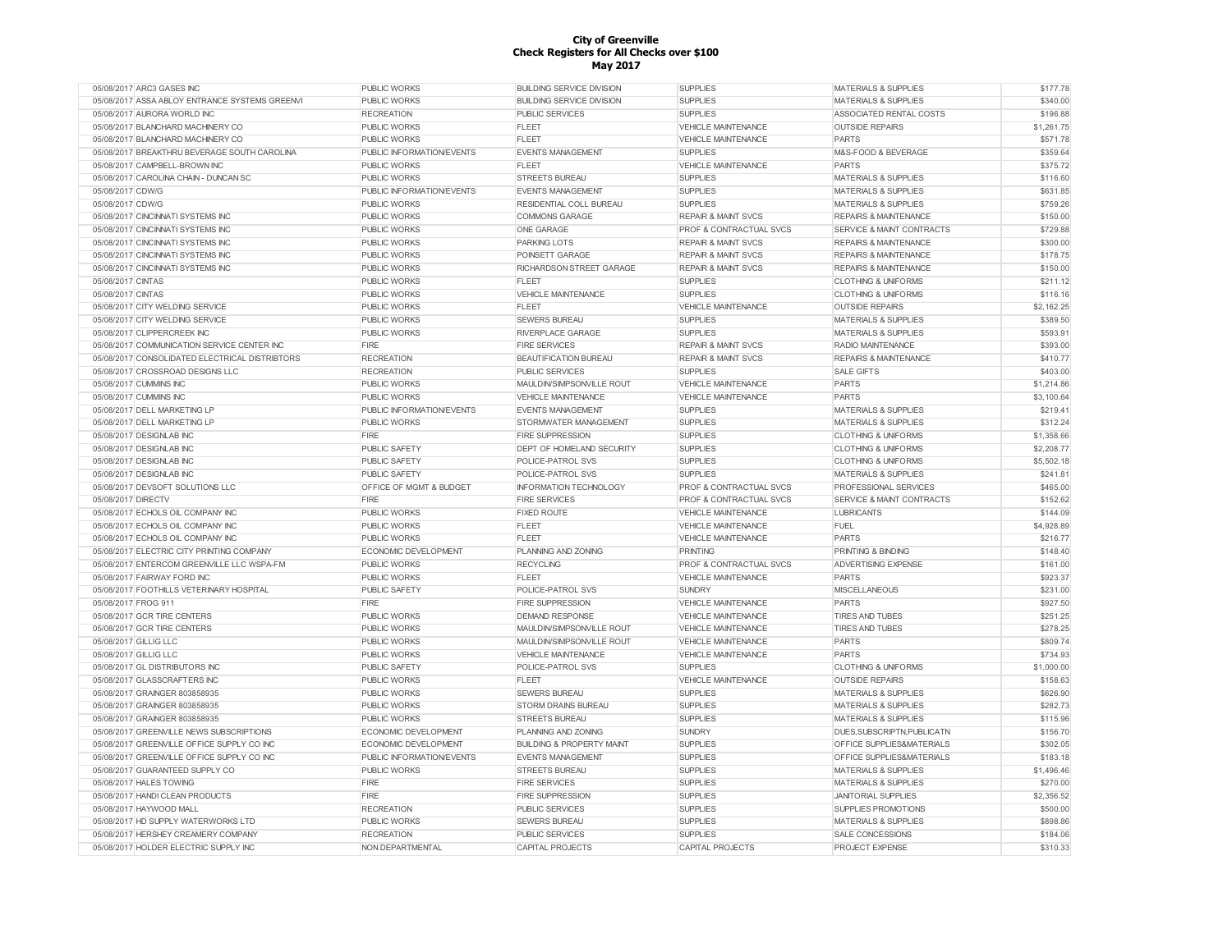**City of Greenville**
**Check Registers for All Checks over $100**
**May 2017**

| | | | | | | |
|---|---|---|---|---|---|---|
| 05/08/2017 | ARC3 GASES INC | PUBLIC WORKS | BUILDING SERVICE DIVISION | SUPPLIES | MATERIALS & SUPPLIES | $177.78 |
| 05/08/2017 | ASSA ABLOY ENTRANCE SYSTEMS GREENVI | PUBLIC WORKS | BUILDING SERVICE DIVISION | SUPPLIES | MATERIALS & SUPPLIES | $340.00 |
| 05/08/2017 | AURORA WORLD INC | RECREATION | PUBLIC SERVICES | SUPPLIES | ASSOCIATED RENTAL COSTS | $196.88 |
| 05/08/2017 | BLANCHARD MACHINERY CO | PUBLIC WORKS | FLEET | VEHICLE MAINTENANCE | OUTSIDE REPAIRS | $1,261.75 |
| 05/08/2017 | BLANCHARD MACHINERY CO | PUBLIC WORKS | FLEET | VEHICLE MAINTENANCE | PARTS | $571.78 |
| 05/08/2017 | BREAKTHRU BEVERAGE SOUTH CAROLINA | PUBLIC INFORMATION/EVENTS | EVENTS MANAGEMENT | SUPPLIES | M&S-FOOD & BEVERAGE | $359.64 |
| 05/08/2017 | CAMPBELL-BROWN INC | PUBLIC WORKS | FLEET | VEHICLE MAINTENANCE | PARTS | $375.72 |
| 05/08/2017 | CAROLINA CHAIN - DUNCAN SC | PUBLIC WORKS | STREETS BUREAU | SUPPLIES | MATERIALS & SUPPLIES | $116.60 |
| 05/08/2017 | CDW/G | PUBLIC INFORMATION/EVENTS | EVENTS MANAGEMENT | SUPPLIES | MATERIALS & SUPPLIES | $631.85 |
| 05/08/2017 | CDW/G | PUBLIC WORKS | RESIDENTIAL COLL BUREAU | SUPPLIES | MATERIALS & SUPPLIES | $759.26 |
| 05/08/2017 | CINCINNATI SYSTEMS INC | PUBLIC WORKS | COMMONS GARAGE | REPAIR & MAINT SVCS | REPAIRS & MAINTENANCE | $150.00 |
| 05/08/2017 | CINCINNATI SYSTEMS INC | PUBLIC WORKS | ONE GARAGE | PROF & CONTRACTUAL SVCS | SERVICE & MAINT CONTRACTS | $729.88 |
| 05/08/2017 | CINCINNATI SYSTEMS INC | PUBLIC WORKS | PARKING LOTS | REPAIR & MAINT SVCS | REPAIRS & MAINTENANCE | $300.00 |
| 05/08/2017 | CINCINNATI SYSTEMS INC | PUBLIC WORKS | POINSETT GARAGE | REPAIR & MAINT SVCS | REPAIRS & MAINTENANCE | $178.75 |
| 05/08/2017 | CINCINNATI SYSTEMS INC | PUBLIC WORKS | RICHARDSON STREET GARAGE | REPAIR & MAINT SVCS | REPAIRS & MAINTENANCE | $150.00 |
| 05/08/2017 | CINTAS | PUBLIC WORKS | FLEET | SUPPLIES | CLOTHING & UNIFORMS | $211.12 |
| 05/08/2017 | CINTAS | PUBLIC WORKS | VEHICLE MAINTENANCE | SUPPLIES | CLOTHING & UNIFORMS | $116.16 |
| 05/08/2017 | CITY WELDING SERVICE | PUBLIC WORKS | FLEET | VEHICLE MAINTENANCE | OUTSIDE REPAIRS | $2,162.25 |
| 05/08/2017 | CITY WELDING SERVICE | PUBLIC WORKS | SEWERS BUREAU | SUPPLIES | MATERIALS & SUPPLIES | $389.50 |
| 05/08/2017 | CLIPPERCREEK INC | PUBLIC WORKS | RIVERPLACE GARAGE | SUPPLIES | MATERIALS & SUPPLIES | $593.91 |
| 05/08/2017 | COMMUNICATION SERVICE CENTER INC | FIRE | FIRE SERVICES | REPAIR & MAINT SVCS | RADIO MAINTENANCE | $393.00 |
| 05/08/2017 | CONSOLIDATED ELECTRICAL DISTRIBTORS | RECREATION | BEAUTIFICATION BUREAU | REPAIR & MAINT SVCS | REPAIRS & MAINTENANCE | $410.77 |
| 05/08/2017 | CROSSROAD DESIGNS LLC | RECREATION | PUBLIC SERVICES | SUPPLIES | SALE GIFTS | $403.00 |
| 05/08/2017 | CUMMINS INC | PUBLIC WORKS | MAULDIN/SIMPSONVILLE ROUT | VEHICLE MAINTENANCE | PARTS | $1,214.86 |
| 05/08/2017 | CUMMINS INC | PUBLIC WORKS | VEHICLE MAINTENANCE | VEHICLE MAINTENANCE | PARTS | $3,100.64 |
| 05/08/2017 | DELL MARKETING LP | PUBLIC INFORMATION/EVENTS | EVENTS MANAGEMENT | SUPPLIES | MATERIALS & SUPPLIES | $219.41 |
| 05/08/2017 | DELL MARKETING LP | PUBLIC WORKS | STORMWATER MANAGEMENT | SUPPLIES | MATERIALS & SUPPLIES | $312.24 |
| 05/08/2017 | DESIGNLAB INC | FIRE | FIRE SUPPRESSION | SUPPLIES | CLOTHING & UNIFORMS | $1,358.66 |
| 05/08/2017 | DESIGNLAB INC | PUBLIC SAFETY | DEPT OF HOMELAND SECURITY | SUPPLIES | CLOTHING & UNIFORMS | $2,208.77 |
| 05/08/2017 | DESIGNLAB INC | PUBLIC SAFETY | POLICE-PATROL SVS | SUPPLIES | CLOTHING & UNIFORMS | $5,502.18 |
| 05/08/2017 | DESIGNLAB INC | PUBLIC SAFETY | POLICE-PATROL SVS | SUPPLIES | MATERIALS & SUPPLIES | $241.81 |
| 05/08/2017 | DEVSOFT SOLUTIONS LLC | OFFICE OF MGMT & BUDGET | INFORMATION TECHNOLOGY | PROF & CONTRACTUAL SVCS | PROFESSIONAL SERVICES | $465.00 |
| 05/08/2017 | DIRECTV | FIRE | FIRE SERVICES | PROF & CONTRACTUAL SVCS | SERVICE & MAINT CONTRACTS | $152.62 |
| 05/08/2017 | ECHOLS OIL COMPANY INC | PUBLIC WORKS | FIXED ROUTE | VEHICLE MAINTENANCE | LUBRICANTS | $144.09 |
| 05/08/2017 | ECHOLS OIL COMPANY INC | PUBLIC WORKS | FLEET | VEHICLE MAINTENANCE | FUEL | $4,928.89 |
| 05/08/2017 | ECHOLS OIL COMPANY INC | PUBLIC WORKS | FLEET | VEHICLE MAINTENANCE | PARTS | $216.77 |
| 05/08/2017 | ELECTRIC CITY PRINTING COMPANY | ECONOMIC DEVELOPMENT | PLANNING AND ZONING | PRINTING | PRINTING & BINDING | $148.40 |
| 05/08/2017 | ENTERCOM GREENVILLE LLC WSPA-FM | PUBLIC WORKS | RECYCLING | PROF & CONTRACTUAL SVCS | ADVERTISING EXPENSE | $161.00 |
| 05/08/2017 | FAIRWAY FORD INC | PUBLIC WORKS | FLEET | VEHICLE MAINTENANCE | PARTS | $923.37 |
| 05/08/2017 | FOOTHILLS VETERINARY HOSPITAL | PUBLIC SAFETY | POLICE-PATROL SVS | SUNDRY | MISCELLANEOUS | $231.00 |
| 05/08/2017 | FROG 911 | FIRE | FIRE SUPPRESSION | VEHICLE MAINTENANCE | PARTS | $927.50 |
| 05/08/2017 | GCR TIRE CENTERS | PUBLIC WORKS | DEMAND RESPONSE | VEHICLE MAINTENANCE | TIRES AND TUBES | $251.25 |
| 05/08/2017 | GCR TIRE CENTERS | PUBLIC WORKS | MAULDIN/SIMPSONVILLE ROUT | VEHICLE MAINTENANCE | TIRES AND TUBES | $278.25 |
| 05/08/2017 | GILLIG LLC | PUBLIC WORKS | MAULDIN/SIMPSONVILLE ROUT | VEHICLE MAINTENANCE | PARTS | $809.74 |
| 05/08/2017 | GILLIG LLC | PUBLIC WORKS | VEHICLE MAINTENANCE | VEHICLE MAINTENANCE | PARTS | $734.93 |
| 05/08/2017 | GL DISTRIBUTORS INC | PUBLIC SAFETY | POLICE-PATROL SVS | SUPPLIES | CLOTHING & UNIFORMS | $1,000.00 |
| 05/08/2017 | GLASSCRAFTERS INC | PUBLIC WORKS | FLEET | VEHICLE MAINTENANCE | OUTSIDE REPAIRS | $158.63 |
| 05/08/2017 | GRAINGER 803858935 | PUBLIC WORKS | SEWERS BUREAU | SUPPLIES | MATERIALS & SUPPLIES | $626.90 |
| 05/08/2017 | GRAINGER 803858935 | PUBLIC WORKS | STORM DRAINS BUREAU | SUPPLIES | MATERIALS & SUPPLIES | $282.73 |
| 05/08/2017 | GRAINGER 803858935 | PUBLIC WORKS | STREETS BUREAU | SUPPLIES | MATERIALS & SUPPLIES | $115.96 |
| 05/08/2017 | GREENVILLE NEWS SUBSCRIPTIONS | ECONOMIC DEVELOPMENT | PLANNING AND ZONING | SUNDRY | DUES,SUBSCRIPTN,PUBLICATN | $156.70 |
| 05/08/2017 | GREENVILLE OFFICE SUPPLY CO INC | ECONOMIC DEVELOPMENT | BUILDING & PROPERTY MAINT | SUPPLIES | OFFICE SUPPLIES&MATERIALS | $302.05 |
| 05/08/2017 | GREENVILLE OFFICE SUPPLY CO INC | PUBLIC INFORMATION/EVENTS | EVENTS MANAGEMENT | SUPPLIES | OFFICE SUPPLIES&MATERIALS | $183.18 |
| 05/08/2017 | GUARANTEED SUPPLY CO | PUBLIC WORKS | STREETS BUREAU | SUPPLIES | MATERIALS & SUPPLIES | $1,496.46 |
| 05/08/2017 | HALES TOWING | FIRE | FIRE SERVICES | SUPPLIES | MATERIALS & SUPPLIES | $270.00 |
| 05/08/2017 | HANDI CLEAN PRODUCTS | FIRE | FIRE SUPPRESSION | SUPPLIES | JANITORIAL SUPPLIES | $2,356.52 |
| 05/08/2017 | HAYWOOD MALL | RECREATION | PUBLIC SERVICES | SUPPLIES | SUPPLIES PROMOTIONS | $500.00 |
| 05/08/2017 | HD SUPPLY WATERWORKS LTD | PUBLIC WORKS | SEWERS BUREAU | SUPPLIES | MATERIALS & SUPPLIES | $898.86 |
| 05/08/2017 | HERSHEY CREAMERY COMPANY | RECREATION | PUBLIC SERVICES | SUPPLIES | SALE CONCESSIONS | $184.06 |
| 05/08/2017 | HOLDER ELECTRIC SUPPLY INC | NON DEPARTMENTAL | CAPITAL PROJECTS | CAPITAL PROJECTS | PROJECT EXPENSE | $310.33 |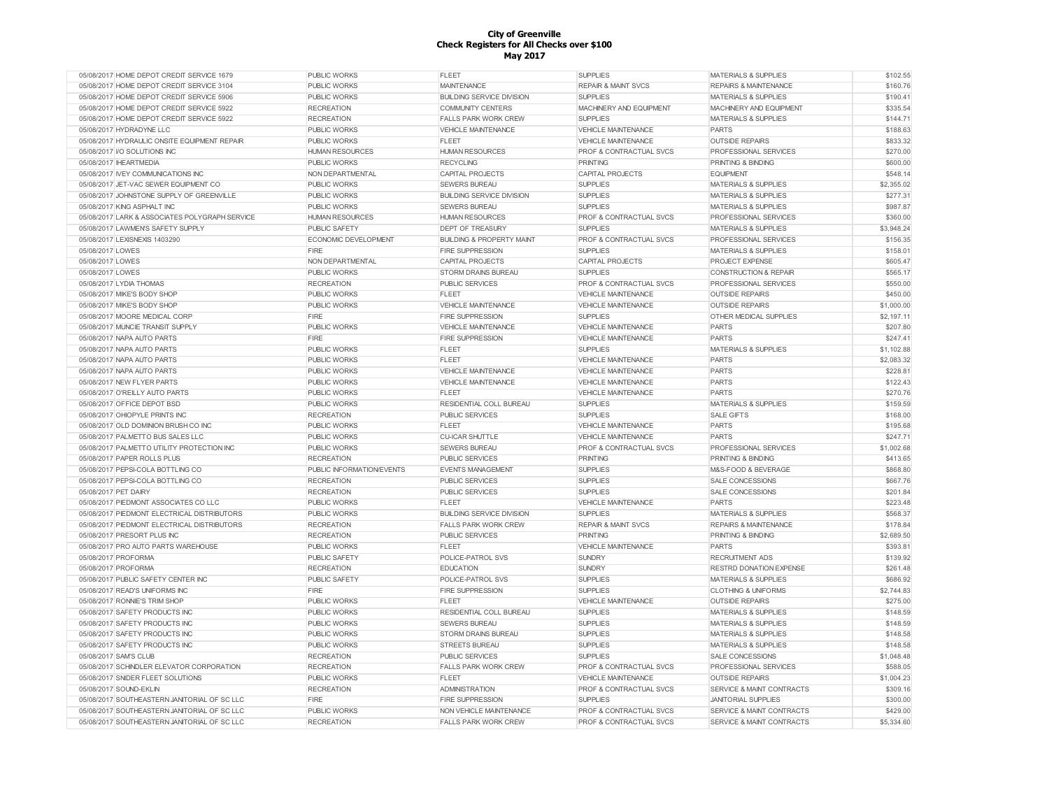**City of Greenville**
**Check Registers for All Checks over $100**
**May 2017**

| | | | | | | |
|---|---|---|---|---|---|---|
| 05/08/2017 HOME DEPOT CREDIT SERVICE 1679 | PUBLIC WORKS | FLEET | SUPPLIES | MATERIALS & SUPPLIES | $102.55 |
| 05/08/2017 HOME DEPOT CREDIT SERVICE 3104 | PUBLIC WORKS | MAINTENANCE | REPAIR & MAINT SVCS | REPAIRS & MAINTENANCE | $160.76 |
| 05/08/2017 HOME DEPOT CREDIT SERVICE 5906 | PUBLIC WORKS | BUILDING SERVICE DIVISION | SUPPLIES | MATERIALS & SUPPLIES | $190.41 |
| 05/08/2017 HOME DEPOT CREDIT SERVICE 5922 | RECREATION | COMMUNITY CENTERS | MACHINERY AND EQUIPMENT | MACHINERY AND EQUIPMENT | $335.54 |
| 05/08/2017 HOME DEPOT CREDIT SERVICE 5922 | RECREATION | FALLS PARK WORK CREW | SUPPLIES | MATERIALS & SUPPLIES | $144.71 |
| 05/08/2017 HYDRADYNE LLC | PUBLIC WORKS | VEHICLE MAINTENANCE | VEHICLE MAINTENANCE | PARTS | $188.63 |
| 05/08/2017 HYDRAULIC ONSITE EQUIPMENT REPAIR | PUBLIC WORKS | FLEET | VEHICLE MAINTENANCE | OUTSIDE REPAIRS | $833.32 |
| 05/08/2017 I/O SOLUTIONS INC | HUMAN RESOURCES | HUMAN RESOURCES | PROF & CONTRACTUAL SVCS | PROFESSIONAL SERVICES | $270.00 |
| 05/08/2017 IHEARTMEDIA | PUBLIC WORKS | RECYCLING | PRINTING | PRINTING & BINDING | $600.00 |
| 05/08/2017 IVEY COMMUNICATIONS INC | NON DEPARTMENTAL | CAPITAL PROJECTS | CAPITAL PROJECTS | EQUIPMENT | $548.14 |
| 05/08/2017 JET-VAC SEWER EQUIPMENT CO | PUBLIC WORKS | SEWERS BUREAU | SUPPLIES | MATERIALS & SUPPLIES | $2,355.02 |
| 05/08/2017 JOHNSTONE SUPPLY OF GREENVILLE | PUBLIC WORKS | BUILDING SERVICE DIVISION | SUPPLIES | MATERIALS & SUPPLIES | $277.31 |
| 05/08/2017 KING ASPHALT INC | PUBLIC WORKS | SEWERS BUREAU | SUPPLIES | MATERIALS & SUPPLIES | $987.87 |
| 05/08/2017 LARK & ASSOCIATES POLYGRAPH SERVICE | HUMAN RESOURCES | HUMAN RESOURCES | PROF & CONTRACTUAL SVCS | PROFESSIONAL SERVICES | $360.00 |
| 05/08/2017 LAWMEN'S SAFETY SUPPLY | PUBLIC SAFETY | DEPT OF TREASURY | SUPPLIES | MATERIALS & SUPPLIES | $3,948.24 |
| 05/08/2017 LEXISNEXIS 1403290 | ECONOMIC DEVELOPMENT | BUILDING & PROPERTY MAINT | PROF & CONTRACTUAL SVCS | PROFESSIONAL SERVICES | $156.35 |
| 05/08/2017 LOWES | FIRE | FIRE SUPPRESSION | SUPPLIES | MATERIALS & SUPPLIES | $158.01 |
| 05/08/2017 LOWES | NON DEPARTMENTAL | CAPITAL PROJECTS | CAPITAL PROJECTS | PROJECT EXPENSE | $605.47 |
| 05/08/2017 LOWES | PUBLIC WORKS | STORM DRAINS BUREAU | SUPPLIES | CONSTRUCTION & REPAIR | $565.17 |
| 05/08/2017 LYDIA THOMAS | RECREATION | PUBLIC SERVICES | PROF & CONTRACTUAL SVCS | PROFESSIONAL SERVICES | $550.00 |
| 05/08/2017 MIKE'S BODY SHOP | PUBLIC WORKS | FLEET | VEHICLE MAINTENANCE | OUTSIDE REPAIRS | $450.00 |
| 05/08/2017 MIKE'S BODY SHOP | PUBLIC WORKS | VEHICLE MAINTENANCE | VEHICLE MAINTENANCE | OUTSIDE REPAIRS | $1,000.00 |
| 05/08/2017 MOORE MEDICAL CORP | FIRE | FIRE SUPPRESSION | SUPPLIES | OTHER MEDICAL SUPPLIES | $2,197.11 |
| 05/08/2017 MUNCIE TRANSIT SUPPLY | PUBLIC WORKS | VEHICLE MAINTENANCE | VEHICLE MAINTENANCE | PARTS | $207.80 |
| 05/08/2017 NAPA AUTO PARTS | FIRE | FIRE SUPPRESSION | VEHICLE MAINTENANCE | PARTS | $247.41 |
| 05/08/2017 NAPA AUTO PARTS | PUBLIC WORKS | FLEET | SUPPLIES | MATERIALS & SUPPLIES | $1,102.88 |
| 05/08/2017 NAPA AUTO PARTS | PUBLIC WORKS | FLEET | VEHICLE MAINTENANCE | PARTS | $2,083.32 |
| 05/08/2017 NAPA AUTO PARTS | PUBLIC WORKS | VEHICLE MAINTENANCE | VEHICLE MAINTENANCE | PARTS | $228.81 |
| 05/08/2017 NEW FLYER PARTS | PUBLIC WORKS | VEHICLE MAINTENANCE | VEHICLE MAINTENANCE | PARTS | $122.43 |
| 05/08/2017 O'REILLY AUTO PARTS | PUBLIC WORKS | FLEET | VEHICLE MAINTENANCE | PARTS | $270.76 |
| 05/08/2017 OFFICE DEPOT BSD | PUBLIC WORKS | RESIDENTIAL COLL BUREAU | SUPPLIES | MATERIALS & SUPPLIES | $159.59 |
| 05/08/2017 OHIOPYLE PRINTS INC | RECREATION | PUBLIC SERVICES | SUPPLIES | SALE GIFTS | $168.00 |
| 05/08/2017 OLD DOMINION BRUSH CO INC | PUBLIC WORKS | FLEET | VEHICLE MAINTENANCE | PARTS | $195.68 |
| 05/08/2017 PALMETTO BUS SALES LLC | PUBLIC WORKS | CU-ICAR SHUTTLE | VEHICLE MAINTENANCE | PARTS | $247.71 |
| 05/08/2017 PALMETTO UTILITY PROTECTION INC | PUBLIC WORKS | SEWERS BUREAU | PROF & CONTRACTUAL SVCS | PROFESSIONAL SERVICES | $1,002.68 |
| 05/08/2017 PAPER ROLLS PLUS | RECREATION | PUBLIC SERVICES | PRINTING | PRINTING & BINDING | $413.65 |
| 05/08/2017 PEPSI-COLA BOTTLING CO | PUBLIC INFORMATION/EVENTS | EVENTS MANAGEMENT | SUPPLIES | M&S-FOOD & BEVERAGE | $868.80 |
| 05/08/2017 PEPSI-COLA BOTTLING CO | RECREATION | PUBLIC SERVICES | SUPPLIES | SALE CONCESSIONS | $667.76 |
| 05/08/2017 PET DAIRY | RECREATION | PUBLIC SERVICES | SUPPLIES | SALE CONCESSIONS | $201.84 |
| 05/08/2017 PIEDMONT ASSOCIATES CO LLC | PUBLIC WORKS | FLEET | VEHICLE MAINTENANCE | PARTS | $223.48 |
| 05/08/2017 PIEDMONT ELECTRICAL DISTRIBUTORS | PUBLIC WORKS | BUILDING SERVICE DIVISION | SUPPLIES | MATERIALS & SUPPLIES | $568.37 |
| 05/08/2017 PIEDMONT ELECTRICAL DISTRIBUTORS | RECREATION | FALLS PARK WORK CREW | REPAIR & MAINT SVCS | REPAIRS & MAINTENANCE | $178.84 |
| 05/08/2017 PRESORT PLUS INC | RECREATION | PUBLIC SERVICES | PRINTING | PRINTING & BINDING | $2,689.50 |
| 05/08/2017 PRO AUTO PARTS WAREHOUSE | PUBLIC WORKS | FLEET | VEHICLE MAINTENANCE | PARTS | $393.81 |
| 05/08/2017 PROFORMA | PUBLIC SAFETY | POLICE-PATROL SVS | SUNDRY | RECRUITMENT ADS | $139.92 |
| 05/08/2017 PROFORMA | RECREATION | EDUCATION | SUNDRY | RESTRD DONATION EXPENSE | $261.48 |
| 05/08/2017 PUBLIC SAFETY CENTER INC | PUBLIC SAFETY | POLICE-PATROL SVS | SUPPLIES | MATERIALS & SUPPLIES | $686.92 |
| 05/08/2017 READ'S UNIFORMS INC | FIRE | FIRE SUPPRESSION | SUPPLIES | CLOTHING & UNIFORMS | $2,744.83 |
| 05/08/2017 RONNIE'S TRIM SHOP | PUBLIC WORKS | FLEET | VEHICLE MAINTENANCE | OUTSIDE REPAIRS | $275.00 |
| 05/08/2017 SAFETY PRODUCTS INC | PUBLIC WORKS | RESIDENTIAL COLL BUREAU | SUPPLIES | MATERIALS & SUPPLIES | $148.59 |
| 05/08/2017 SAFETY PRODUCTS INC | PUBLIC WORKS | SEWERS BUREAU | SUPPLIES | MATERIALS & SUPPLIES | $148.59 |
| 05/08/2017 SAFETY PRODUCTS INC | PUBLIC WORKS | STORM DRAINS BUREAU | SUPPLIES | MATERIALS & SUPPLIES | $148.58 |
| 05/08/2017 SAFETY PRODUCTS INC | PUBLIC WORKS | STREETS BUREAU | SUPPLIES | MATERIALS & SUPPLIES | $148.58 |
| 05/08/2017 SAM'S CLUB | RECREATION | PUBLIC SERVICES | SUPPLIES | SALE CONCESSIONS | $1,048.48 |
| 05/08/2017 SCHINDLER ELEVATOR CORPORATION | RECREATION | FALLS PARK WORK CREW | PROF & CONTRACTUAL SVCS | PROFESSIONAL SERVICES | $588.05 |
| 05/08/2017 SNIDER FLEET SOLUTIONS | PUBLIC WORKS | FLEET | VEHICLE MAINTENANCE | OUTSIDE REPAIRS | $1,004.23 |
| 05/08/2017 SOUND-EKLIN | RECREATION | ADMINISTRATION | PROF & CONTRACTUAL SVCS | SERVICE & MAINT CONTRACTS | $309.16 |
| 05/08/2017 SOUTHEASTERN JANITORIAL OF SC LLC | FIRE | FIRE SUPPRESSION | SUPPLIES | JANITORIAL SUPPLIES | $300.00 |
| 05/08/2017 SOUTHEASTERN JANITORIAL OF SC LLC | PUBLIC WORKS | NON VEHICLE MAINTENANCE | PROF & CONTRACTUAL SVCS | SERVICE & MAINT CONTRACTS | $429.00 |
| 05/08/2017 SOUTHEASTERN JANITORIAL OF SC LLC | RECREATION | FALLS PARK WORK CREW | PROF & CONTRACTUAL SVCS | SERVICE & MAINT CONTRACTS | $5,334.60 |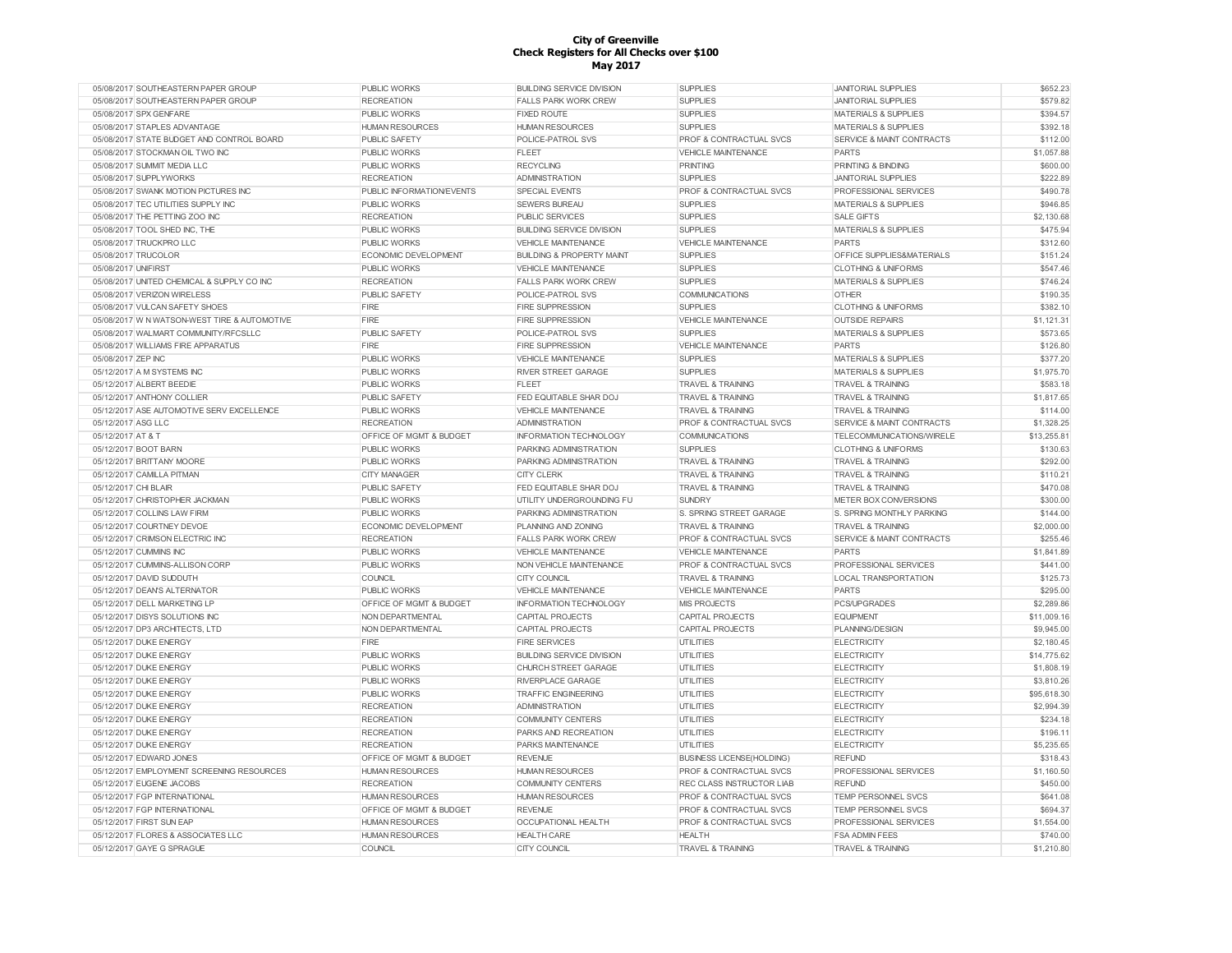# City of Greenville
## Check Registers for All Checks over $100
### May 2017

| | | | | | | |
|---|---|---|---|---|---|---|
| 05/08/2017 | SOUTHEASTERN PAPER GROUP | PUBLIC WORKS | BUILDING SERVICE DIVISION | SUPPLIES | JANITORIAL SUPPLIES | $652.23 |
| 05/08/2017 | SOUTHEASTERN PAPER GROUP | RECREATION | FALLS PARK WORK CREW | SUPPLIES | JANITORIAL SUPPLIES | $579.82 |
| 05/08/2017 | SPX GENFARE | PUBLIC WORKS | FIXED ROUTE | SUPPLIES | MATERIALS & SUPPLIES | $394.57 |
| 05/08/2017 | STAPLES ADVANTAGE | HUMAN RESOURCES | HUMAN RESOURCES | SUPPLIES | MATERIALS & SUPPLIES | $392.18 |
| 05/08/2017 | STATE BUDGET AND CONTROL BOARD | PUBLIC SAFETY | POLICE-PATROL SVS | PROF & CONTRACTUAL SVCS | SERVICE & MAINT CONTRACTS | $112.00 |
| 05/08/2017 | STOCKMAN OIL TWO INC | PUBLIC WORKS | FLEET | VEHICLE MAINTENANCE | PARTS | $1,057.88 |
| 05/08/2017 | SUMMIT MEDIA LLC | PUBLIC WORKS | RECYCLING | PRINTING | PRINTING & BINDING | $600.00 |
| 05/08/2017 | SUPPLYWORKS | RECREATION | ADMINISTRATION | SUPPLIES | JANITORIAL SUPPLIES | $222.89 |
| 05/08/2017 | SWANK MOTION PICTURES INC | PUBLIC INFORMATION/EVENTS | SPECIAL EVENTS | PROF & CONTRACTUAL SVCS | PROFESSIONAL SERVICES | $490.78 |
| 05/08/2017 | TEC UTILITIES SUPPLY INC | PUBLIC WORKS | SEWERS BUREAU | SUPPLIES | MATERIALS & SUPPLIES | $946.85 |
| 05/08/2017 | THE PETTING ZOO INC | RECREATION | PUBLIC SERVICES | SUPPLIES | SALE GIFTS | $2,130.68 |
| 05/08/2017 | TOOL SHED INC, THE | PUBLIC WORKS | BUILDING SERVICE DIVISION | SUPPLIES | MATERIALS & SUPPLIES | $475.94 |
| 05/08/2017 | TRUCKPRO LLC | PUBLIC WORKS | VEHICLE MAINTENANCE | VEHICLE MAINTENANCE | PARTS | $312.60 |
| 05/08/2017 | TRUCOLOR | ECONOMIC DEVELOPMENT | BUILDING & PROPERTY MAINT | SUPPLIES | OFFICE SUPPLIES&MATERIALS | $151.24 |
| 05/08/2017 | UNIFIRST | PUBLIC WORKS | VEHICLE MAINTENANCE | SUPPLIES | CLOTHING & UNIFORMS | $547.46 |
| 05/08/2017 | UNITED CHEMICAL & SUPPLY CO INC | RECREATION | FALLS PARK WORK CREW | SUPPLIES | MATERIALS & SUPPLIES | $746.24 |
| 05/08/2017 | VERIZON WIRELESS | PUBLIC SAFETY | POLICE-PATROL SVS | COMMUNICATIONS | OTHER | $190.35 |
| 05/08/2017 | VULCAN SAFETY SHOES | FIRE | FIRE SUPPRESSION | SUPPLIES | CLOTHING & UNIFORMS | $382.10 |
| 05/08/2017 | W N WATSON-WEST TIRE & AUTOMOTIVE | FIRE | FIRE SUPPRESSION | VEHICLE MAINTENANCE | OUTSIDE REPAIRS | $1,121.31 |
| 05/08/2017 | WALMART COMMUNITY/RFCSLLC | PUBLIC SAFETY | POLICE-PATROL SVS | SUPPLIES | MATERIALS & SUPPLIES | $573.65 |
| 05/08/2017 | WILLIAMS FIRE APPARATUS | FIRE | FIRE SUPPRESSION | VEHICLE MAINTENANCE | PARTS | $126.80 |
| 05/08/2017 | ZEP INC | PUBLIC WORKS | VEHICLE MAINTENANCE | SUPPLIES | MATERIALS & SUPPLIES | $377.20 |
| 05/12/2017 | A M SYSTEMS INC | PUBLIC WORKS | RIVER STREET GARAGE | SUPPLIES | MATERIALS & SUPPLIES | $1,975.70 |
| 05/12/2017 | ALBERT BEEDIE | PUBLIC WORKS | FLEET | TRAVEL & TRAINING | TRAVEL & TRAINING | $583.18 |
| 05/12/2017 | ANTHONY COLLIER | PUBLIC SAFETY | FED EQUITABLE SHAR DOJ | TRAVEL & TRAINING | TRAVEL & TRAINING | $1,817.65 |
| 05/12/2017 | ASE AUTOMOTIVE SERV EXCELLENCE | PUBLIC WORKS | VEHICLE MAINTENANCE | TRAVEL & TRAINING | TRAVEL & TRAINING | $114.00 |
| 05/12/2017 | ASG LLC | RECREATION | ADMINISTRATION | PROF & CONTRACTUAL SVCS | SERVICE & MAINT CONTRACTS | $1,328.25 |
| 05/12/2017 | AT & T | OFFICE OF MGMT & BUDGET | INFORMATION TECHNOLOGY | COMMUNICATIONS | TELECOMMUNICATIONS/WIRELE | $13,255.81 |
| 05/12/2017 | BOOT BARN | PUBLIC WORKS | PARKING ADMINISTRATION | SUPPLIES | CLOTHING & UNIFORMS | $130.63 |
| 05/12/2017 | BRITTANY MOORE | PUBLIC WORKS | PARKING ADMINISTRATION | TRAVEL & TRAINING | TRAVEL & TRAINING | $292.00 |
| 05/12/2017 | CAMILLA PITMAN | CITY MANAGER | CITY CLERK | TRAVEL & TRAINING | TRAVEL & TRAINING | $110.21 |
| 05/12/2017 | CHI BLAIR | PUBLIC SAFETY | FED EQUITABLE SHAR DOJ | TRAVEL & TRAINING | TRAVEL & TRAINING | $470.08 |
| 05/12/2017 | CHRISTOPHER JACKMAN | PUBLIC WORKS | UTILITY UNDERGROUNDING FU | SUNDRY | METER BOX CONVERSIONS | $300.00 |
| 05/12/2017 | COLLINS LAW FIRM | PUBLIC WORKS | PARKING ADMINISTRATION | S. SPRING STREET GARAGE | S. SPRING MONTHLY PARKING | $144.00 |
| 05/12/2017 | COURTNEY DEVOE | ECONOMIC DEVELOPMENT | PLANNING AND ZONING | TRAVEL & TRAINING | TRAVEL & TRAINING | $2,000.00 |
| 05/12/2017 | CRIMSON ELECTRIC INC | RECREATION | FALLS PARK WORK CREW | PROF & CONTRACTUAL SVCS | SERVICE & MAINT CONTRACTS | $255.46 |
| 05/12/2017 | CUMMINS INC | PUBLIC WORKS | VEHICLE MAINTENANCE | VEHICLE MAINTENANCE | PARTS | $1,841.89 |
| 05/12/2017 | CUMMINS-ALLISON CORP | PUBLIC WORKS | NON VEHICLE MAINTENANCE | PROF & CONTRACTUAL SVCS | PROFESSIONAL SERVICES | $441.00 |
| 05/12/2017 | DAVID SUDDUTH | COUNCIL | CITY COUNCIL | TRAVEL & TRAINING | LOCAL TRANSPORTATION | $125.73 |
| 05/12/2017 | DEAN'S ALTERNATOR | PUBLIC WORKS | VEHICLE MAINTENANCE | VEHICLE MAINTENANCE | PARTS | $295.00 |
| 05/12/2017 | DELL MARKETING LP | OFFICE OF MGMT & BUDGET | INFORMATION TECHNOLOGY | MIS PROJECTS | PCS/UPGRADES | $2,289.86 |
| 05/12/2017 | DISYS SOLUTIONS INC | NON DEPARTMENTAL | CAPITAL PROJECTS | CAPITAL PROJECTS | EQUIPMENT | $11,009.16 |
| 05/12/2017 | DP3 ARCHITECTS, LTD | NON DEPARTMENTAL | CAPITAL PROJECTS | CAPITAL PROJECTS | PLANNING/DESIGN | $9,945.00 |
| 05/12/2017 | DUKE ENERGY | FIRE | FIRE SERVICES | UTILITIES | ELECTRICITY | $2,180.45 |
| 05/12/2017 | DUKE ENERGY | PUBLIC WORKS | BUILDING SERVICE DIVISION | UTILITIES | ELECTRICITY | $14,775.62 |
| 05/12/2017 | DUKE ENERGY | PUBLIC WORKS | CHURCH STREET GARAGE | UTILITIES | ELECTRICITY | $1,808.19 |
| 05/12/2017 | DUKE ENERGY | PUBLIC WORKS | RIVERPLACE GARAGE | UTILITIES | ELECTRICITY | $3,810.26 |
| 05/12/2017 | DUKE ENERGY | PUBLIC WORKS | TRAFFIC ENGINEERING | UTILITIES | ELECTRICITY | $95,618.30 |
| 05/12/2017 | DUKE ENERGY | RECREATION | ADMINISTRATION | UTILITIES | ELECTRICITY | $2,994.39 |
| 05/12/2017 | DUKE ENERGY | RECREATION | COMMUNITY CENTERS | UTILITIES | ELECTRICITY | $234.18 |
| 05/12/2017 | DUKE ENERGY | RECREATION | PARKS AND RECREATION | UTILITIES | ELECTRICITY | $196.11 |
| 05/12/2017 | DUKE ENERGY | RECREATION | PARKS MAINTENANCE | UTILITIES | ELECTRICITY | $5,235.65 |
| 05/12/2017 | EDWARD JONES | OFFICE OF MGMT & BUDGET | REVENUE | BUSINESS LICENSE(HOLDING) | REFUND | $318.43 |
| 05/12/2017 | EMPLOYMENT SCREENING RESOURCES | HUMAN RESOURCES | HUMAN RESOURCES | PROF & CONTRACTUAL SVCS | PROFESSIONAL SERVICES | $1,160.50 |
| 05/12/2017 | EUGENE JACOBS | RECREATION | COMMUNITY CENTERS | REC CLASS INSTRUCTOR LIAB | REFUND | $450.00 |
| 05/12/2017 | FGP INTERNATIONAL | HUMAN RESOURCES | HUMAN RESOURCES | PROF & CONTRACTUAL SVCS | TEMP PERSONNEL SVCS | $641.08 |
| 05/12/2017 | FGP INTERNATIONAL | OFFICE OF MGMT & BUDGET | REVENUE | PROF & CONTRACTUAL SVCS | TEMP PERSONNEL SVCS | $694.37 |
| 05/12/2017 | FIRST SUN EAP | HUMAN RESOURCES | OCCUPATIONAL HEALTH | PROF & CONTRACTUAL SVCS | PROFESSIONAL SERVICES | $1,554.00 |
| 05/12/2017 | FLORES & ASSOCIATES LLC | HUMAN RESOURCES | HEALTH CARE | HEALTH | FSA ADMIN FEES | $740.00 |
| 05/12/2017 | GAYE G SPRAGUE | COUNCIL | CITY COUNCIL | TRAVEL & TRAINING | TRAVEL & TRAINING | $1,210.80 |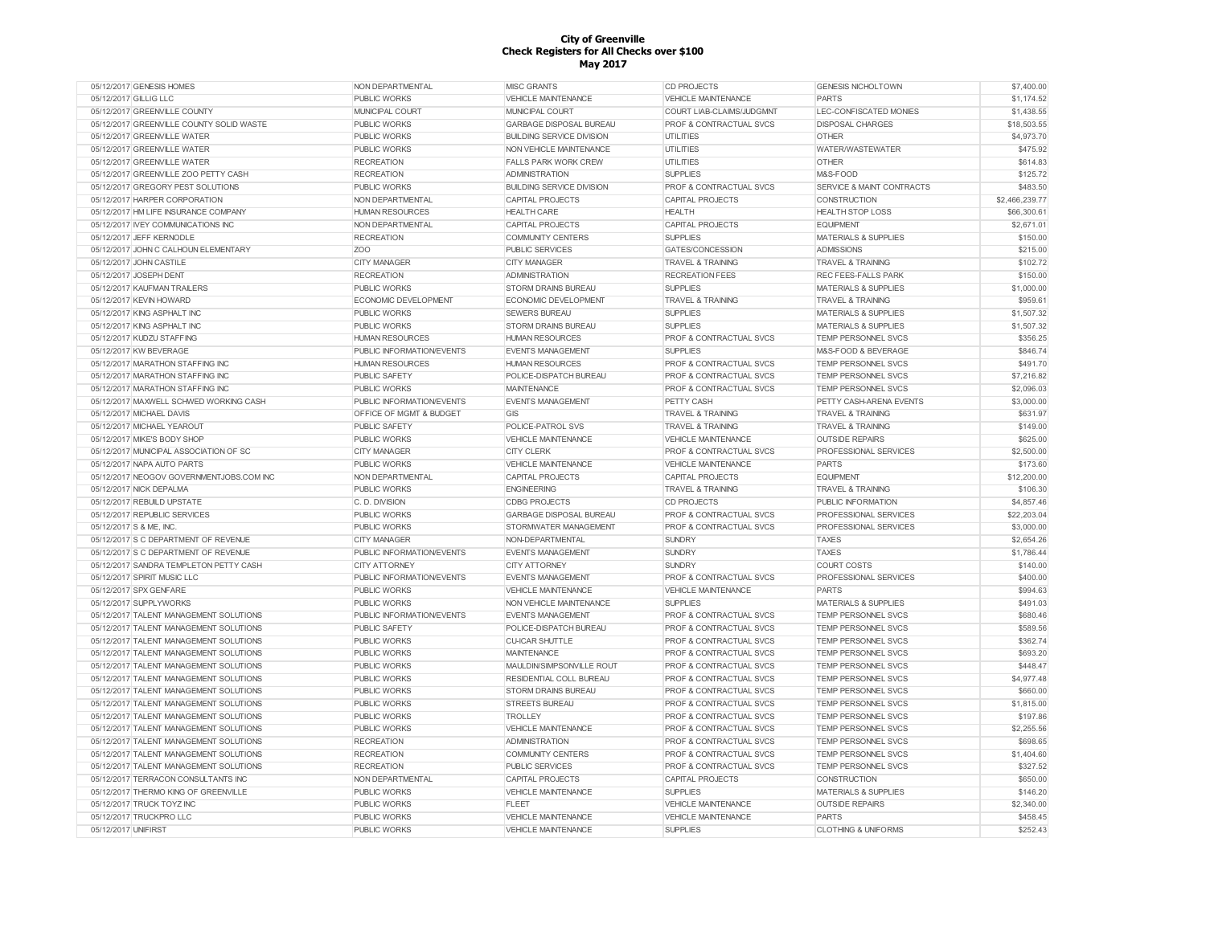# City of Greenville
## Check Registers for All Checks over $100
## May 2017

| | | | | | | |
|---|---|---|---|---|---|---|
| 05/12/2017 | GENESIS HOMES | NON DEPARTMENTAL | MISC GRANTS | CD PROJECTS | GENESIS NICHOLTOWN | $7,400.00 |
| 05/12/2017 | GILLIG LLC | PUBLIC WORKS | VEHICLE MAINTENANCE | VEHICLE MAINTENANCE | PARTS | $1,174.52 |
| 05/12/2017 | GREENVILLE COUNTY | MUNICIPAL COURT | MUNICIPAL COURT | COURT LIAB-CLAIMS/JUDGMNT | LEC-CONFISCATED MONIES | $1,438.55 |
| 05/12/2017 | GREENVILLE COUNTY SOLID WASTE | PUBLIC WORKS | GARBAGE DISPOSAL BUREAU | PROF & CONTRACTUAL SVCS | DISPOSAL CHARGES | $18,503.55 |
| 05/12/2017 | GREENVILLE WATER | PUBLIC WORKS | BUILDING SERVICE DIVISION | UTILITIES | OTHER | $4,973.70 |
| 05/12/2017 | GREENVILLE WATER | PUBLIC WORKS | NON VEHICLE MAINTENANCE | UTILITIES | WATER/WASTEWATER | $475.92 |
| 05/12/2017 | GREENVILLE WATER | RECREATION | FALLS PARK WORK CREW | UTILITIES | OTHER | $614.83 |
| 05/12/2017 | GREENVILLE ZOO PETTY CASH | RECREATION | ADMINISTRATION | SUPPLIES | M&S-FOOD | $125.72 |
| 05/12/2017 | GREGORY PEST SOLUTIONS | PUBLIC WORKS | BUILDING SERVICE DIVISION | PROF & CONTRACTUAL SVCS | SERVICE & MAINT CONTRACTS | $483.50 |
| 05/12/2017 | HARPER CORPORATION | NON DEPARTMENTAL | CAPITAL PROJECTS | CAPITAL PROJECTS | CONSTRUCTION | $2,466,239.77 |
| 05/12/2017 | HM LIFE INSURANCE COMPANY | HUMAN RESOURCES | HEALTH CARE | HEALTH | HEALTH STOP LOSS | $66,300.61 |
| 05/12/2017 | IVEY COMMUNICATIONS INC | NON DEPARTMENTAL | CAPITAL PROJECTS | CAPITAL PROJECTS | EQUIPMENT | $2,671.01 |
| 05/12/2017 | JEFF KERNODLE | RECREATION | COMMUNITY CENTERS | SUPPLIES | MATERIALS & SUPPLIES | $150.00 |
| 05/12/2017 | JOHN C CALHOUN ELEMENTARY | ZOO | PUBLIC SERVICES | GATES/CONCESSION | ADMISSIONS | $215.00 |
| 05/12/2017 | JOHN CASTILE | CITY MANAGER | CITY MANAGER | TRAVEL & TRAINING | TRAVEL & TRAINING | $102.72 |
| 05/12/2017 | JOSEPH DENT | RECREATION | ADMINISTRATION | RECREATION FEES | REC FEES-FALLS PARK | $150.00 |
| 05/12/2017 | KAUFMAN TRAILERS | PUBLIC WORKS | STORM DRAINS BUREAU | SUPPLIES | MATERIALS & SUPPLIES | $1,000.00 |
| 05/12/2017 | KEVIN HOWARD | ECONOMIC DEVELOPMENT | ECONOMIC DEVELOPMENT | TRAVEL & TRAINING | TRAVEL & TRAINING | $959.61 |
| 05/12/2017 | KING ASPHALT INC | PUBLIC WORKS | SEWERS BUREAU | SUPPLIES | MATERIALS & SUPPLIES | $1,507.32 |
| 05/12/2017 | KING ASPHALT INC | PUBLIC WORKS | STORM DRAINS BUREAU | SUPPLIES | MATERIALS & SUPPLIES | $1,507.32 |
| 05/12/2017 | KUDZU STAFFING | HUMAN RESOURCES | HUMAN RESOURCES | PROF & CONTRACTUAL SVCS | TEMP PERSONNEL SVCS | $356.25 |
| 05/12/2017 | KW BEVERAGE | PUBLIC INFORMATION/EVENTS | EVENTS MANAGEMENT | SUPPLIES | M&S-FOOD & BEVERAGE | $846.74 |
| 05/12/2017 | MARATHON STAFFING INC | HUMAN RESOURCES | HUMAN RESOURCES | PROF & CONTRACTUAL SVCS | TEMP PERSONNEL SVCS | $491.70 |
| 05/12/2017 | MARATHON STAFFING INC | PUBLIC SAFETY | POLICE-DISPATCH BUREAU | PROF & CONTRACTUAL SVCS | TEMP PERSONNEL SVCS | $7,216.82 |
| 05/12/2017 | MARATHON STAFFING INC | PUBLIC WORKS | MAINTENANCE | PROF & CONTRACTUAL SVCS | TEMP PERSONNEL SVCS | $2,096.03 |
| 05/12/2017 | MAXWELL SCHWED WORKING CASH | PUBLIC INFORMATION/EVENTS | EVENTS MANAGEMENT | PETTY CASH | PETTY CASH-ARENA EVENTS | $3,000.00 |
| 05/12/2017 | MICHAEL DAVIS | OFFICE OF MGMT & BUDGET | GIS | TRAVEL & TRAINING | TRAVEL & TRAINING | $631.97 |
| 05/12/2017 | MICHAEL YEAROUT | PUBLIC SAFETY | POLICE-PATROL SVS | TRAVEL & TRAINING | TRAVEL & TRAINING | $149.00 |
| 05/12/2017 | MIKE'S BODY SHOP | PUBLIC WORKS | VEHICLE MAINTENANCE | VEHICLE MAINTENANCE | OUTSIDE REPAIRS | $625.00 |
| 05/12/2017 | MUNICIPAL ASSOCIATION OF SC | CITY MANAGER | CITY CLERK | PROF & CONTRACTUAL SVCS | PROFESSIONAL SERVICES | $2,500.00 |
| 05/12/2017 | NAPA AUTO PARTS | PUBLIC WORKS | VEHICLE MAINTENANCE | VEHICLE MAINTENANCE | PARTS | $173.60 |
| 05/12/2017 | NEOGOV GOVERNMENTJOBS.COM INC | NON DEPARTMENTAL | CAPITAL PROJECTS | CAPITAL PROJECTS | EQUIPMENT | $12,200.00 |
| 05/12/2017 | NICK DEPALMA | PUBLIC WORKS | ENGINEERING | TRAVEL & TRAINING | TRAVEL & TRAINING | $106.30 |
| 05/12/2017 | REBUILD UPSTATE | C. D. DIVISION | CDBG PROJECTS | CD PROJECTS | PUBLIC INFORMATION | $4,857.46 |
| 05/12/2017 | REPUBLIC SERVICES | PUBLIC WORKS | GARBAGE DISPOSAL BUREAU | PROF & CONTRACTUAL SVCS | PROFESSIONAL SERVICES | $22,203.04 |
| 05/12/2017 | S & ME, INC. | PUBLIC WORKS | STORMWATER MANAGEMENT | PROF & CONTRACTUAL SVCS | PROFESSIONAL SERVICES | $3,000.00 |
| 05/12/2017 | S C DEPARTMENT OF REVENUE | CITY MANAGER | NON-DEPARTMENTAL | SUNDRY | TAXES | $2,654.26 |
| 05/12/2017 | S C DEPARTMENT OF REVENUE | PUBLIC INFORMATION/EVENTS | EVENTS MANAGEMENT | SUNDRY | TAXES | $1,786.44 |
| 05/12/2017 | SANDRA TEMPLETON PETTY CASH | CITY ATTORNEY | CITY ATTORNEY | SUNDRY | COURT COSTS | $140.00 |
| 05/12/2017 | SPIRIT MUSIC LLC | PUBLIC INFORMATION/EVENTS | EVENTS MANAGEMENT | PROF & CONTRACTUAL SVCS | PROFESSIONAL SERVICES | $400.00 |
| 05/12/2017 | SPX GENFARE | PUBLIC WORKS | VEHICLE MAINTENANCE | VEHICLE MAINTENANCE | PARTS | $994.63 |
| 05/12/2017 | SUPPLYWORKS | PUBLIC WORKS | NON VEHICLE MAINTENANCE | SUPPLIES | MATERIALS & SUPPLIES | $491.03 |
| 05/12/2017 | TALENT MANAGEMENT SOLUTIONS | PUBLIC INFORMATION/EVENTS | EVENTS MANAGEMENT | PROF & CONTRACTUAL SVCS | TEMP PERSONNEL SVCS | $680.46 |
| 05/12/2017 | TALENT MANAGEMENT SOLUTIONS | PUBLIC SAFETY | POLICE-DISPATCH BUREAU | PROF & CONTRACTUAL SVCS | TEMP PERSONNEL SVCS | $589.56 |
| 05/12/2017 | TALENT MANAGEMENT SOLUTIONS | PUBLIC WORKS | CU-ICAR SHUTTLE | PROF & CONTRACTUAL SVCS | TEMP PERSONNEL SVCS | $362.74 |
| 05/12/2017 | TALENT MANAGEMENT SOLUTIONS | PUBLIC WORKS | MAINTENANCE | PROF & CONTRACTUAL SVCS | TEMP PERSONNEL SVCS | $693.20 |
| 05/12/2017 | TALENT MANAGEMENT SOLUTIONS | PUBLIC WORKS | MAULDIN/SIMPSONVILLE ROUT | PROF & CONTRACTUAL SVCS | TEMP PERSONNEL SVCS | $448.47 |
| 05/12/2017 | TALENT MANAGEMENT SOLUTIONS | PUBLIC WORKS | RESIDENTIAL COLL BUREAU | PROF & CONTRACTUAL SVCS | TEMP PERSONNEL SVCS | $4,977.48 |
| 05/12/2017 | TALENT MANAGEMENT SOLUTIONS | PUBLIC WORKS | STORM DRAINS BUREAU | PROF & CONTRACTUAL SVCS | TEMP PERSONNEL SVCS | $660.00 |
| 05/12/2017 | TALENT MANAGEMENT SOLUTIONS | PUBLIC WORKS | STREETS BUREAU | PROF & CONTRACTUAL SVCS | TEMP PERSONNEL SVCS | $1,815.00 |
| 05/12/2017 | TALENT MANAGEMENT SOLUTIONS | PUBLIC WORKS | TROLLEY | PROF & CONTRACTUAL SVCS | TEMP PERSONNEL SVCS | $197.86 |
| 05/12/2017 | TALENT MANAGEMENT SOLUTIONS | PUBLIC WORKS | VEHICLE MAINTENANCE | PROF & CONTRACTUAL SVCS | TEMP PERSONNEL SVCS | $2,255.56 |
| 05/12/2017 | TALENT MANAGEMENT SOLUTIONS | RECREATION | ADMINISTRATION | PROF & CONTRACTUAL SVCS | TEMP PERSONNEL SVCS | $698.65 |
| 05/12/2017 | TALENT MANAGEMENT SOLUTIONS | RECREATION | COMMUNITY CENTERS | PROF & CONTRACTUAL SVCS | TEMP PERSONNEL SVCS | $1,404.60 |
| 05/12/2017 | TALENT MANAGEMENT SOLUTIONS | RECREATION | PUBLIC SERVICES | PROF & CONTRACTUAL SVCS | TEMP PERSONNEL SVCS | $327.52 |
| 05/12/2017 | TERRACON CONSULTANTS INC | NON DEPARTMENTAL | CAPITAL PROJECTS | CAPITAL PROJECTS | CONSTRUCTION | $650.00 |
| 05/12/2017 | THERMO KING OF GREENVILLE | PUBLIC WORKS | VEHICLE MAINTENANCE | SUPPLIES | MATERIALS & SUPPLIES | $146.20 |
| 05/12/2017 | TRUCK TOYZ INC | PUBLIC WORKS | FLEET | VEHICLE MAINTENANCE | OUTSIDE REPAIRS | $2,340.00 |
| 05/12/2017 | TRUCKPRO LLC | PUBLIC WORKS | VEHICLE MAINTENANCE | VEHICLE MAINTENANCE | PARTS | $458.45 |
| 05/12/2017 | UNIFIRST | PUBLIC WORKS | VEHICLE MAINTENANCE | SUPPLIES | CLOTHING & UNIFORMS | $252.43 |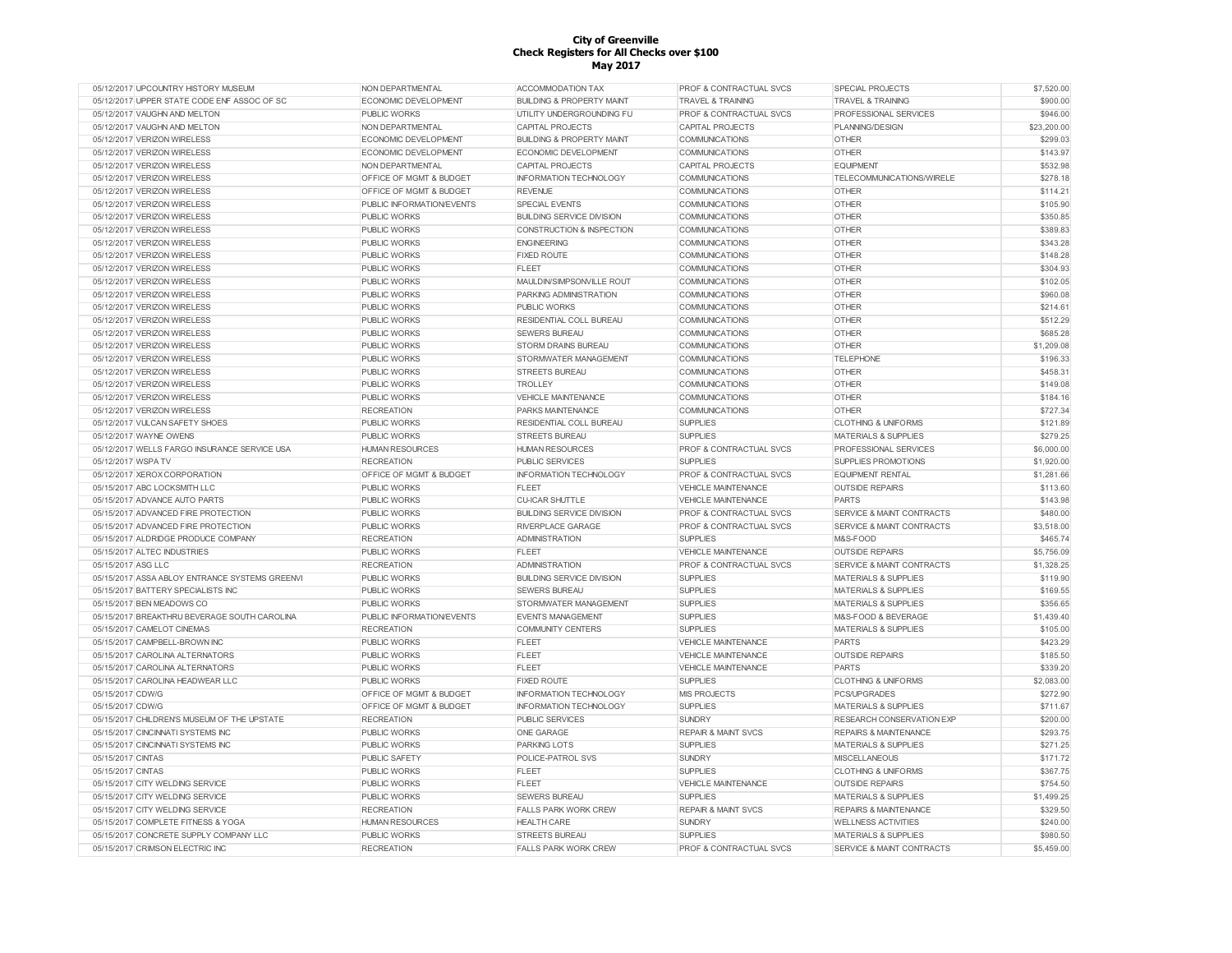# City of Greenville
## Check Registers for All Checks over $100
### May 2017

| Date | Vendor | Department | Division | Category | Description | Amount |
|---|---|---|---|---|---|---|
| 05/12/2017 | UPCOUNTRY HISTORY MUSEUM | NON DEPARTMENTAL | ACCOMMODATION TAX | PROF & CONTRACTUAL SVCS | SPECIAL PROJECTS | $7,520.00 |
| 05/12/2017 | UPPER STATE CODE ENF ASSOC OF SC | ECONOMIC DEVELOPMENT | BUILDING & PROPERTY MAINT | TRAVEL & TRAINING | TRAVEL & TRAINING | $900.00 |
| 05/12/2017 | VAUGHN AND MELTON | PUBLIC WORKS | UTILITY UNDERGROUNDING FU | PROF & CONTRACTUAL SVCS | PROFESSIONAL SERVICES | $946.00 |
| 05/12/2017 | VAUGHN AND MELTON | NON DEPARTMENTAL | CAPITAL PROJECTS | CAPITAL PROJECTS | PLANNING/DESIGN | $23,200.00 |
| 05/12/2017 | VERIZON WIRELESS | ECONOMIC DEVELOPMENT | BUILDING & PROPERTY MAINT | COMMUNICATIONS | OTHER | $299.03 |
| 05/12/2017 | VERIZON WIRELESS | ECONOMIC DEVELOPMENT | ECONOMIC DEVELOPMENT | COMMUNICATIONS | OTHER | $143.97 |
| 05/12/2017 | VERIZON WIRELESS | NON DEPARTMENTAL | CAPITAL PROJECTS | CAPITAL PROJECTS | EQUIPMENT | $532.98 |
| 05/12/2017 | VERIZON WIRELESS | OFFICE OF MGMT & BUDGET | INFORMATION TECHNOLOGY | COMMUNICATIONS | TELECOMMUNICATIONS/WIRELE | $278.18 |
| 05/12/2017 | VERIZON WIRELESS | OFFICE OF MGMT & BUDGET | REVENUE | COMMUNICATIONS | OTHER | $114.21 |
| 05/12/2017 | VERIZON WIRELESS | PUBLIC INFORMATION/EVENTS | SPECIAL EVENTS | COMMUNICATIONS | OTHER | $105.90 |
| 05/12/2017 | VERIZON WIRELESS | PUBLIC WORKS | BUILDING SERVICE DIVISION | COMMUNICATIONS | OTHER | $350.85 |
| 05/12/2017 | VERIZON WIRELESS | PUBLIC WORKS | CONSTRUCTION & INSPECTION | COMMUNICATIONS | OTHER | $389.83 |
| 05/12/2017 | VERIZON WIRELESS | PUBLIC WORKS | ENGINEERING | COMMUNICATIONS | OTHER | $343.28 |
| 05/12/2017 | VERIZON WIRELESS | PUBLIC WORKS | FIXED ROUTE | COMMUNICATIONS | OTHER | $148.28 |
| 05/12/2017 | VERIZON WIRELESS | PUBLIC WORKS | FLEET | COMMUNICATIONS | OTHER | $304.93 |
| 05/12/2017 | VERIZON WIRELESS | PUBLIC WORKS | MAULDIN/SIMPSONVILLE ROUT | COMMUNICATIONS | OTHER | $102.05 |
| 05/12/2017 | VERIZON WIRELESS | PUBLIC WORKS | PARKING ADMINISTRATION | COMMUNICATIONS | OTHER | $960.08 |
| 05/12/2017 | VERIZON WIRELESS | PUBLIC WORKS | PUBLIC WORKS | COMMUNICATIONS | OTHER | $214.61 |
| 05/12/2017 | VERIZON WIRELESS | PUBLIC WORKS | RESIDENTIAL COLL BUREAU | COMMUNICATIONS | OTHER | $512.29 |
| 05/12/2017 | VERIZON WIRELESS | PUBLIC WORKS | SEWERS BUREAU | COMMUNICATIONS | OTHER | $685.28 |
| 05/12/2017 | VERIZON WIRELESS | PUBLIC WORKS | STORM DRAINS BUREAU | COMMUNICATIONS | OTHER | $1,209.08 |
| 05/12/2017 | VERIZON WIRELESS | PUBLIC WORKS | STORMWATER MANAGEMENT | COMMUNICATIONS | TELEPHONE | $196.33 |
| 05/12/2017 | VERIZON WIRELESS | PUBLIC WORKS | STREETS BUREAU | COMMUNICATIONS | OTHER | $458.31 |
| 05/12/2017 | VERIZON WIRELESS | PUBLIC WORKS | TROLLEY | COMMUNICATIONS | OTHER | $149.08 |
| 05/12/2017 | VERIZON WIRELESS | PUBLIC WORKS | VEHICLE MAINTENANCE | COMMUNICATIONS | OTHER | $184.16 |
| 05/12/2017 | VERIZON WIRELESS | RECREATION | PARKS MAINTENANCE | COMMUNICATIONS | OTHER | $727.34 |
| 05/12/2017 | VULCAN SAFETY SHOES | PUBLIC WORKS | RESIDENTIAL COLL BUREAU | SUPPLIES | CLOTHING & UNIFORMS | $121.89 |
| 05/12/2017 | WAYNE OWENS | PUBLIC WORKS | STREETS BUREAU | SUPPLIES | MATERIALS & SUPPLIES | $279.25 |
| 05/12/2017 | WELLS FARGO INSURANCE SERVICE USA | HUMAN RESOURCES | HUMAN RESOURCES | PROF & CONTRACTUAL SVCS | PROFESSIONAL SERVICES | $6,000.00 |
| 05/12/2017 | WSPA TV | RECREATION | PUBLIC SERVICES | SUPPLIES | SUPPLIES PROMOTIONS | $1,920.00 |
| 05/12/2017 | XEROX CORPORATION | OFFICE OF MGMT & BUDGET | INFORMATION TECHNOLOGY | PROF & CONTRACTUAL SVCS | EQUIPMENT RENTAL | $1,281.66 |
| 05/15/2017 | ABC LOCKSMITH LLC | PUBLIC WORKS | FLEET | VEHICLE MAINTENANCE | OUTSIDE REPAIRS | $113.60 |
| 05/15/2017 | ADVANCE AUTO PARTS | PUBLIC WORKS | CU-ICAR SHUTTLE | VEHICLE MAINTENANCE | PARTS | $143.98 |
| 05/15/2017 | ADVANCED FIRE PROTECTION | PUBLIC WORKS | BUILDING SERVICE DIVISION | PROF & CONTRACTUAL SVCS | SERVICE & MAINT CONTRACTS | $480.00 |
| 05/15/2017 | ADVANCED FIRE PROTECTION | PUBLIC WORKS | RIVERPLACE GARAGE | PROF & CONTRACTUAL SVCS | SERVICE & MAINT CONTRACTS | $3,518.00 |
| 05/15/2017 | ALDRIDGE PRODUCE COMPANY | RECREATION | ADMINISTRATION | SUPPLIES | M&S-FOOD | $465.74 |
| 05/15/2017 | ALTEC INDUSTRIES | PUBLIC WORKS | FLEET | VEHICLE MAINTENANCE | OUTSIDE REPAIRS | $5,756.09 |
| 05/15/2017 | ASG LLC | RECREATION | ADMINISTRATION | PROF & CONTRACTUAL SVCS | SERVICE & MAINT CONTRACTS | $1,328.25 |
| 05/15/2017 | ASSA ABLOY ENTRANCE SYSTEMS GREENVI | PUBLIC WORKS | BUILDING SERVICE DIVISION | SUPPLIES | MATERIALS & SUPPLIES | $119.90 |
| 05/15/2017 | BATTERY SPECIALISTS INC | PUBLIC WORKS | SEWERS BUREAU | SUPPLIES | MATERIALS & SUPPLIES | $169.55 |
| 05/15/2017 | BEN MEADOWS CO | PUBLIC WORKS | STORMWATER MANAGEMENT | SUPPLIES | MATERIALS & SUPPLIES | $356.65 |
| 05/15/2017 | BREAKTHRU BEVERAGE SOUTH CAROLINA | PUBLIC INFORMATION/EVENTS | EVENTS MANAGEMENT | SUPPLIES | M&S-FOOD & BEVERAGE | $1,439.40 |
| 05/15/2017 | CAMELOT CINEMAS | RECREATION | COMMUNITY CENTERS | SUPPLIES | MATERIALS & SUPPLIES | $105.00 |
| 05/15/2017 | CAMPBELL-BROWN INC | PUBLIC WORKS | FLEET | VEHICLE MAINTENANCE | PARTS | $423.29 |
| 05/15/2017 | CAROLINA ALTERNATORS | PUBLIC WORKS | FLEET | VEHICLE MAINTENANCE | OUTSIDE REPAIRS | $185.50 |
| 05/15/2017 | CAROLINA ALTERNATORS | PUBLIC WORKS | FLEET | VEHICLE MAINTENANCE | PARTS | $339.20 |
| 05/15/2017 | CAROLINA HEADWEAR LLC | PUBLIC WORKS | FIXED ROUTE | SUPPLIES | CLOTHING & UNIFORMS | $2,083.00 |
| 05/15/2017 | CDW/G | OFFICE OF MGMT & BUDGET | INFORMATION TECHNOLOGY | MIS PROJECTS | PCS/UPGRADES | $272.90 |
| 05/15/2017 | CDW/G | OFFICE OF MGMT & BUDGET | INFORMATION TECHNOLOGY | SUPPLIES | MATERIALS & SUPPLIES | $711.67 |
| 05/15/2017 | CHILDREN'S MUSEUM OF THE UPSTATE | RECREATION | PUBLIC SERVICES | SUNDRY | RESEARCH CONSERVATION EXP | $200.00 |
| 05/15/2017 | CINCINNATI SYSTEMS INC | PUBLIC WORKS | ONE GARAGE | REPAIR & MAINT SVCS | REPAIRS & MAINTENANCE | $293.75 |
| 05/15/2017 | CINCINNATI SYSTEMS INC | PUBLIC WORKS | PARKING LOTS | SUPPLIES | MATERIALS & SUPPLIES | $271.25 |
| 05/15/2017 | CINTAS | PUBLIC SAFETY | POLICE-PATROL SVS | SUNDRY | MISCELLANEOUS | $171.72 |
| 05/15/2017 | CINTAS | PUBLIC WORKS | FLEET | SUPPLIES | CLOTHING & UNIFORMS | $367.75 |
| 05/15/2017 | CITY WELDING SERVICE | PUBLIC WORKS | FLEET | VEHICLE MAINTENANCE | OUTSIDE REPAIRS | $754.50 |
| 05/15/2017 | CITY WELDING SERVICE | PUBLIC WORKS | SEWERS BUREAU | SUPPLIES | MATERIALS & SUPPLIES | $1,499.25 |
| 05/15/2017 | CITY WELDING SERVICE | RECREATION | FALLS PARK WORK CREW | REPAIR & MAINT SVCS | REPAIRS & MAINTENANCE | $329.50 |
| 05/15/2017 | COMPLETE FITNESS & YOGA | HUMAN RESOURCES | HEALTH CARE | SUNDRY | WELLNESS ACTIVITIES | $240.00 |
| 05/15/2017 | CONCRETE SUPPLY COMPANY LLC | PUBLIC WORKS | STREETS BUREAU | SUPPLIES | MATERIALS & SUPPLIES | $980.50 |
| 05/15/2017 | CRIMSON ELECTRIC INC | RECREATION | FALLS PARK WORK CREW | PROF & CONTRACTUAL SVCS | SERVICE & MAINT CONTRACTS | $5,459.00 |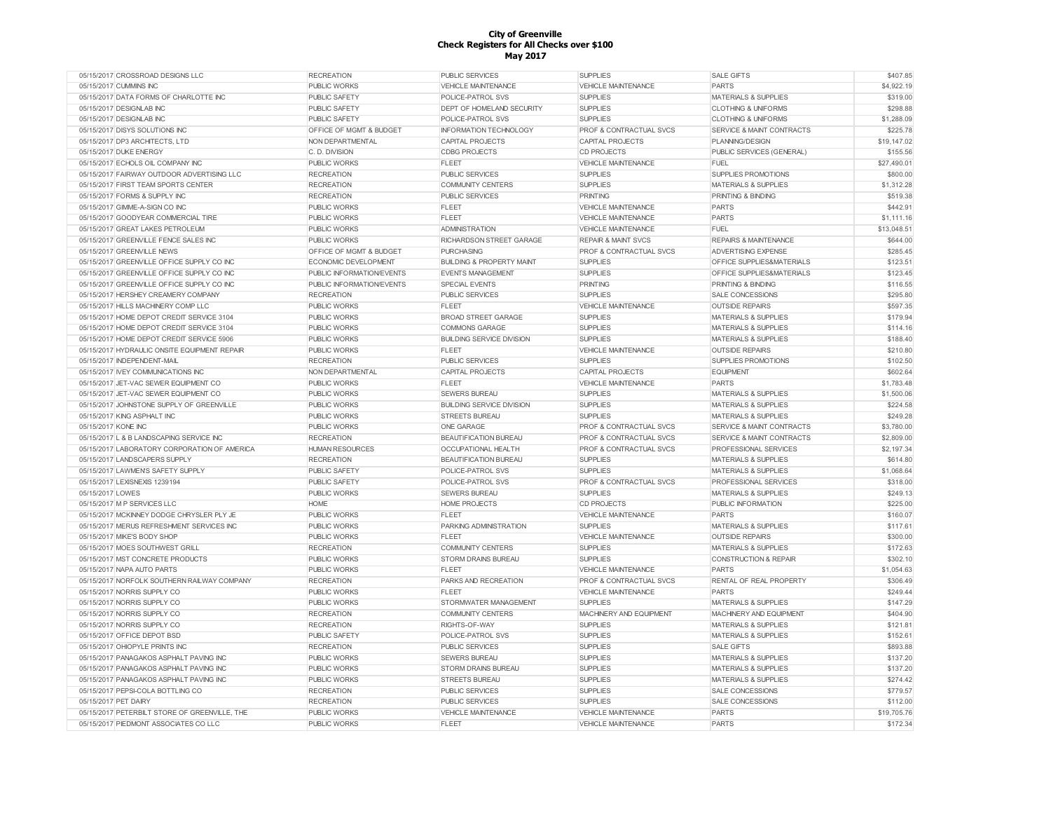**City of Greenville**
**Check Registers for All Checks over $100**
**May 2017**

| Date | Vendor | Department | Division | Category | Subcategory | Amount |
|---|---|---|---|---|---|---|
| 05/15/2017 | CROSSROAD DESIGNS LLC | RECREATION | PUBLIC SERVICES | SUPPLIES | SALE GIFTS | $407.85 |
| 05/15/2017 | CUMMINS INC | PUBLIC WORKS | VEHICLE MAINTENANCE | VEHICLE MAINTENANCE | PARTS | $4,922.19 |
| 05/15/2017 | DATA FORMS OF CHARLOTTE INC | PUBLIC SAFETY | POLICE-PATROL SVS | SUPPLIES | MATERIALS & SUPPLIES | $319.00 |
| 05/15/2017 | DESIGNLAB INC | PUBLIC SAFETY | DEPT OF HOMELAND SECURITY | SUPPLIES | CLOTHING & UNIFORMS | $298.88 |
| 05/15/2017 | DESIGNLAB INC | PUBLIC SAFETY | POLICE-PATROL SVS | SUPPLIES | CLOTHING & UNIFORMS | $1,288.09 |
| 05/15/2017 | DISYS SOLUTIONS INC | OFFICE OF MGMT & BUDGET | INFORMATION TECHNOLOGY | PROF & CONTRACTUAL SVCS | SERVICE & MAINT CONTRACTS | $225.78 |
| 05/15/2017 | DP3 ARCHITECTS, LTD | NON DEPARTMENTAL | CAPITAL PROJECTS | CAPITAL PROJECTS | PLANNING/DESIGN | $19,147.02 |
| 05/15/2017 | DUKE ENERGY | C. D. DIVISION | CDBG PROJECTS | CD PROJECTS | PUBLIC SERVICES (GENERAL) | $155.56 |
| 05/15/2017 | ECHOLS OIL COMPANY INC | PUBLIC WORKS | FLEET | VEHICLE MAINTENANCE | FUEL | $27,490.01 |
| 05/15/2017 | FAIRWAY OUTDOOR ADVERTISING LLC | RECREATION | PUBLIC SERVICES | SUPPLIES | SUPPLIES PROMOTIONS | $800.00 |
| 05/15/2017 | FIRST TEAM SPORTS CENTER | RECREATION | COMMUNITY CENTERS | SUPPLIES | MATERIALS & SUPPLIES | $1,312.28 |
| 05/15/2017 | FORMS & SUPPLY INC | RECREATION | PUBLIC SERVICES | PRINTING | PRINTING & BINDING | $519.38 |
| 05/15/2017 | GIMME-A-SIGN CO INC | PUBLIC WORKS | FLEET | VEHICLE MAINTENANCE | PARTS | $442.91 |
| 05/15/2017 | GOODYEAR COMMERCIAL TIRE | PUBLIC WORKS | FLEET | VEHICLE MAINTENANCE | PARTS | $1,111.16 |
| 05/15/2017 | GREAT LAKES PETROLEUM | PUBLIC WORKS | ADMINISTRATION | VEHICLE MAINTENANCE | FUEL | $13,048.51 |
| 05/15/2017 | GREENVILLE FENCE SALES INC | PUBLIC WORKS | RICHARDSON STREET GARAGE | REPAIR & MAINT SVCS | REPAIRS & MAINTENANCE | $644.00 |
| 05/15/2017 | GREENVILLE NEWS | OFFICE OF MGMT & BUDGET | PURCHASING | PROF & CONTRACTUAL SVCS | ADVERTISING EXPENSE | $285.45 |
| 05/15/2017 | GREENVILLE OFFICE SUPPLY CO INC | ECONOMIC DEVELOPMENT | BUILDING & PROPERTY MAINT | SUPPLIES | OFFICE SUPPLIES&MATERIALS | $123.51 |
| 05/15/2017 | GREENVILLE OFFICE SUPPLY CO INC | PUBLIC INFORMATION/EVENTS | EVENTS MANAGEMENT | SUPPLIES | OFFICE SUPPLIES&MATERIALS | $123.45 |
| 05/15/2017 | GREENVILLE OFFICE SUPPLY CO INC | PUBLIC INFORMATION/EVENTS | SPECIAL EVENTS | PRINTING | PRINTING & BINDING | $116.55 |
| 05/15/2017 | HERSHEY CREAMERY COMPANY | RECREATION | PUBLIC SERVICES | SUPPLIES | SALE CONCESSIONS | $295.80 |
| 05/15/2017 | HILLS MACHINERY COMP LLC | PUBLIC WORKS | FLEET | VEHICLE MAINTENANCE | OUTSIDE REPAIRS | $597.35 |
| 05/15/2017 | HOME DEPOT CREDIT SERVICE 3104 | PUBLIC WORKS | BROAD STREET GARAGE | SUPPLIES | MATERIALS & SUPPLIES | $179.94 |
| 05/15/2017 | HOME DEPOT CREDIT SERVICE 3104 | PUBLIC WORKS | COMMONS GARAGE | SUPPLIES | MATERIALS & SUPPLIES | $114.16 |
| 05/15/2017 | HOME DEPOT CREDIT SERVICE 5906 | PUBLIC WORKS | BUILDING SERVICE DIVISION | SUPPLIES | MATERIALS & SUPPLIES | $188.40 |
| 05/15/2017 | HYDRAULIC ONSITE EQUIPMENT REPAIR | PUBLIC WORKS | FLEET | VEHICLE MAINTENANCE | OUTSIDE REPAIRS | $210.80 |
| 05/15/2017 | INDEPENDENT-MAIL | RECREATION | PUBLIC SERVICES | SUPPLIES | SUPPLIES PROMOTIONS | $102.50 |
| 05/15/2017 | IVEY COMMUNICATIONS INC | NON DEPARTMENTAL | CAPITAL PROJECTS | CAPITAL PROJECTS | EQUIPMENT | $602.64 |
| 05/15/2017 | JET-VAC SEWER EQUIPMENT CO | PUBLIC WORKS | FLEET | VEHICLE MAINTENANCE | PARTS | $1,783.48 |
| 05/15/2017 | JET-VAC SEWER EQUIPMENT CO | PUBLIC WORKS | SEWERS BUREAU | SUPPLIES | MATERIALS & SUPPLIES | $1,500.06 |
| 05/15/2017 | JOHNSTONE SUPPLY OF GREENVILLE | PUBLIC WORKS | BUILDING SERVICE DIVISION | SUPPLIES | MATERIALS & SUPPLIES | $224.58 |
| 05/15/2017 | KING ASPHALT INC | PUBLIC WORKS | STREETS BUREAU | SUPPLIES | MATERIALS & SUPPLIES | $249.28 |
| 05/15/2017 | KONE INC | PUBLIC WORKS | ONE GARAGE | PROF & CONTRACTUAL SVCS | SERVICE & MAINT CONTRACTS | $3,780.00 |
| 05/15/2017 | L & B LANDSCAPING SERVICE INC | RECREATION | BEAUTIFICATION BUREAU | PROF & CONTRACTUAL SVCS | SERVICE & MAINT CONTRACTS | $2,809.00 |
| 05/15/2017 | LABORATORY CORPORATION OF AMERICA | HUMAN RESOURCES | OCCUPATIONAL HEALTH | PROF & CONTRACTUAL SVCS | PROFESSIONAL SERVICES | $2,197.34 |
| 05/15/2017 | LANDSCAPERS SUPPLY | RECREATION | BEAUTIFICATION BUREAU | SUPPLIES | MATERIALS & SUPPLIES | $614.80 |
| 05/15/2017 | LAWMEN'S SAFETY SUPPLY | PUBLIC SAFETY | POLICE-PATROL SVS | SUPPLIES | MATERIALS & SUPPLIES | $1,068.64 |
| 05/15/2017 | LEXISNEXIS 1239194 | PUBLIC SAFETY | POLICE-PATROL SVS | PROF & CONTRACTUAL SVCS | PROFESSIONAL SERVICES | $318.00 |
| 05/15/2017 | LOWES | PUBLIC WORKS | SEWERS BUREAU | SUPPLIES | MATERIALS & SUPPLIES | $249.13 |
| 05/15/2017 | M P SERVICES LLC | HOME | HOME PROJECTS | CD PROJECTS | PUBLIC INFORMATION | $225.00 |
| 05/15/2017 | MCKINNEY DODGE CHRYSLER PLY JE | PUBLIC WORKS | FLEET | VEHICLE MAINTENANCE | PARTS | $160.07 |
| 05/15/2017 | MERUS REFRESHMENT SERVICES INC | PUBLIC WORKS | PARKING ADMINISTRATION | SUPPLIES | MATERIALS & SUPPLIES | $117.61 |
| 05/15/2017 | MIKE'S BODY SHOP | PUBLIC WORKS | FLEET | VEHICLE MAINTENANCE | OUTSIDE REPAIRS | $300.00 |
| 05/15/2017 | MOES SOUTHWEST GRILL | RECREATION | COMMUNITY CENTERS | SUPPLIES | MATERIALS & SUPPLIES | $172.63 |
| 05/15/2017 | MST CONCRETE PRODUCTS | PUBLIC WORKS | STORM DRAINS BUREAU | SUPPLIES | CONSTRUCTION & REPAIR | $302.10 |
| 05/15/2017 | NAPA AUTO PARTS | PUBLIC WORKS | FLEET | VEHICLE MAINTENANCE | PARTS | $1,054.63 |
| 05/15/2017 | NORFOLK SOUTHERN RAILWAY COMPANY | RECREATION | PARKS AND RECREATION | PROF & CONTRACTUAL SVCS | RENTAL OF REAL PROPERTY | $306.49 |
| 05/15/2017 | NORRIS SUPPLY CO | PUBLIC WORKS | FLEET | VEHICLE MAINTENANCE | PARTS | $249.44 |
| 05/15/2017 | NORRIS SUPPLY CO | PUBLIC WORKS | STORMWATER MANAGEMENT | SUPPLIES | MATERIALS & SUPPLIES | $147.29 |
| 05/15/2017 | NORRIS SUPPLY CO | RECREATION | COMMUNITY CENTERS | MACHINERY AND EQUIPMENT | MACHINERY AND EQUIPMENT | $404.90 |
| 05/15/2017 | NORRIS SUPPLY CO | RECREATION | RIGHTS-OF-WAY | SUPPLIES | MATERIALS & SUPPLIES | $121.81 |
| 05/15/2017 | OFFICE DEPOT BSD | PUBLIC SAFETY | POLICE-PATROL SVS | SUPPLIES | MATERIALS & SUPPLIES | $152.61 |
| 05/15/2017 | OHIOPYLE PRINTS INC | RECREATION | PUBLIC SERVICES | SUPPLIES | SALE GIFTS | $893.88 |
| 05/15/2017 | PANAGAKOS ASPHALT PAVING INC | PUBLIC WORKS | SEWERS BUREAU | SUPPLIES | MATERIALS & SUPPLIES | $137.20 |
| 05/15/2017 | PANAGAKOS ASPHALT PAVING INC | PUBLIC WORKS | STORM DRAINS BUREAU | SUPPLIES | MATERIALS & SUPPLIES | $137.20 |
| 05/15/2017 | PANAGAKOS ASPHALT PAVING INC | PUBLIC WORKS | STREETS BUREAU | SUPPLIES | MATERIALS & SUPPLIES | $274.42 |
| 05/15/2017 | PEPSI-COLA BOTTLING CO | RECREATION | PUBLIC SERVICES | SUPPLIES | SALE CONCESSIONS | $779.57 |
| 05/15/2017 | PET DAIRY | RECREATION | PUBLIC SERVICES | SUPPLIES | SALE CONCESSIONS | $112.00 |
| 05/15/2017 | PETERBILT STORE OF GREENVILLE, THE | PUBLIC WORKS | VEHICLE MAINTENANCE | VEHICLE MAINTENANCE | PARTS | $19,705.76 |
| 05/15/2017 | PIEDMONT ASSOCIATES CO LLC | PUBLIC WORKS | FLEET | VEHICLE MAINTENANCE | PARTS | $172.34 |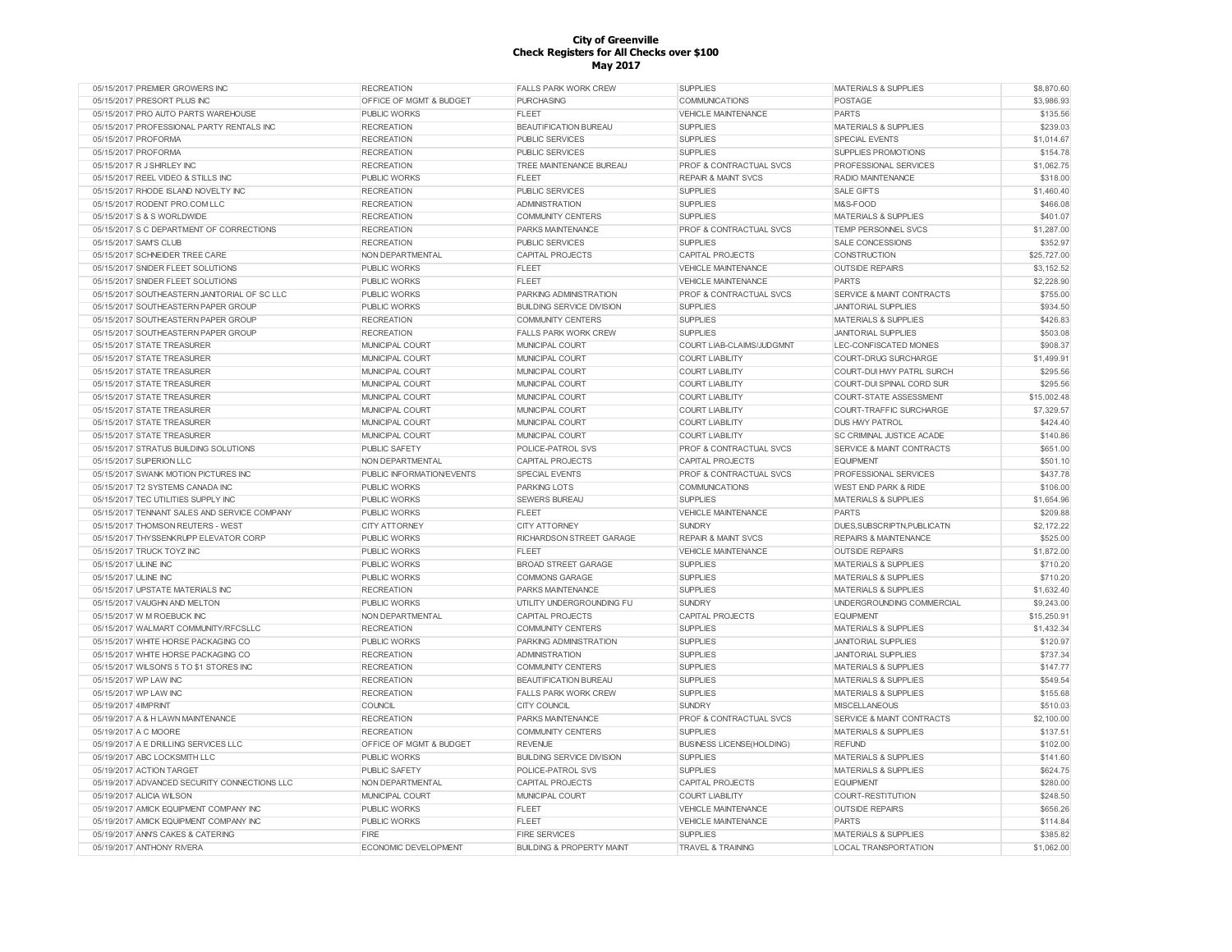**City of Greenville**
**Check Registers for All Checks over $100**
**May 2017**

| Date | Vendor | Department | Division | Category | Description | Amount |
|---|---|---|---|---|---|---|
| 05/15/2017 | PREMIER GROWERS INC | RECREATION | FALLS PARK WORK CREW | SUPPLIES | MATERIALS & SUPPLIES | $8,870.60 |
| 05/15/2017 | PRESORT PLUS INC | OFFICE OF MGMT & BUDGET | PURCHASING | COMMUNICATIONS | POSTAGE | $3,986.93 |
| 05/15/2017 | PRO AUTO PARTS WAREHOUSE | PUBLIC WORKS | FLEET | VEHICLE MAINTENANCE | PARTS | $135.56 |
| 05/15/2017 | PROFESSIONAL PARTY RENTALS INC | RECREATION | BEAUTIFICATION BUREAU | SUPPLIES | MATERIALS & SUPPLIES | $239.03 |
| 05/15/2017 | PROFORMA | RECREATION | PUBLIC SERVICES | SUPPLIES | SPECIAL EVENTS | $1,014.67 |
| 05/15/2017 | PROFORMA | RECREATION | PUBLIC SERVICES | SUPPLIES | SUPPLIES PROMOTIONS | $154.78 |
| 05/15/2017 | R J SHIRLEY INC | RECREATION | TREE MAINTENANCE BUREAU | PROF & CONTRACTUAL SVCS | PROFESSIONAL SERVICES | $1,062.75 |
| 05/15/2017 | REEL VIDEO & STILLS INC | PUBLIC WORKS | FLEET | REPAIR & MAINT SVCS | RADIO MAINTENANCE | $318.00 |
| 05/15/2017 | RHODE ISLAND NOVELTY INC | RECREATION | PUBLIC SERVICES | SUPPLIES | SALE GIFTS | $1,460.40 |
| 05/15/2017 | RODENT PRO.COM LLC | RECREATION | ADMINISTRATION | SUPPLIES | M&S-FOOD | $466.08 |
| 05/15/2017 | S & S WORLDWIDE | RECREATION | COMMUNITY CENTERS | SUPPLIES | MATERIALS & SUPPLIES | $401.07 |
| 05/15/2017 | S C DEPARTMENT OF CORRECTIONS | RECREATION | PARKS MAINTENANCE | PROF & CONTRACTUAL SVCS | TEMP PERSONNEL SVCS | $1,287.00 |
| 05/15/2017 | SAM'S CLUB | RECREATION | PUBLIC SERVICES | SUPPLIES | SALE CONCESSIONS | $352.97 |
| 05/15/2017 | SCHNEIDER TREE CARE | NON DEPARTMENTAL | CAPITAL PROJECTS | CAPITAL PROJECTS | CONSTRUCTION | $25,727.00 |
| 05/15/2017 | SNIDER FLEET SOLUTIONS | PUBLIC WORKS | FLEET | VEHICLE MAINTENANCE | OUTSIDE REPAIRS | $3,152.52 |
| 05/15/2017 | SNIDER FLEET SOLUTIONS | PUBLIC WORKS | FLEET | VEHICLE MAINTENANCE | PARTS | $2,228.90 |
| 05/15/2017 | SOUTHEASTERN JANITORIAL OF SC LLC | PUBLIC WORKS | PARKING ADMINISTRATION | PROF & CONTRACTUAL SVCS | SERVICE & MAINT CONTRACTS | $755.00 |
| 05/15/2017 | SOUTHEASTERN PAPER GROUP | PUBLIC WORKS | BUILDING SERVICE DIVISION | SUPPLIES | JANITORIAL SUPPLIES | $934.50 |
| 05/15/2017 | SOUTHEASTERN PAPER GROUP | RECREATION | COMMUNITY CENTERS | SUPPLIES | MATERIALS & SUPPLIES | $426.83 |
| 05/15/2017 | SOUTHEASTERN PAPER GROUP | RECREATION | FALLS PARK WORK CREW | SUPPLIES | JANITORIAL SUPPLIES | $503.08 |
| 05/15/2017 | STATE TREASURER | MUNICIPAL COURT | MUNICIPAL COURT | COURT LIAB-CLAIMS/JUDGMNT | LEC-CONFISCATED MONIES | $908.37 |
| 05/15/2017 | STATE TREASURER | MUNICIPAL COURT | MUNICIPAL COURT | COURT LIABILITY | COURT-DRUG SURCHARGE | $1,499.91 |
| 05/15/2017 | STATE TREASURER | MUNICIPAL COURT | MUNICIPAL COURT | COURT LIABILITY | COURT-DUI HWY PATRL SURCH | $295.56 |
| 05/15/2017 | STATE TREASURER | MUNICIPAL COURT | MUNICIPAL COURT | COURT LIABILITY | COURT-DUI SPINAL CORD SUR | $295.56 |
| 05/15/2017 | STATE TREASURER | MUNICIPAL COURT | MUNICIPAL COURT | COURT LIABILITY | COURT-STATE ASSESSMENT | $15,002.48 |
| 05/15/2017 | STATE TREASURER | MUNICIPAL COURT | MUNICIPAL COURT | COURT LIABILITY | COURT-TRAFFIC SURCHARGE | $7,329.57 |
| 05/15/2017 | STATE TREASURER | MUNICIPAL COURT | MUNICIPAL COURT | COURT LIABILITY | DUS HWY PATROL | $424.40 |
| 05/15/2017 | STATE TREASURER | MUNICIPAL COURT | MUNICIPAL COURT | COURT LIABILITY | SC CRIMINAL JUSTICE ACADE | $140.86 |
| 05/15/2017 | STRATUS BUILDING SOLUTIONS | PUBLIC SAFETY | POLICE-PATROL SVS | PROF & CONTRACTUAL SVCS | SERVICE & MAINT CONTRACTS | $651.00 |
| 05/15/2017 | SUPERION LLC | NON DEPARTMENTAL | CAPITAL PROJECTS | CAPITAL PROJECTS | EQUIPMENT | $501.10 |
| 05/15/2017 | SWANK MOTION PICTURES INC | PUBLIC INFORMATION/EVENTS | SPECIAL EVENTS | PROF & CONTRACTUAL SVCS | PROFESSIONAL SERVICES | $437.78 |
| 05/15/2017 | T2 SYSTEMS CANADA INC | PUBLIC WORKS | PARKING LOTS | COMMUNICATIONS | WEST END PARK & RIDE | $106.00 |
| 05/15/2017 | TEC UTILITIES SUPPLY INC | PUBLIC WORKS | SEWERS BUREAU | SUPPLIES | MATERIALS & SUPPLIES | $1,654.96 |
| 05/15/2017 | TENNANT SALES AND SERVICE COMPANY | PUBLIC WORKS | FLEET | VEHICLE MAINTENANCE | PARTS | $209.88 |
| 05/15/2017 | THOMSON REUTERS - WEST | CITY ATTORNEY | CITY ATTORNEY | SUNDRY | DUES,SUBSCRIPTN,PUBLICATN | $2,172.22 |
| 05/15/2017 | THYSSENKRUPP ELEVATOR CORP | PUBLIC WORKS | RICHARDSON STREET GARAGE | REPAIR & MAINT SVCS | REPAIRS & MAINTENANCE | $525.00 |
| 05/15/2017 | TRUCK TOYZ INC | PUBLIC WORKS | FLEET | VEHICLE MAINTENANCE | OUTSIDE REPAIRS | $1,872.00 |
| 05/15/2017 | ULINE INC | PUBLIC WORKS | BROAD STREET GARAGE | SUPPLIES | MATERIALS & SUPPLIES | $710.20 |
| 05/15/2017 | ULINE INC | PUBLIC WORKS | COMMONS GARAGE | SUPPLIES | MATERIALS & SUPPLIES | $710.20 |
| 05/15/2017 | UPSTATE MATERIALS INC | RECREATION | PARKS MAINTENANCE | SUPPLIES | MATERIALS & SUPPLIES | $1,632.40 |
| 05/15/2017 | VAUGHN AND MELTON | PUBLIC WORKS | UTILITY UNDERGROUNDING FU | SUNDRY | UNDERGROUNDING COMMERCIAL | $9,243.00 |
| 05/15/2017 | W M ROEBUCK INC | NON DEPARTMENTAL | CAPITAL PROJECTS | CAPITAL PROJECTS | EQUIPMENT | $15,250.91 |
| 05/15/2017 | WALMART COMMUNITY/RFCSLLC | RECREATION | COMMUNITY CENTERS | SUPPLIES | MATERIALS & SUPPLIES | $1,432.34 |
| 05/15/2017 | WHITE HORSE PACKAGING CO | PUBLIC WORKS | PARKING ADMINISTRATION | SUPPLIES | JANITORIAL SUPPLIES | $120.97 |
| 05/15/2017 | WHITE HORSE PACKAGING CO | RECREATION | ADMINISTRATION | SUPPLIES | JANITORIAL SUPPLIES | $737.34 |
| 05/15/2017 | WILSON'S 5 TO $1 STORES INC | RECREATION | COMMUNITY CENTERS | SUPPLIES | MATERIALS & SUPPLIES | $147.77 |
| 05/15/2017 | WP LAW INC | RECREATION | BEAUTIFICATION BUREAU | SUPPLIES | MATERIALS & SUPPLIES | $549.54 |
| 05/15/2017 | WP LAW INC | RECREATION | FALLS PARK WORK CREW | SUPPLIES | MATERIALS & SUPPLIES | $155.68 |
| 05/19/2017 | 4IMPRINT | COUNCIL | CITY COUNCIL | SUNDRY | MISCELLANEOUS | $510.03 |
| 05/19/2017 | A & H LAWN MAINTENANCE | RECREATION | PARKS MAINTENANCE | PROF & CONTRACTUAL SVCS | SERVICE & MAINT CONTRACTS | $2,100.00 |
| 05/19/2017 | A C MOORE | RECREATION | COMMUNITY CENTERS | SUPPLIES | MATERIALS & SUPPLIES | $137.51 |
| 05/19/2017 | A E DRILLING SERVICES LLC | OFFICE OF MGMT & BUDGET | REVENUE | BUSINESS LICENSE(HOLDING) | REFUND | $102.00 |
| 05/19/2017 | ABC LOCKSMITH LLC | PUBLIC WORKS | BUILDING SERVICE DIVISION | SUPPLIES | MATERIALS & SUPPLIES | $141.60 |
| 05/19/2017 | ACTION TARGET | PUBLIC SAFETY | POLICE-PATROL SVS | SUPPLIES | MATERIALS & SUPPLIES | $624.75 |
| 05/19/2017 | ADVANCED SECURITY CONNECTIONS LLC | NON DEPARTMENTAL | CAPITAL PROJECTS | CAPITAL PROJECTS | EQUIPMENT | $280.00 |
| 05/19/2017 | ALICIA WILSON | MUNICIPAL COURT | MUNICIPAL COURT | COURT LIABILITY | COURT-RESTITUTION | $248.50 |
| 05/19/2017 | AMICK EQUIPMENT COMPANY INC | PUBLIC WORKS | FLEET | VEHICLE MAINTENANCE | OUTSIDE REPAIRS | $656.26 |
| 05/19/2017 | AMICK EQUIPMENT COMPANY INC | PUBLIC WORKS | FLEET | VEHICLE MAINTENANCE | PARTS | $114.84 |
| 05/19/2017 | ANN'S CAKES & CATERING | FIRE | FIRE SERVICES | SUPPLIES | MATERIALS & SUPPLIES | $385.82 |
| 05/19/2017 | ANTHONY RIVERA | ECONOMIC DEVELOPMENT | BUILDING & PROPERTY MAINT | TRAVEL & TRAINING | LOCAL TRANSPORTATION | $1,062.00 |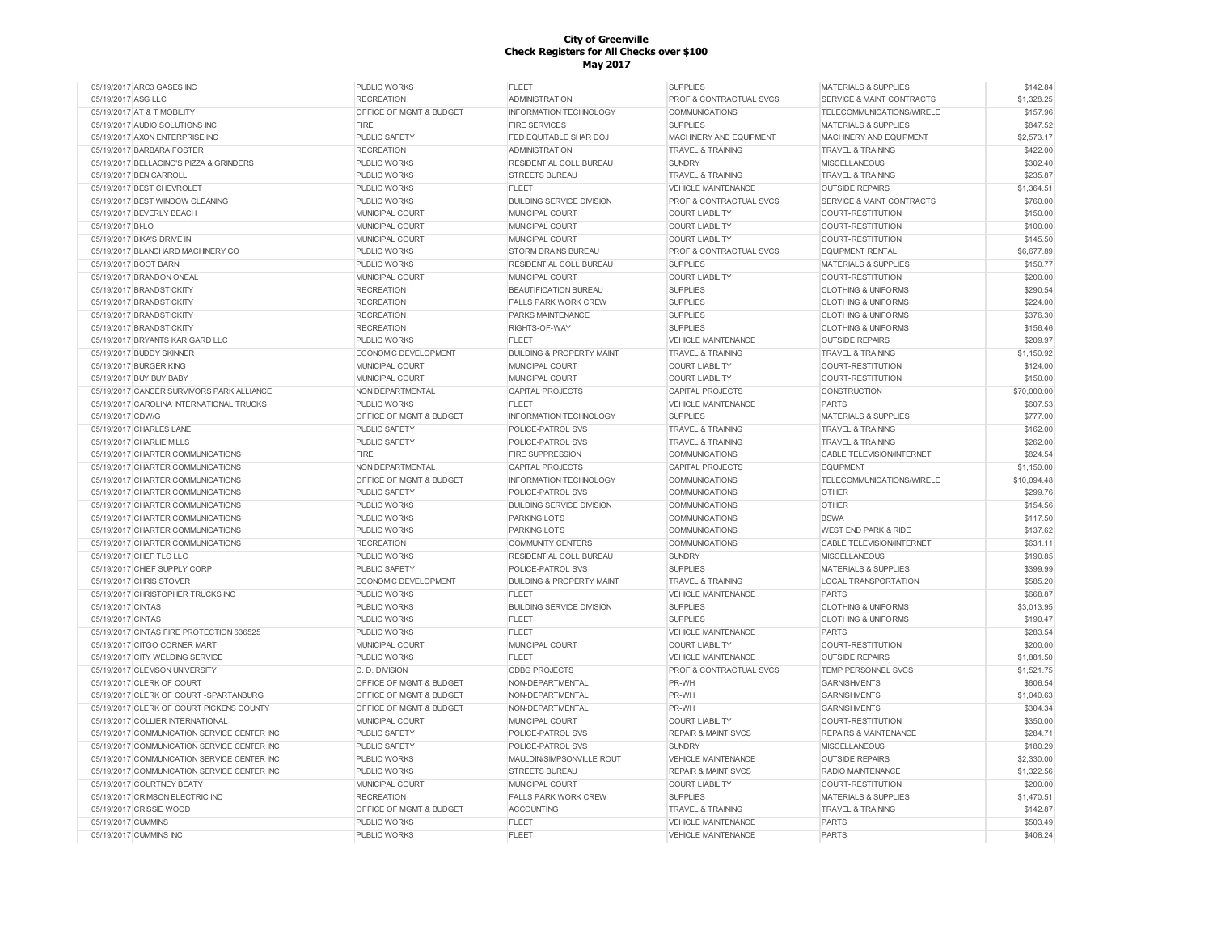**City of Greenville**
**Check Registers for All Checks over $100**
**May 2017**

| Date | Vendor | Department | Division | Category | Description | Amount |
|---|---|---|---|---|---|---|
| 05/19/2017 | ARC3 GASES INC | PUBLIC WORKS | FLEET | SUPPLIES | MATERIALS & SUPPLIES | $142.84 |
| 05/19/2017 | ASG LLC | RECREATION | ADMINISTRATION | PROF & CONTRACTUAL SVCS | SERVICE & MAINT CONTRACTS | $1,328.25 |
| 05/19/2017 | AT & T MOBILITY | OFFICE OF MGMT & BUDGET | INFORMATION TECHNOLOGY | COMMUNICATIONS | TELECOMMUNICATIONS/WIRELE | $157.96 |
| 05/19/2017 | AUDIO SOLUTIONS INC | FIRE | FIRE SERVICES | SUPPLIES | MATERIALS & SUPPLIES | $847.52 |
| 05/19/2017 | AXON ENTERPRISE INC | PUBLIC SAFETY | FED EQUITABLE SHAR DOJ | MACHINERY AND EQUIPMENT | MACHINERY AND EQUIPMENT | $2,573.17 |
| 05/19/2017 | BARBARA FOSTER | RECREATION | ADMINISTRATION | TRAVEL & TRAINING | TRAVEL & TRAINING | $422.00 |
| 05/19/2017 | BELLACINO'S PIZZA & GRINDERS | PUBLIC WORKS | RESIDENTIAL COLL BUREAU | SUNDRY | MISCELLANEOUS | $302.40 |
| 05/19/2017 | BEN CARROLL | PUBLIC WORKS | STREETS BUREAU | TRAVEL & TRAINING | TRAVEL & TRAINING | $235.87 |
| 05/19/2017 | BEST CHEVROLET | PUBLIC WORKS | FLEET | VEHICLE MAINTENANCE | OUTSIDE REPAIRS | $1,364.51 |
| 05/19/2017 | BEST WINDOW CLEANING | PUBLIC WORKS | BUILDING SERVICE DIVISION | PROF & CONTRACTUAL SVCS | SERVICE & MAINT CONTRACTS | $760.00 |
| 05/19/2017 | BEVERLY BEACH | MUNICIPAL COURT | MUNICIPAL COURT | COURT LIABILITY | COURT-RESTITUTION | $150.00 |
| 05/19/2017 | BI-LO | MUNICIPAL COURT | MUNICIPAL COURT | COURT LIABILITY | COURT-RESTITUTION | $100.00 |
| 05/19/2017 | BIKA'S DRIVE IN | MUNICIPAL COURT | MUNICIPAL COURT | COURT LIABILITY | COURT-RESTITUTION | $145.50 |
| 05/19/2017 | BLANCHARD MACHINERY CO | PUBLIC WORKS | STORM DRAINS BUREAU | PROF & CONTRACTUAL SVCS | EQUIPMENT RENTAL | $6,677.89 |
| 05/19/2017 | BOOT BARN | PUBLIC WORKS | RESIDENTIAL COLL BUREAU | SUPPLIES | MATERIALS & SUPPLIES | $150.77 |
| 05/19/2017 | BRANDON ONEAL | MUNICIPAL COURT | MUNICIPAL COURT | COURT LIABILITY | COURT-RESTITUTION | $200.00 |
| 05/19/2017 | BRANDSTICKITY | RECREATION | BEAUTIFICATION BUREAU | SUPPLIES | CLOTHING & UNIFORMS | $290.54 |
| 05/19/2017 | BRANDSTICKITY | RECREATION | FALLS PARK WORK CREW | SUPPLIES | CLOTHING & UNIFORMS | $224.00 |
| 05/19/2017 | BRANDSTICKITY | RECREATION | PARKS MAINTENANCE | SUPPLIES | CLOTHING & UNIFORMS | $376.30 |
| 05/19/2017 | BRANDSTICKITY | RECREATION | RIGHTS-OF-WAY | SUPPLIES | CLOTHING & UNIFORMS | $156.46 |
| 05/19/2017 | BRYANTS KAR GARD LLC | PUBLIC WORKS | FLEET | VEHICLE MAINTENANCE | OUTSIDE REPAIRS | $209.97 |
| 05/19/2017 | BUDDY SKINNER | ECONOMIC DEVELOPMENT | BUILDING & PROPERTY MAINT | TRAVEL & TRAINING | TRAVEL & TRAINING | $1,150.92 |
| 05/19/2017 | BURGER KING | MUNICIPAL COURT | MUNICIPAL COURT | COURT LIABILITY | COURT-RESTITUTION | $124.00 |
| 05/19/2017 | BUY BUY BABY | MUNICIPAL COURT | MUNICIPAL COURT | COURT LIABILITY | COURT-RESTITUTION | $150.00 |
| 05/19/2017 | CANCER SURVIVORS PARK ALLIANCE | NON DEPARTMENTAL | CAPITAL PROJECTS | CAPITAL PROJECTS | CONSTRUCTION | $70,000.00 |
| 05/19/2017 | CAROLINA INTERNATIONAL TRUCKS | PUBLIC WORKS | FLEET | VEHICLE MAINTENANCE | PARTS | $607.53 |
| 05/19/2017 | CDW/G | OFFICE OF MGMT & BUDGET | INFORMATION TECHNOLOGY | SUPPLIES | MATERIALS & SUPPLIES | $777.00 |
| 05/19/2017 | CHARLES LANE | PUBLIC SAFETY | POLICE-PATROL SVS | TRAVEL & TRAINING | TRAVEL & TRAINING | $162.00 |
| 05/19/2017 | CHARLIE MILLS | PUBLIC SAFETY | POLICE-PATROL SVS | TRAVEL & TRAINING | TRAVEL & TRAINING | $262.00 |
| 05/19/2017 | CHARTER COMMUNICATIONS | FIRE | FIRE SUPPRESSION | COMMUNICATIONS | CABLE TELEVISION/INTERNET | $824.54 |
| 05/19/2017 | CHARTER COMMUNICATIONS | NON DEPARTMENTAL | CAPITAL PROJECTS | CAPITAL PROJECTS | EQUIPMENT | $1,150.00 |
| 05/19/2017 | CHARTER COMMUNICATIONS | OFFICE OF MGMT & BUDGET | INFORMATION TECHNOLOGY | COMMUNICATIONS | TELECOMMUNICATIONS/WIRELE | $10,094.48 |
| 05/19/2017 | CHARTER COMMUNICATIONS | PUBLIC SAFETY | POLICE-PATROL SVS | COMMUNICATIONS | OTHER | $299.76 |
| 05/19/2017 | CHARTER COMMUNICATIONS | PUBLIC WORKS | BUILDING SERVICE DIVISION | COMMUNICATIONS | OTHER | $154.56 |
| 05/19/2017 | CHARTER COMMUNICATIONS | PUBLIC WORKS | PARKING LOTS | COMMUNICATIONS | BSWA | $117.50 |
| 05/19/2017 | CHARTER COMMUNICATIONS | PUBLIC WORKS | PARKING LOTS | COMMUNICATIONS | WEST END PARK & RIDE | $137.62 |
| 05/19/2017 | CHARTER COMMUNICATIONS | RECREATION | COMMUNITY CENTERS | COMMUNICATIONS | CABLE TELEVISION/INTERNET | $631.11 |
| 05/19/2017 | CHEF TLC LLC | PUBLIC WORKS | RESIDENTIAL COLL BUREAU | SUNDRY | MISCELLANEOUS | $190.85 |
| 05/19/2017 | CHIEF SUPPLY CORP | PUBLIC SAFETY | POLICE-PATROL SVS | SUPPLIES | MATERIALS & SUPPLIES | $399.99 |
| 05/19/2017 | CHRIS STOVER | ECONOMIC DEVELOPMENT | BUILDING & PROPERTY MAINT | TRAVEL & TRAINING | LOCAL TRANSPORTATION | $585.20 |
| 05/19/2017 | CHRISTOPHER TRUCKS INC | PUBLIC WORKS | FLEET | VEHICLE MAINTENANCE | PARTS | $668.87 |
| 05/19/2017 | CINTAS | PUBLIC WORKS | BUILDING SERVICE DIVISION | SUPPLIES | CLOTHING & UNIFORMS | $3,013.95 |
| 05/19/2017 | CINTAS | PUBLIC WORKS | FLEET | SUPPLIES | CLOTHING & UNIFORMS | $190.47 |
| 05/19/2017 | CINTAS FIRE PROTECTION 636525 | PUBLIC WORKS | FLEET | VEHICLE MAINTENANCE | PARTS | $283.54 |
| 05/19/2017 | CITGO CORNER MART | MUNICIPAL COURT | MUNICIPAL COURT | COURT LIABILITY | COURT-RESTITUTION | $200.00 |
| 05/19/2017 | CITY WELDING SERVICE | PUBLIC WORKS | FLEET | VEHICLE MAINTENANCE | OUTSIDE REPAIRS | $1,881.50 |
| 05/19/2017 | CLEMSON UNIVERSITY | C. D. DIVISION | CDBG PROJECTS | PROF & CONTRACTUAL SVCS | TEMP PERSONNEL SVCS | $1,521.75 |
| 05/19/2017 | CLERK OF COURT | OFFICE OF MGMT & BUDGET | NON-DEPARTMENTAL | PR-WH | GARNISHMENTS | $606.54 |
| 05/19/2017 | CLERK OF COURT -SPARTANBURG | OFFICE OF MGMT & BUDGET | NON-DEPARTMENTAL | PR-WH | GARNISHMENTS | $1,040.63 |
| 05/19/2017 | CLERK OF COURT PICKENS COUNTY | OFFICE OF MGMT & BUDGET | NON-DEPARTMENTAL | PR-WH | GARNISHMENTS | $304.34 |
| 05/19/2017 | COLLIER INTERNATIONAL | MUNICIPAL COURT | MUNICIPAL COURT | COURT LIABILITY | COURT-RESTITUTION | $350.00 |
| 05/19/2017 | COMMUNICATION SERVICE CENTER INC | PUBLIC SAFETY | POLICE-PATROL SVS | REPAIR & MAINT SVCS | REPAIRS & MAINTENANCE | $284.71 |
| 05/19/2017 | COMMUNICATION SERVICE CENTER INC | PUBLIC SAFETY | POLICE-PATROL SVS | SUNDRY | MISCELLANEOUS | $180.29 |
| 05/19/2017 | COMMUNICATION SERVICE CENTER INC | PUBLIC WORKS | MAULDIN/SIMPSONVILLE ROUT | VEHICLE MAINTENANCE | OUTSIDE REPAIRS | $2,330.00 |
| 05/19/2017 | COMMUNICATION SERVICE CENTER INC | PUBLIC WORKS | STREETS BUREAU | REPAIR & MAINT SVCS | RADIO MAINTENANCE | $1,322.56 |
| 05/19/2017 | COURTNEY BEATY | MUNICIPAL COURT | MUNICIPAL COURT | COURT LIABILITY | COURT-RESTITUTION | $200.00 |
| 05/19/2017 | CRIMSON ELECTRIC INC | RECREATION | FALLS PARK WORK CREW | SUPPLIES | MATERIALS & SUPPLIES | $1,470.51 |
| 05/19/2017 | CRISSIE WOOD | OFFICE OF MGMT & BUDGET | ACCOUNTING | TRAVEL & TRAINING | TRAVEL & TRAINING | $142.87 |
| 05/19/2017 | CUMMINS | PUBLIC WORKS | FLEET | VEHICLE MAINTENANCE | PARTS | $503.49 |
| 05/19/2017 | CUMMINS INC | PUBLIC WORKS | FLEET | VEHICLE MAINTENANCE | PARTS | $408.24 |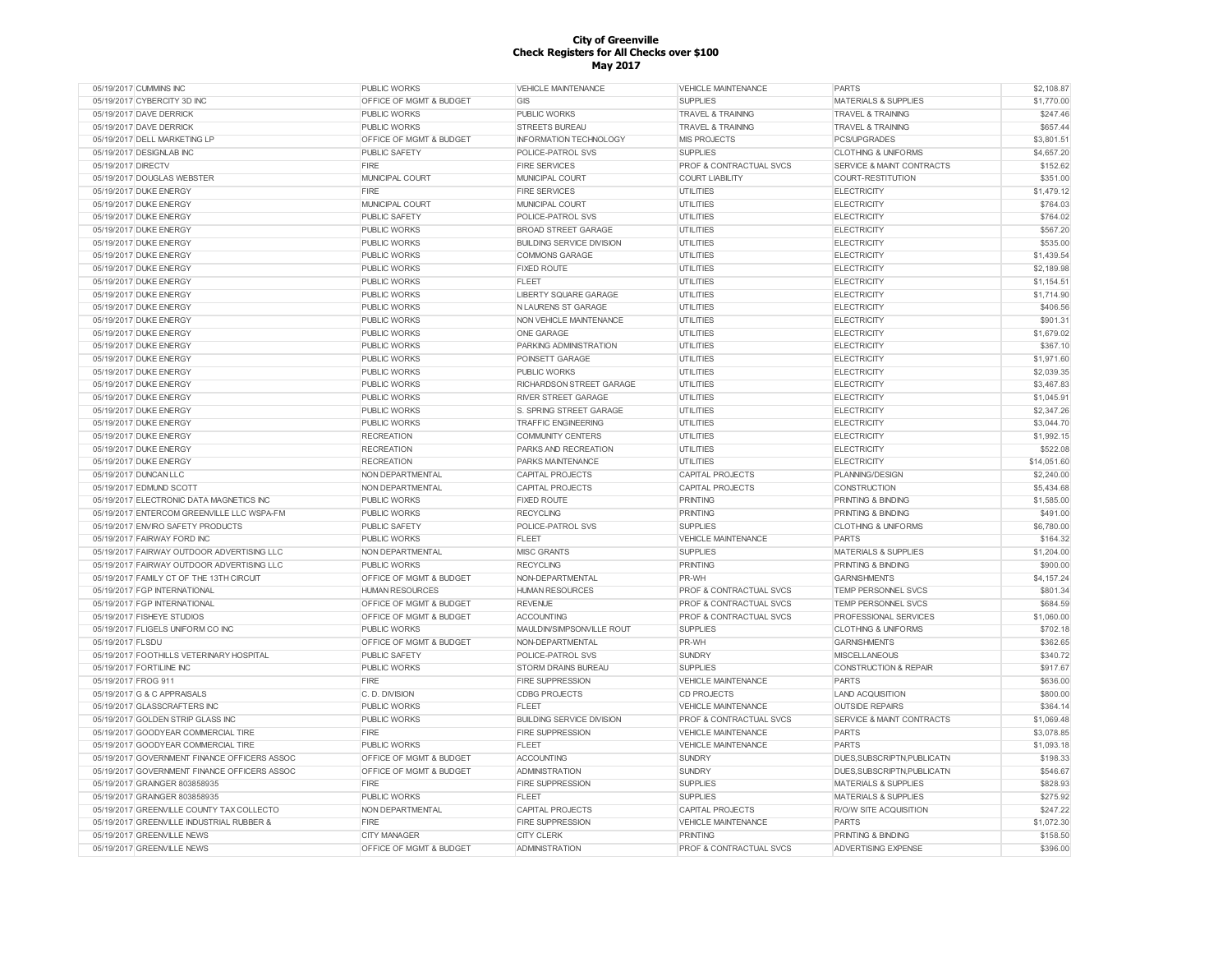**City of Greenville**
**Check Registers for All Checks over $100**
**May 2017**

| | | | | | | |
|---|---|---|---|---|---|---|
| 05/19/2017 | CUMMINS INC | PUBLIC WORKS | VEHICLE MAINTENANCE | VEHICLE MAINTENANCE | PARTS | $2,108.87 |
| 05/19/2017 | CYBERCITY 3D INC | OFFICE OF MGMT & BUDGET | GIS | SUPPLIES | MATERIALS & SUPPLIES | $1,770.00 |
| 05/19/2017 | DAVE DERRICK | PUBLIC WORKS | PUBLIC WORKS | TRAVEL & TRAINING | TRAVEL & TRAINING | $247.46 |
| 05/19/2017 | DAVE DERRICK | PUBLIC WORKS | STREETS BUREAU | TRAVEL & TRAINING | TRAVEL & TRAINING | $657.44 |
| 05/19/2017 | DELL MARKETING LP | OFFICE OF MGMT & BUDGET | INFORMATION TECHNOLOGY | MIS PROJECTS | PCS/UPGRADES | $3,801.51 |
| 05/19/2017 | DESIGNLAB INC | PUBLIC SAFETY | POLICE-PATROL SVS | SUPPLIES | CLOTHING & UNIFORMS | $4,657.20 |
| 05/19/2017 | DIRECTV | FIRE | FIRE SERVICES | PROF & CONTRACTUAL SVCS | SERVICE & MAINT CONTRACTS | $152.62 |
| 05/19/2017 | DOUGLAS WEBSTER | MUNICIPAL COURT | MUNICIPAL COURT | COURT LIABILITY | COURT-RESTITUTION | $351.00 |
| 05/19/2017 | DUKE ENERGY | FIRE | FIRE SERVICES | UTILITIES | ELECTRICITY | $1,479.12 |
| 05/19/2017 | DUKE ENERGY | MUNICIPAL COURT | MUNICIPAL COURT | UTILITIES | ELECTRICITY | $764.03 |
| 05/19/2017 | DUKE ENERGY | PUBLIC SAFETY | POLICE-PATROL SVS | UTILITIES | ELECTRICITY | $764.02 |
| 05/19/2017 | DUKE ENERGY | PUBLIC WORKS | BROAD STREET GARAGE | UTILITIES | ELECTRICITY | $567.20 |
| 05/19/2017 | DUKE ENERGY | PUBLIC WORKS | BUILDING SERVICE DIVISION | UTILITIES | ELECTRICITY | $535.00 |
| 05/19/2017 | DUKE ENERGY | PUBLIC WORKS | COMMONS GARAGE | UTILITIES | ELECTRICITY | $1,439.54 |
| 05/19/2017 | DUKE ENERGY | PUBLIC WORKS | FIXED ROUTE | UTILITIES | ELECTRICITY | $2,189.98 |
| 05/19/2017 | DUKE ENERGY | PUBLIC WORKS | FLEET | UTILITIES | ELECTRICITY | $1,154.51 |
| 05/19/2017 | DUKE ENERGY | PUBLIC WORKS | LIBERTY SQUARE GARAGE | UTILITIES | ELECTRICITY | $1,714.90 |
| 05/19/2017 | DUKE ENERGY | PUBLIC WORKS | N LAURENS ST GARAGE | UTILITIES | ELECTRICITY | $406.56 |
| 05/19/2017 | DUKE ENERGY | PUBLIC WORKS | NON VEHICLE MAINTENANCE | UTILITIES | ELECTRICITY | $901.31 |
| 05/19/2017 | DUKE ENERGY | PUBLIC WORKS | ONE GARAGE | UTILITIES | ELECTRICITY | $1,679.02 |
| 05/19/2017 | DUKE ENERGY | PUBLIC WORKS | PARKING ADMINISTRATION | UTILITIES | ELECTRICITY | $367.10 |
| 05/19/2017 | DUKE ENERGY | PUBLIC WORKS | POINSETT GARAGE | UTILITIES | ELECTRICITY | $1,971.60 |
| 05/19/2017 | DUKE ENERGY | PUBLIC WORKS | PUBLIC WORKS | UTILITIES | ELECTRICITY | $2,039.35 |
| 05/19/2017 | DUKE ENERGY | PUBLIC WORKS | RICHARDSON STREET GARAGE | UTILITIES | ELECTRICITY | $3,467.83 |
| 05/19/2017 | DUKE ENERGY | PUBLIC WORKS | RIVER STREET GARAGE | UTILITIES | ELECTRICITY | $1,045.91 |
| 05/19/2017 | DUKE ENERGY | PUBLIC WORKS | S. SPRING STREET GARAGE | UTILITIES | ELECTRICITY | $2,347.26 |
| 05/19/2017 | DUKE ENERGY | PUBLIC WORKS | TRAFFIC ENGINEERING | UTILITIES | ELECTRICITY | $3,044.70 |
| 05/19/2017 | DUKE ENERGY | RECREATION | COMMUNITY CENTERS | UTILITIES | ELECTRICITY | $1,992.15 |
| 05/19/2017 | DUKE ENERGY | RECREATION | PARKS AND RECREATION | UTILITIES | ELECTRICITY | $522.08 |
| 05/19/2017 | DUKE ENERGY | RECREATION | PARKS MAINTENANCE | UTILITIES | ELECTRICITY | $14,051.60 |
| 05/19/2017 | DUNCAN LLC | NON DEPARTMENTAL | CAPITAL PROJECTS | CAPITAL PROJECTS | PLANNING/DESIGN | $2,240.00 |
| 05/19/2017 | EDMUND SCOTT | NON DEPARTMENTAL | CAPITAL PROJECTS | CAPITAL PROJECTS | CONSTRUCTION | $5,434.68 |
| 05/19/2017 | ELECTRONIC DATA MAGNETICS INC | PUBLIC WORKS | FIXED ROUTE | PRINTING | PRINTING & BINDING | $1,585.00 |
| 05/19/2017 | ENTERCOM GREENVILLE LLC WSPA-FM | PUBLIC WORKS | RECYCLING | PRINTING | PRINTING & BINDING | $491.00 |
| 05/19/2017 | ENVIRO SAFETY PRODUCTS | PUBLIC SAFETY | POLICE-PATROL SVS | SUPPLIES | CLOTHING & UNIFORMS | $6,780.00 |
| 05/19/2017 | FAIRWAY FORD INC | PUBLIC WORKS | FLEET | VEHICLE MAINTENANCE | PARTS | $164.32 |
| 05/19/2017 | FAIRWAY OUTDOOR ADVERTISING LLC | NON DEPARTMENTAL | MISC GRANTS | SUPPLIES | MATERIALS & SUPPLIES | $1,204.00 |
| 05/19/2017 | FAIRWAY OUTDOOR ADVERTISING LLC | PUBLIC WORKS | RECYCLING | PRINTING | PRINTING & BINDING | $900.00 |
| 05/19/2017 | FAMILY CT OF THE 13TH CIRCUIT | OFFICE OF MGMT & BUDGET | NON-DEPARTMENTAL | PR-WH | GARNISHMENTS | $4,157.24 |
| 05/19/2017 | FGP INTERNATIONAL | HUMAN RESOURCES | HUMAN RESOURCES | PROF & CONTRACTUAL SVCS | TEMP PERSONNEL SVCS | $801.34 |
| 05/19/2017 | FGP INTERNATIONAL | OFFICE OF MGMT & BUDGET | REVENUE | PROF & CONTRACTUAL SVCS | TEMP PERSONNEL SVCS | $684.59 |
| 05/19/2017 | FISHEYE STUDIOS | OFFICE OF MGMT & BUDGET | ACCOUNTING | PROF & CONTRACTUAL SVCS | PROFESSIONAL SERVICES | $1,060.00 |
| 05/19/2017 | FLIGELS UNIFORM CO INC | PUBLIC WORKS | MAULDIN/SIMPSONVILLE ROUT | SUPPLIES | CLOTHING & UNIFORMS | $702.18 |
| 05/19/2017 | FLSDU | OFFICE OF MGMT & BUDGET | NON-DEPARTMENTAL | PR-WH | GARNISHMENTS | $362.65 |
| 05/19/2017 | FOOTHILLS VETERINARY HOSPITAL | PUBLIC SAFETY | POLICE-PATROL SVS | SUNDRY | MISCELLANEOUS | $340.72 |
| 05/19/2017 | FORTILINE INC | PUBLIC WORKS | STORM DRAINS BUREAU | SUPPLIES | CONSTRUCTION & REPAIR | $917.67 |
| 05/19/2017 | FROG 911 | FIRE | FIRE SUPPRESSION | VEHICLE MAINTENANCE | PARTS | $636.00 |
| 05/19/2017 | G & C APPRAISALS | C. D. DIVISION | CDBG PROJECTS | CD PROJECTS | LAND ACQUISITION | $800.00 |
| 05/19/2017 | GLASSCRAFTERS INC | PUBLIC WORKS | FLEET | VEHICLE MAINTENANCE | OUTSIDE REPAIRS | $364.14 |
| 05/19/2017 | GOLDEN STRIP GLASS INC | PUBLIC WORKS | BUILDING SERVICE DIVISION | PROF & CONTRACTUAL SVCS | SERVICE & MAINT CONTRACTS | $1,069.48 |
| 05/19/2017 | GOODYEAR COMMERCIAL TIRE | FIRE | FIRE SUPPRESSION | VEHICLE MAINTENANCE | PARTS | $3,078.85 |
| 05/19/2017 | GOODYEAR COMMERCIAL TIRE | PUBLIC WORKS | FLEET | VEHICLE MAINTENANCE | PARTS | $1,093.18 |
| 05/19/2017 | GOVERNMENT FINANCE OFFICERS ASSOC | OFFICE OF MGMT & BUDGET | ACCOUNTING | SUNDRY | DUES,SUBSCRIPTN,PUBLICATN | $198.33 |
| 05/19/2017 | GOVERNMENT FINANCE OFFICERS ASSOC | OFFICE OF MGMT & BUDGET | ADMINISTRATION | SUNDRY | DUES,SUBSCRIPTN,PUBLICATN | $546.67 |
| 05/19/2017 | GRAINGER 803858935 | FIRE | FIRE SUPPRESSION | SUPPLIES | MATERIALS & SUPPLIES | $828.93 |
| 05/19/2017 | GRAINGER 803858935 | PUBLIC WORKS | FLEET | SUPPLIES | MATERIALS & SUPPLIES | $275.92 |
| 05/19/2017 | GREENVILLE COUNTY TAX COLLECTO | NON DEPARTMENTAL | CAPITAL PROJECTS | CAPITAL PROJECTS | R/O/W SITE ACQUISITION | $247.22 |
| 05/19/2017 | GREENVILLE INDUSTRIAL RUBBER & | FIRE | FIRE SUPPRESSION | VEHICLE MAINTENANCE | PARTS | $1,072.30 |
| 05/19/2017 | GREENVILLE NEWS | CITY MANAGER | CITY CLERK | PRINTING | PRINTING & BINDING | $158.50 |
| 05/19/2017 | GREENVILLE NEWS | OFFICE OF MGMT & BUDGET | ADMINISTRATION | PROF & CONTRACTUAL SVCS | ADVERTISING EXPENSE | $396.00 |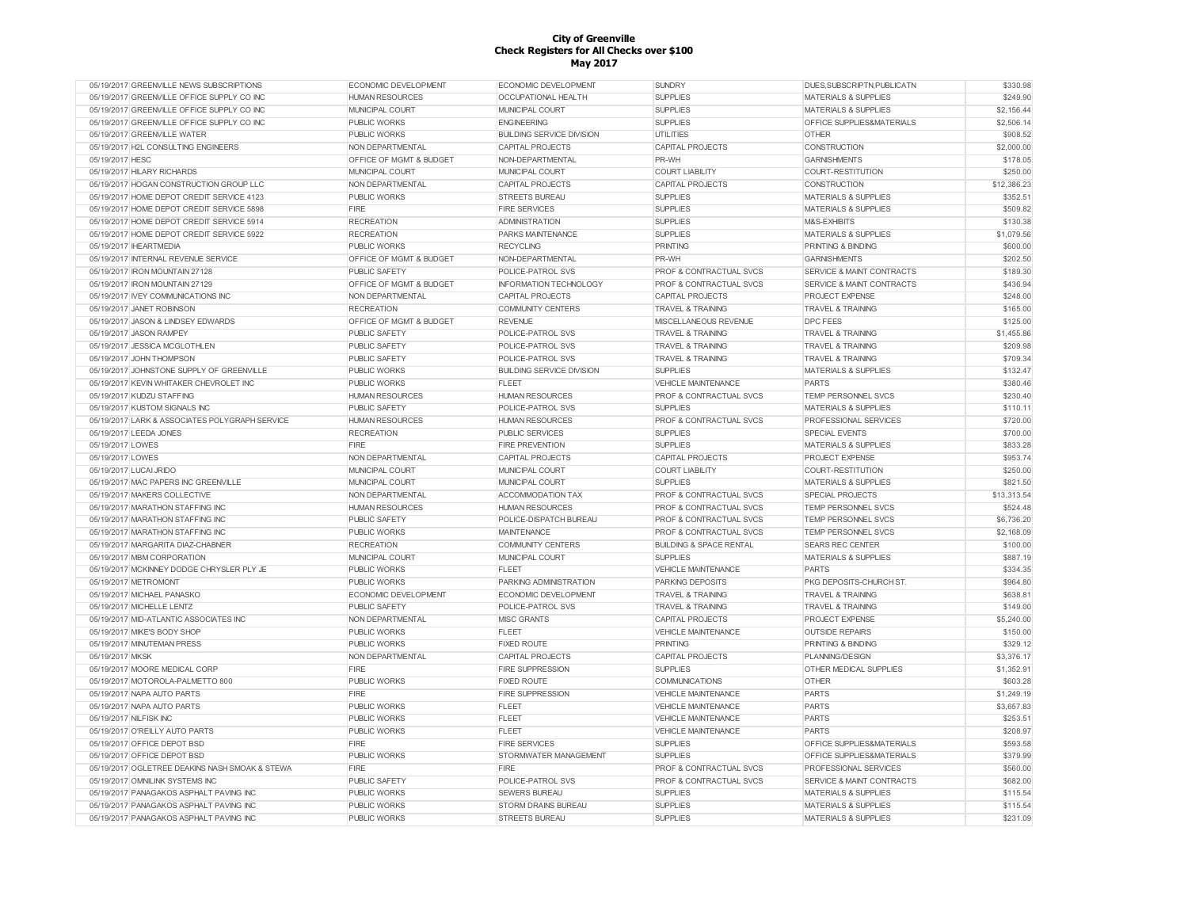**City of Greenville**
**Check Registers for All Checks over $100**
**May 2017**

| | | | | | | |
|---|---|---|---|---|---|---|
| 05/19/2017 | GREENVILLE NEWS SUBSCRIPTIONS | ECONOMIC DEVELOPMENT | ECONOMIC DEVELOPMENT | SUNDRY | DUES,SUBSCRIPTN,PUBLICATN | $330.98 |
| 05/19/2017 | GREENVILLE OFFICE SUPPLY CO INC | HUMAN RESOURCES | OCCUPATIONAL HEALTH | SUPPLIES | MATERIALS & SUPPLIES | $249.90 |
| 05/19/2017 | GREENVILLE OFFICE SUPPLY CO INC | MUNICIPAL COURT | MUNICIPAL COURT | SUPPLIES | MATERIALS & SUPPLIES | $2,156.44 |
| 05/19/2017 | GREENVILLE OFFICE SUPPLY CO INC | PUBLIC WORKS | ENGINEERING | SUPPLIES | OFFICE SUPPLIES&MATERIALS | $2,506.14 |
| 05/19/2017 | GREENVILLE WATER | PUBLIC WORKS | BUILDING SERVICE DIVISION | UTILITIES | OTHER | $908.52 |
| 05/19/2017 | H2L CONSULTING ENGINEERS | NON DEPARTMENTAL | CAPITAL PROJECTS | CAPITAL PROJECTS | CONSTRUCTION | $2,000.00 |
| 05/19/2017 | HESC | OFFICE OF MGMT & BUDGET | NON-DEPARTMENTAL | PR-WH | GARNISHMENTS | $178.05 |
| 05/19/2017 | HILARY RICHARDS | MUNICIPAL COURT | MUNICIPAL COURT | COURT LIABILITY | COURT-RESTITUTION | $250.00 |
| 05/19/2017 | HOGAN CONSTRUCTION GROUP LLC | NON DEPARTMENTAL | CAPITAL PROJECTS | CAPITAL PROJECTS | CONSTRUCTION | $12,386.23 |
| 05/19/2017 | HOME DEPOT CREDIT SERVICE 4123 | PUBLIC WORKS | STREETS BUREAU | SUPPLIES | MATERIALS & SUPPLIES | $352.51 |
| 05/19/2017 | HOME DEPOT CREDIT SERVICE 5898 | FIRE | FIRE SERVICES | SUPPLIES | MATERIALS & SUPPLIES | $509.82 |
| 05/19/2017 | HOME DEPOT CREDIT SERVICE 5914 | RECREATION | ADMINISTRATION | SUPPLIES | M&S-EXHIBITS | $130.38 |
| 05/19/2017 | HOME DEPOT CREDIT SERVICE 5922 | RECREATION | PARKS MAINTENANCE | SUPPLIES | MATERIALS & SUPPLIES | $1,079.56 |
| 05/19/2017 | IHEARTMEDIA | PUBLIC WORKS | RECYCLING | PRINTING | PRINTING & BINDING | $600.00 |
| 05/19/2017 | INTERNAL REVENUE SERVICE | OFFICE OF MGMT & BUDGET | NON-DEPARTMENTAL | PR-WH | GARNISHMENTS | $202.50 |
| 05/19/2017 | IRON MOUNTAIN 27128 | PUBLIC SAFETY | POLICE-PATROL SVS | PROF & CONTRACTUAL SVCS | SERVICE & MAINT CONTRACTS | $189.30 |
| 05/19/2017 | IRON MOUNTAIN 27129 | OFFICE OF MGMT & BUDGET | INFORMATION TECHNOLOGY | PROF & CONTRACTUAL SVCS | SERVICE & MAINT CONTRACTS | $436.94 |
| 05/19/2017 | IVEY COMMUNICATIONS INC | NON DEPARTMENTAL | CAPITAL PROJECTS | CAPITAL PROJECTS | PROJECT EXPENSE | $248.00 |
| 05/19/2017 | JANET ROBINSON | RECREATION | COMMUNITY CENTERS | TRAVEL & TRAINING | TRAVEL & TRAINING | $165.00 |
| 05/19/2017 | JASON & LINDSEY EDWARDS | OFFICE OF MGMT & BUDGET | REVENUE | MISCELLANEOUS REVENUE | DPC FEES | $125.00 |
| 05/19/2017 | JASON RAMPEY | PUBLIC SAFETY | POLICE-PATROL SVS | TRAVEL & TRAINING | TRAVEL & TRAINING | $1,455.86 |
| 05/19/2017 | JESSICA MCGLOTHLEN | PUBLIC SAFETY | POLICE-PATROL SVS | TRAVEL & TRAINING | TRAVEL & TRAINING | $209.98 |
| 05/19/2017 | JOHN THOMPSON | PUBLIC SAFETY | POLICE-PATROL SVS | TRAVEL & TRAINING | TRAVEL & TRAINING | $709.34 |
| 05/19/2017 | JOHNSTONE SUPPLY OF GREENVILLE | PUBLIC WORKS | BUILDING SERVICE DIVISION | SUPPLIES | MATERIALS & SUPPLIES | $132.47 |
| 05/19/2017 | KEVIN WHITAKER CHEVROLET INC | PUBLIC WORKS | FLEET | VEHICLE MAINTENANCE | PARTS | $380.46 |
| 05/19/2017 | KUDZU STAFFING | HUMAN RESOURCES | HUMAN RESOURCES | PROF & CONTRACTUAL SVCS | TEMP PERSONNEL SVCS | $230.40 |
| 05/19/2017 | KUSTOM SIGNALS INC | PUBLIC SAFETY | POLICE-PATROL SVS | SUPPLIES | MATERIALS & SUPPLIES | $110.11 |
| 05/19/2017 | LARK & ASSOCIATES POLYGRAPH SERVICE | HUMAN RESOURCES | HUMAN RESOURCES | PROF & CONTRACTUAL SVCS | PROFESSIONAL SERVICES | $720.00 |
| 05/19/2017 | LEEDA JONES | RECREATION | PUBLIC SERVICES | SUPPLIES | SPECIAL EVENTS | $700.00 |
| 05/19/2017 | LOWES | FIRE | FIRE PREVENTION | SUPPLIES | MATERIALS & SUPPLIES | $833.28 |
| 05/19/2017 | LOWES | NON DEPARTMENTAL | CAPITAL PROJECTS | CAPITAL PROJECTS | PROJECT EXPENSE | $953.74 |
| 05/19/2017 | LUCAI JRIDO | MUNICIPAL COURT | MUNICIPAL COURT | COURT LIABILITY | COURT-RESTITUTION | $250.00 |
| 05/19/2017 | MAC PAPERS INC GREENVILLE | MUNICIPAL COURT | MUNICIPAL COURT | SUPPLIES | MATERIALS & SUPPLIES | $821.50 |
| 05/19/2017 | MAKERS COLLECTIVE | NON DEPARTMENTAL | ACCOMMODATION TAX | PROF & CONTRACTUAL SVCS | SPECIAL PROJECTS | $13,313.54 |
| 05/19/2017 | MARATHON STAFFING INC | HUMAN RESOURCES | HUMAN RESOURCES | PROF & CONTRACTUAL SVCS | TEMP PERSONNEL SVCS | $524.48 |
| 05/19/2017 | MARATHON STAFFING INC | PUBLIC SAFETY | POLICE-DISPATCH BUREAU | PROF & CONTRACTUAL SVCS | TEMP PERSONNEL SVCS | $6,736.20 |
| 05/19/2017 | MARATHON STAFFING INC | PUBLIC WORKS | MAINTENANCE | PROF & CONTRACTUAL SVCS | TEMP PERSONNEL SVCS | $2,168.09 |
| 05/19/2017 | MARGARITA DIAZ-CHABNER | RECREATION | COMMUNITY CENTERS | BUILDING & SPACE RENTAL | SEARS REC CENTER | $100.00 |
| 05/19/2017 | MBM CORPORATION | MUNICIPAL COURT | MUNICIPAL COURT | SUPPLIES | MATERIALS & SUPPLIES | $887.19 |
| 05/19/2017 | MCKINNEY DODGE CHRYSLER PLY JE | PUBLIC WORKS | FLEET | VEHICLE MAINTENANCE | PARTS | $334.35 |
| 05/19/2017 | METROMONT | PUBLIC WORKS | PARKING ADMINISTRATION | PARKING DEPOSITS | PKG DEPOSITS-CHURCH ST. | $964.80 |
| 05/19/2017 | MICHAEL PANASKO | ECONOMIC DEVELOPMENT | ECONOMIC DEVELOPMENT | TRAVEL & TRAINING | TRAVEL & TRAINING | $638.81 |
| 05/19/2017 | MICHELLE LENTZ | PUBLIC SAFETY | POLICE-PATROL SVS | TRAVEL & TRAINING | TRAVEL & TRAINING | $149.00 |
| 05/19/2017 | MID-ATLANTIC ASSOCIATES INC | NON DEPARTMENTAL | MISC GRANTS | CAPITAL PROJECTS | PROJECT EXPENSE | $5,240.00 |
| 05/19/2017 | MIKE'S BODY SHOP | PUBLIC WORKS | FLEET | VEHICLE MAINTENANCE | OUTSIDE REPAIRS | $150.00 |
| 05/19/2017 | MINUTEMAN PRESS | PUBLIC WORKS | FIXED ROUTE | PRINTING | PRINTING & BINDING | $329.12 |
| 05/19/2017 | MKSK | NON DEPARTMENTAL | CAPITAL PROJECTS | CAPITAL PROJECTS | PLANNING/DESIGN | $3,376.17 |
| 05/19/2017 | MOORE MEDICAL CORP | FIRE | FIRE SUPPRESSION | SUPPLIES | OTHER MEDICAL SUPPLIES | $1,352.91 |
| 05/19/2017 | MOTOROLA-PALMETTO 800 | PUBLIC WORKS | FIXED ROUTE | COMMUNICATIONS | OTHER | $603.28 |
| 05/19/2017 | NAPA AUTO PARTS | FIRE | FIRE SUPPRESSION | VEHICLE MAINTENANCE | PARTS | $1,249.19 |
| 05/19/2017 | NAPA AUTO PARTS | PUBLIC WORKS | FLEET | VEHICLE MAINTENANCE | PARTS | $3,657.83 |
| 05/19/2017 | NILFISK INC | PUBLIC WORKS | FLEET | VEHICLE MAINTENANCE | PARTS | $253.51 |
| 05/19/2017 | O'REILLY AUTO PARTS | PUBLIC WORKS | FLEET | VEHICLE MAINTENANCE | PARTS | $208.97 |
| 05/19/2017 | OFFICE DEPOT BSD | FIRE | FIRE SERVICES | SUPPLIES | OFFICE SUPPLIES&MATERIALS | $593.58 |
| 05/19/2017 | OFFICE DEPOT BSD | PUBLIC WORKS | STORMWATER MANAGEMENT | SUPPLIES | OFFICE SUPPLIES&MATERIALS | $379.99 |
| 05/19/2017 | OGLETREE DEAKINS NASH SMOAK & STEWA | FIRE | FIRE | PROF & CONTRACTUAL SVCS | PROFESSIONAL SERVICES | $560.00 |
| 05/19/2017 | OMNILINK SYSTEMS INC | PUBLIC SAFETY | POLICE-PATROL SVS | PROF & CONTRACTUAL SVCS | SERVICE & MAINT CONTRACTS | $682.00 |
| 05/19/2017 | PANAGAKOS ASPHALT PAVING INC | PUBLIC WORKS | SEWERS BUREAU | SUPPLIES | MATERIALS & SUPPLIES | $115.54 |
| 05/19/2017 | PANAGAKOS ASPHALT PAVING INC | PUBLIC WORKS | STORM DRAINS BUREAU | SUPPLIES | MATERIALS & SUPPLIES | $115.54 |
| 05/19/2017 | PANAGAKOS ASPHALT PAVING INC | PUBLIC WORKS | STREETS BUREAU | SUPPLIES | MATERIALS & SUPPLIES | $231.09 |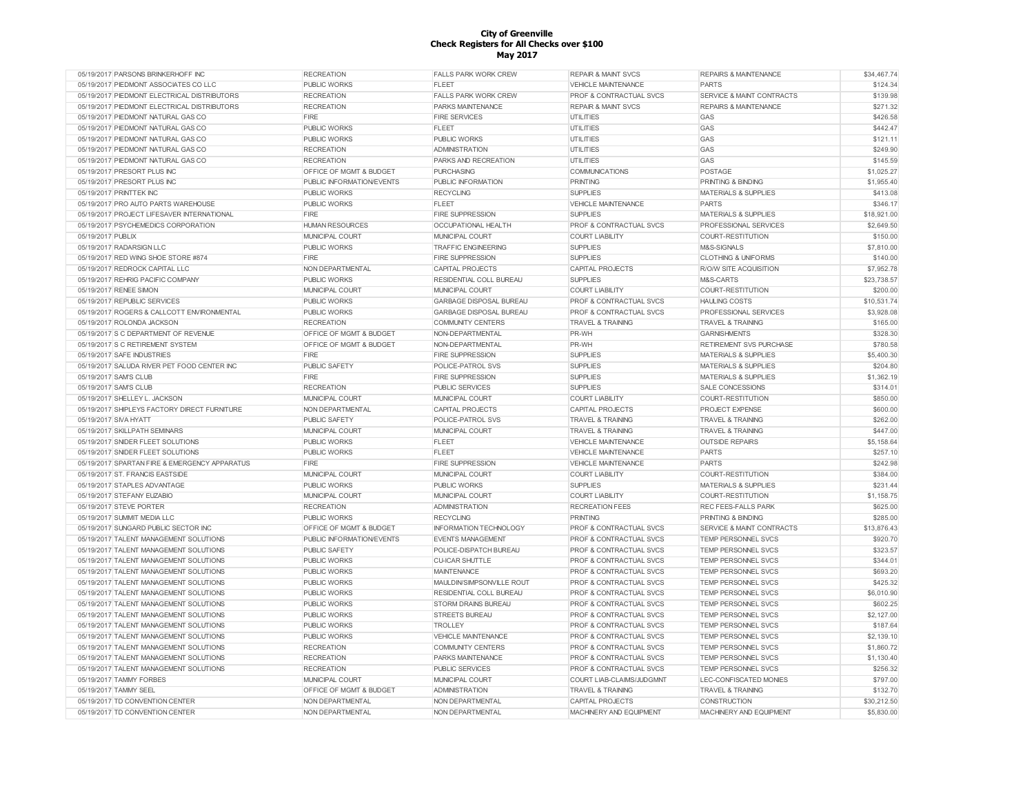# City of Greenville
## Check Registers for All Checks over $100
### May 2017

| | | | | | | |
|---|---|---|---|---|---|---|
| 05/19/2017 | PARSONS BRINKERHOFF INC | RECREATION | FALLS PARK WORK CREW | REPAIR & MAINT SVCS | REPAIRS & MAINTENANCE | $34,467.74 |
| 05/19/2017 | PIEDMONT ASSOCIATES CO LLC | PUBLIC WORKS | FLEET | VEHICLE MAINTENANCE | PARTS | $124.34 |
| 05/19/2017 | PIEDMONT ELECTRICAL DISTRIBUTORS | RECREATION | FALLS PARK WORK CREW | PROF & CONTRACTUAL SVCS | SERVICE & MAINT CONTRACTS | $139.98 |
| 05/19/2017 | PIEDMONT ELECTRICAL DISTRIBUTORS | RECREATION | PARKS MAINTENANCE | REPAIR & MAINT SVCS | REPAIRS & MAINTENANCE | $271.32 |
| 05/19/2017 | PIEDMONT NATURAL GAS CO | FIRE | FIRE SERVICES | UTILITIES | GAS | $426.58 |
| 05/19/2017 | PIEDMONT NATURAL GAS CO | PUBLIC WORKS | FLEET | UTILITIES | GAS | $442.47 |
| 05/19/2017 | PIEDMONT NATURAL GAS CO | PUBLIC WORKS | PUBLIC WORKS | UTILITIES | GAS | $121.11 |
| 05/19/2017 | PIEDMONT NATURAL GAS CO | RECREATION | ADMINISTRATION | UTILITIES | GAS | $249.90 |
| 05/19/2017 | PIEDMONT NATURAL GAS CO | RECREATION | PARKS AND RECREATION | UTILITIES | GAS | $145.59 |
| 05/19/2017 | PRESORT PLUS INC | OFFICE OF MGMT & BUDGET | PURCHASING | COMMUNICATIONS | POSTAGE | $1,025.27 |
| 05/19/2017 | PRESORT PLUS INC | PUBLIC INFORMATION/EVENTS | PUBLIC INFORMATION | PRINTING | PRINTING & BINDING | $1,955.40 |
| 05/19/2017 | PRINTTEK INC | PUBLIC WORKS | RECYCLING | SUPPLIES | MATERIALS & SUPPLIES | $413.08 |
| 05/19/2017 | PRO AUTO PARTS WAREHOUSE | PUBLIC WORKS | FLEET | VEHICLE MAINTENANCE | PARTS | $346.17 |
| 05/19/2017 | PROJECT LIFESAVER INTERNATIONAL | FIRE | FIRE SUPPRESSION | SUPPLIES | MATERIALS & SUPPLIES | $18,921.00 |
| 05/19/2017 | PSYCHEMEDICS CORPORATION | HUMAN RESOURCES | OCCUPATIONAL HEALTH | PROF & CONTRACTUAL SVCS | PROFESSIONAL SERVICES | $2,649.50 |
| 05/19/2017 | PUBLIX | MUNICIPAL COURT | MUNICIPAL COURT | COURT LIABILITY | COURT-RESTITUTION | $150.00 |
| 05/19/2017 | RADARSIGN LLC | PUBLIC WORKS | TRAFFIC ENGINEERING | SUPPLIES | M&S-SIGNALS | $7,810.00 |
| 05/19/2017 | RED WING SHOE STORE #874 | FIRE | FIRE SUPPRESSION | SUPPLIES | CLOTHING & UNIFORMS | $140.00 |
| 05/19/2017 | REDROCK CAPITAL LLC | NON DEPARTMENTAL | CAPITAL PROJECTS | CAPITAL PROJECTS | R/O/W SITE ACQUISITION | $7,952.78 |
| 05/19/2017 | REHRIG PACIFIC COMPANY | PUBLIC WORKS | RESIDENTIAL COLL BUREAU | SUPPLIES | M&S-CARTS | $23,738.57 |
| 05/19/2017 | RENEE SIMON | MUNICIPAL COURT | MUNICIPAL COURT | COURT LIABILITY | COURT-RESTITUTION | $200.00 |
| 05/19/2017 | REPUBLIC SERVICES | PUBLIC WORKS | GARBAGE DISPOSAL BUREAU | PROF & CONTRACTUAL SVCS | HAULING COSTS | $10,531.74 |
| 05/19/2017 | ROGERS & CALLCOTT ENVIRONMENTAL | PUBLIC WORKS | GARBAGE DISPOSAL BUREAU | PROF & CONTRACTUAL SVCS | PROFESSIONAL SERVICES | $3,928.08 |
| 05/19/2017 | ROLONDA JACKSON | RECREATION | COMMUNITY CENTERS | TRAVEL & TRAINING | TRAVEL & TRAINING | $165.00 |
| 05/19/2017 | S C DEPARTMENT OF REVENUE | OFFICE OF MGMT & BUDGET | NON-DEPARTMENTAL | PR-WH | GARNISHMENTS | $328.30 |
| 05/19/2017 | S C RETIREMENT SYSTEM | OFFICE OF MGMT & BUDGET | NON-DEPARTMENTAL | PR-WH | RETIREMENT SVS PURCHASE | $780.58 |
| 05/19/2017 | SAFE INDUSTRIES | FIRE | FIRE SUPPRESSION | SUPPLIES | MATERIALS & SUPPLIES | $5,400.30 |
| 05/19/2017 | SALUDA RIVER PET FOOD CENTER INC | PUBLIC SAFETY | POLICE-PATROL SVS | SUPPLIES | MATERIALS & SUPPLIES | $204.80 |
| 05/19/2017 | SAM'S CLUB | FIRE | FIRE SUPPRESSION | SUPPLIES | MATERIALS & SUPPLIES | $1,362.19 |
| 05/19/2017 | SAM'S CLUB | RECREATION | PUBLIC SERVICES | SUPPLIES | SALE CONCESSIONS | $314.01 |
| 05/19/2017 | SHELLEY L. JACKSON | MUNICIPAL COURT | MUNICIPAL COURT | COURT LIABILITY | COURT-RESTITUTION | $850.00 |
| 05/19/2017 | SHIPLEYS FACTORY DIRECT FURNITURE | NON DEPARTMENTAL | CAPITAL PROJECTS | CAPITAL PROJECTS | PROJECT EXPENSE | $600.00 |
| 05/19/2017 | SIVA HYATT | PUBLIC SAFETY | POLICE-PATROL SVS | TRAVEL & TRAINING | TRAVEL & TRAINING | $262.00 |
| 05/19/2017 | SKILLPATH SEMINARS | MUNICIPAL COURT | MUNICIPAL COURT | TRAVEL & TRAINING | TRAVEL & TRAINING | $447.00 |
| 05/19/2017 | SNIDER FLEET SOLUTIONS | PUBLIC WORKS | FLEET | VEHICLE MAINTENANCE | OUTSIDE REPAIRS | $5,158.64 |
| 05/19/2017 | SNIDER FLEET SOLUTIONS | PUBLIC WORKS | FLEET | VEHICLE MAINTENANCE | PARTS | $257.10 |
| 05/19/2017 | SPARTAN FIRE & EMERGENCY APPARATUS | FIRE | FIRE SUPPRESSION | VEHICLE MAINTENANCE | PARTS | $242.98 |
| 05/19/2017 | ST. FRANCIS EASTSIDE | MUNICIPAL COURT | MUNICIPAL COURT | COURT LIABILITY | COURT-RESTITUTION | $384.00 |
| 05/19/2017 | STAPLES ADVANTAGE | PUBLIC WORKS | PUBLIC WORKS | SUPPLIES | MATERIALS & SUPPLIES | $231.44 |
| 05/19/2017 | STEFANY EUZABIO | MUNICIPAL COURT | MUNICIPAL COURT | COURT LIABILITY | COURT-RESTITUTION | $1,158.75 |
| 05/19/2017 | STEVE PORTER | RECREATION | ADMINISTRATION | RECREATION FEES | REC FEES-FALLS PARK | $625.00 |
| 05/19/2017 | SUMMIT MEDIA LLC | PUBLIC WORKS | RECYCLING | PRINTING | PRINTING & BINDING | $285.00 |
| 05/19/2017 | SUNGARD PUBLIC SECTOR INC | OFFICE OF MGMT & BUDGET | INFORMATION TECHNOLOGY | PROF & CONTRACTUAL SVCS | SERVICE & MAINT CONTRACTS | $13,876.43 |
| 05/19/2017 | TALENT MANAGEMENT SOLUTIONS | PUBLIC INFORMATION/EVENTS | EVENTS MANAGEMENT | PROF & CONTRACTUAL SVCS | TEMP PERSONNEL SVCS | $920.70 |
| 05/19/2017 | TALENT MANAGEMENT SOLUTIONS | PUBLIC SAFETY | POLICE-DISPATCH BUREAU | PROF & CONTRACTUAL SVCS | TEMP PERSONNEL SVCS | $323.57 |
| 05/19/2017 | TALENT MANAGEMENT SOLUTIONS | PUBLIC WORKS | CU-ICAR SHUTTLE | PROF & CONTRACTUAL SVCS | TEMP PERSONNEL SVCS | $344.01 |
| 05/19/2017 | TALENT MANAGEMENT SOLUTIONS | PUBLIC WORKS | MAINTENANCE | PROF & CONTRACTUAL SVCS | TEMP PERSONNEL SVCS | $693.20 |
| 05/19/2017 | TALENT MANAGEMENT SOLUTIONS | PUBLIC WORKS | MAULDIN/SIMPSONVILLE ROUT | PROF & CONTRACTUAL SVCS | TEMP PERSONNEL SVCS | $425.32 |
| 05/19/2017 | TALENT MANAGEMENT SOLUTIONS | PUBLIC WORKS | RESIDENTIAL COLL BUREAU | PROF & CONTRACTUAL SVCS | TEMP PERSONNEL SVCS | $6,010.90 |
| 05/19/2017 | TALENT MANAGEMENT SOLUTIONS | PUBLIC WORKS | STORM DRAINS BUREAU | PROF & CONTRACTUAL SVCS | TEMP PERSONNEL SVCS | $602.25 |
| 05/19/2017 | TALENT MANAGEMENT SOLUTIONS | PUBLIC WORKS | STREETS BUREAU | PROF & CONTRACTUAL SVCS | TEMP PERSONNEL SVCS | $2,127.00 |
| 05/19/2017 | TALENT MANAGEMENT SOLUTIONS | PUBLIC WORKS | TROLLEY | PROF & CONTRACTUAL SVCS | TEMP PERSONNEL SVCS | $187.64 |
| 05/19/2017 | TALENT MANAGEMENT SOLUTIONS | PUBLIC WORKS | VEHICLE MAINTENANCE | PROF & CONTRACTUAL SVCS | TEMP PERSONNEL SVCS | $2,139.10 |
| 05/19/2017 | TALENT MANAGEMENT SOLUTIONS | RECREATION | COMMUNITY CENTERS | PROF & CONTRACTUAL SVCS | TEMP PERSONNEL SVCS | $1,860.72 |
| 05/19/2017 | TALENT MANAGEMENT SOLUTIONS | RECREATION | PARKS MAINTENANCE | PROF & CONTRACTUAL SVCS | TEMP PERSONNEL SVCS | $1,130.40 |
| 05/19/2017 | TALENT MANAGEMENT SOLUTIONS | RECREATION | PUBLIC SERVICES | PROF & CONTRACTUAL SVCS | TEMP PERSONNEL SVCS | $256.32 |
| 05/19/2017 | TAMMY FORBES | MUNICIPAL COURT | MUNICIPAL COURT | COURT LIAB-CLAIMS/JUDGMNT | LEC-CONFISCATED MONIES | $797.00 |
| 05/19/2017 | TAMMY SEEL | OFFICE OF MGMT & BUDGET | ADMINISTRATION | TRAVEL & TRAINING | TRAVEL & TRAINING | $132.70 |
| 05/19/2017 | TD CONVENTION CENTER | NON DEPARTMENTAL | NON DEPARTMENTAL | CAPITAL PROJECTS | CONSTRUCTION | $30,212.50 |
| 05/19/2017 | TD CONVENTION CENTER | NON DEPARTMENTAL | NON DEPARTMENTAL | MACHINERY AND EQUIPMENT | MACHINERY AND EQUIPMENT | $5,830.00 |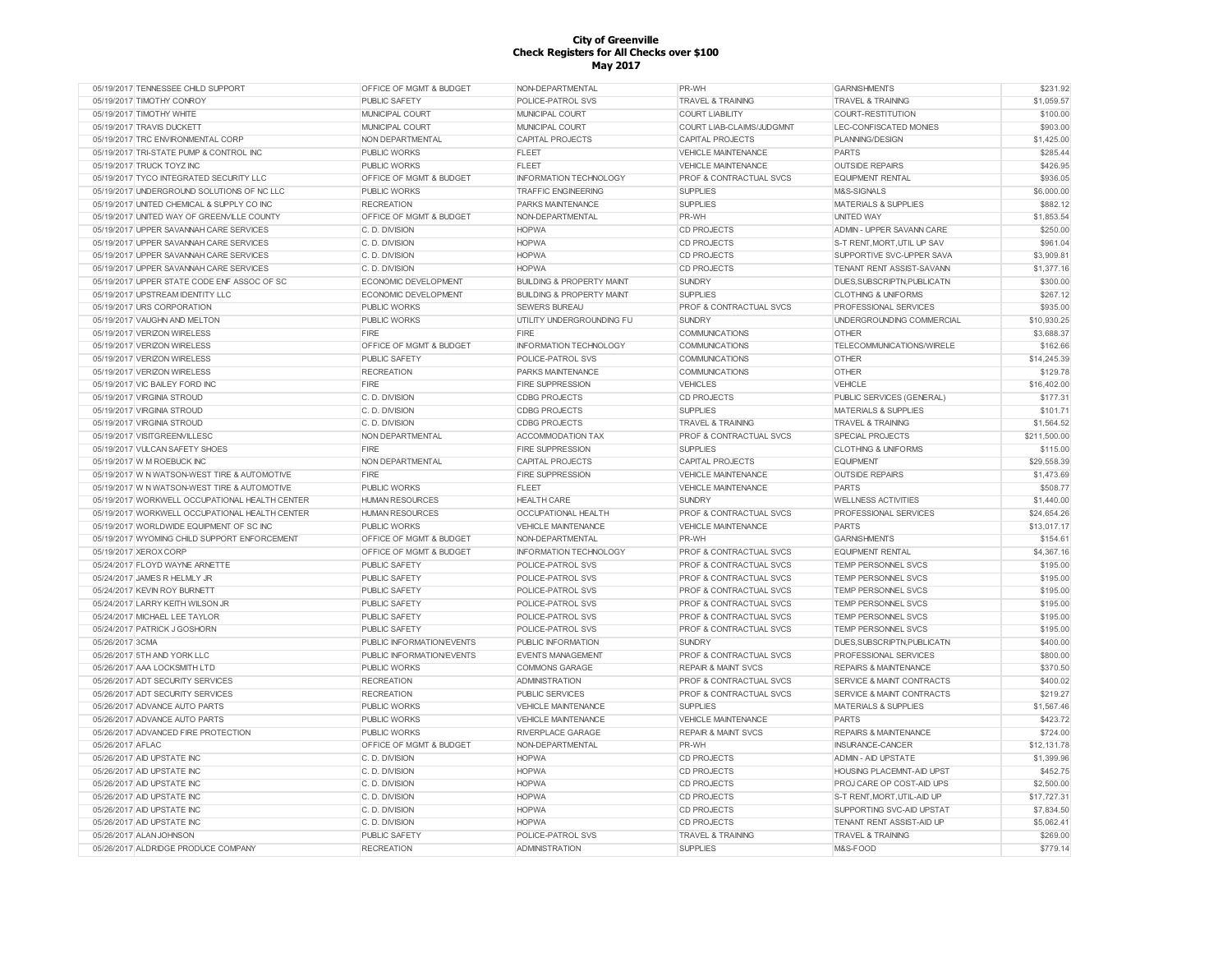**City of Greenville**
**Check Registers for All Checks over $100**
**May 2017**

| | | | | | | |
|---|---|---|---|---|---|---|
| 05/19/2017 TENNESSEE CHILD SUPPORT | OFFICE OF MGMT & BUDGET | NON-DEPARTMENTAL | PR-WH | GARNISHMENTS | $231.92 |
| 05/19/2017 TIMOTHY CONROY | PUBLIC SAFETY | POLICE-PATROL SVS | TRAVEL & TRAINING | TRAVEL & TRAINING | $1,059.57 |
| 05/19/2017 TIMOTHY WHITE | MUNICIPAL COURT | MUNICIPAL COURT | COURT LIABILITY | COURT-RESTITUTION | $100.00 |
| 05/19/2017 TRAVIS DUCKETT | MUNICIPAL COURT | MUNICIPAL COURT | COURT LIAB-CLAIMS/JUDGMNT | LEC-CONFISCATED MONIES | $903.00 |
| 05/19/2017 TRC ENVIRONMENTAL CORP | NON DEPARTMENTAL | CAPITAL PROJECTS | CAPITAL PROJECTS | PLANNING/DESIGN | $1,425.00 |
| 05/19/2017 TRI-STATE PUMP & CONTROL INC | PUBLIC WORKS | FLEET | VEHICLE MAINTENANCE | PARTS | $285.44 |
| 05/19/2017 TRUCK TOYZ INC | PUBLIC WORKS | FLEET | VEHICLE MAINTENANCE | OUTSIDE REPAIRS | $426.95 |
| 05/19/2017 TYCO INTEGRATED SECURITY LLC | OFFICE OF MGMT & BUDGET | INFORMATION TECHNOLOGY | PROF & CONTRACTUAL SVCS | EQUIPMENT RENTAL | $936.05 |
| 05/19/2017 UNDERGROUND SOLUTIONS OF NC LLC | PUBLIC WORKS | TRAFFIC ENGINEERING | SUPPLIES | M&S-SIGNALS | $6,000.00 |
| 05/19/2017 UNITED CHEMICAL & SUPPLY CO INC | RECREATION | PARKS MAINTENANCE | SUPPLIES | MATERIALS & SUPPLIES | $882.12 |
| 05/19/2017 UNITED WAY OF GREENVILLE COUNTY | OFFICE OF MGMT & BUDGET | NON-DEPARTMENTAL | PR-WH | UNITED WAY | $1,853.54 |
| 05/19/2017 UPPER SAVANNAH CARE SERVICES | C. D. DIVISION | HOPWA | CD PROJECTS | ADMIN - UPPER SAVANN CARE | $250.00 |
| 05/19/2017 UPPER SAVANNAH CARE SERVICES | C. D. DIVISION | HOPWA | CD PROJECTS | S-T RENT,MORT,UTIL UP SAV | $961.04 |
| 05/19/2017 UPPER SAVANNAH CARE SERVICES | C. D. DIVISION | HOPWA | CD PROJECTS | SUPPORTIVE SVC-UPPER SAVA | $3,909.81 |
| 05/19/2017 UPPER SAVANNAH CARE SERVICES | C. D. DIVISION | HOPWA | CD PROJECTS | TENANT RENT ASSIST-SAVANN | $1,377.16 |
| 05/19/2017 UPPER STATE CODE ENF ASSOC OF SC | ECONOMIC DEVELOPMENT | BUILDING & PROPERTY MAINT | SUNDRY | DUES,SUBSCRIPTN,PUBLICATN | $300.00 |
| 05/19/2017 UPSTREAM IDENTITY LLC | ECONOMIC DEVELOPMENT | BUILDING & PROPERTY MAINT | SUPPLIES | CLOTHING & UNIFORMS | $267.12 |
| 05/19/2017 URS CORPORATION | PUBLIC WORKS | SEWERS BUREAU | PROF & CONTRACTUAL SVCS | PROFESSIONAL SERVICES | $935.00 |
| 05/19/2017 VAUGHN AND MELTON | PUBLIC WORKS | UTILITY UNDERGROUNDING FU | SUNDRY | UNDERGROUNDING COMMERCIAL | $10,930.25 |
| 05/19/2017 VERIZON WIRELESS | FIRE | FIRE | COMMUNICATIONS | OTHER | $3,688.37 |
| 05/19/2017 VERIZON WIRELESS | OFFICE OF MGMT & BUDGET | INFORMATION TECHNOLOGY | COMMUNICATIONS | TELECOMMUNICATIONS/WIRELE | $162.66 |
| 05/19/2017 VERIZON WIRELESS | PUBLIC SAFETY | POLICE-PATROL SVS | COMMUNICATIONS | OTHER | $14,245.39 |
| 05/19/2017 VERIZON WIRELESS | RECREATION | PARKS MAINTENANCE | COMMUNICATIONS | OTHER | $129.78 |
| 05/19/2017 VIC BAILEY FORD INC | FIRE | FIRE SUPPRESSION | VEHICLES | VEHICLE | $16,402.00 |
| 05/19/2017 VIRGINIA STROUD | C. D. DIVISION | CDBG PROJECTS | CD PROJECTS | PUBLIC SERVICES (GENERAL) | $177.31 |
| 05/19/2017 VIRGINIA STROUD | C. D. DIVISION | CDBG PROJECTS | SUPPLIES | MATERIALS & SUPPLIES | $101.71 |
| 05/19/2017 VIRGINIA STROUD | C. D. DIVISION | CDBG PROJECTS | TRAVEL & TRAINING | TRAVEL & TRAINING | $1,564.52 |
| 05/19/2017 VISITGREENVILLESC | NON DEPARTMENTAL | ACCOMMODATION TAX | PROF & CONTRACTUAL SVCS | SPECIAL PROJECTS | $211,500.00 |
| 05/19/2017 VULCAN SAFETY SHOES | FIRE | FIRE SUPPRESSION | SUPPLIES | CLOTHING & UNIFORMS | $115.00 |
| 05/19/2017 W M ROEBUCK INC | NON DEPARTMENTAL | CAPITAL PROJECTS | CAPITAL PROJECTS | EQUIPMENT | $29,558.39 |
| 05/19/2017 W N WATSON-WEST TIRE & AUTOMOTIVE | FIRE | FIRE SUPPRESSION | VEHICLE MAINTENANCE | OUTSIDE REPAIRS | $1,473.69 |
| 05/19/2017 W N WATSON-WEST TIRE & AUTOMOTIVE | PUBLIC WORKS | FLEET | VEHICLE MAINTENANCE | PARTS | $508.77 |
| 05/19/2017 WORKWELL OCCUPATIONAL HEALTH CENTER | HUMAN RESOURCES | HEALTH CARE | SUNDRY | WELLNESS ACTIVITIES | $1,440.00 |
| 05/19/2017 WORKWELL OCCUPATIONAL HEALTH CENTER | HUMAN RESOURCES | OCCUPATIONAL HEALTH | PROF & CONTRACTUAL SVCS | PROFESSIONAL SERVICES | $24,654.26 |
| 05/19/2017 WORLDWIDE EQUIPMENT OF SC INC | PUBLIC WORKS | VEHICLE MAINTENANCE | VEHICLE MAINTENANCE | PARTS | $13,017.17 |
| 05/19/2017 WYOMING CHILD SUPPORT ENFORCEMENT | OFFICE OF MGMT & BUDGET | NON-DEPARTMENTAL | PR-WH | GARNISHMENTS | $154.61 |
| 05/19/2017 XEROX CORP | OFFICE OF MGMT & BUDGET | INFORMATION TECHNOLOGY | PROF & CONTRACTUAL SVCS | EQUIPMENT RENTAL | $4,367.16 |
| 05/24/2017 FLOYD WAYNE ARNETTE | PUBLIC SAFETY | POLICE-PATROL SVS | PROF & CONTRACTUAL SVCS | TEMP PERSONNEL SVCS | $195.00 |
| 05/24/2017 JAMES R HELMLY JR | PUBLIC SAFETY | POLICE-PATROL SVS | PROF & CONTRACTUAL SVCS | TEMP PERSONNEL SVCS | $195.00 |
| 05/24/2017 KEVIN ROY BURNETT | PUBLIC SAFETY | POLICE-PATROL SVS | PROF & CONTRACTUAL SVCS | TEMP PERSONNEL SVCS | $195.00 |
| 05/24/2017 LARRY KEITH WILSON JR | PUBLIC SAFETY | POLICE-PATROL SVS | PROF & CONTRACTUAL SVCS | TEMP PERSONNEL SVCS | $195.00 |
| 05/24/2017 MICHAEL LEE TAYLOR | PUBLIC SAFETY | POLICE-PATROL SVS | PROF & CONTRACTUAL SVCS | TEMP PERSONNEL SVCS | $195.00 |
| 05/24/2017 PATRICK J GOSHORN | PUBLIC SAFETY | POLICE-PATROL SVS | PROF & CONTRACTUAL SVCS | TEMP PERSONNEL SVCS | $195.00 |
| 05/26/2017 3CMA | PUBLIC INFORMATION/EVENTS | PUBLIC INFORMATION | SUNDRY | DUES,SUBSCRIPTN,PUBLICATN | $400.00 |
| 05/26/2017 5TH AND YORK LLC | PUBLIC INFORMATION/EVENTS | EVENTS MANAGEMENT | PROF & CONTRACTUAL SVCS | PROFESSIONAL SERVICES | $800.00 |
| 05/26/2017 AAA LOCKSMITH LTD | PUBLIC WORKS | COMMONS GARAGE | REPAIR & MAINT SVCS | REPAIRS & MAINTENANCE | $370.50 |
| 05/26/2017 ADT SECURITY SERVICES | RECREATION | ADMINISTRATION | PROF & CONTRACTUAL SVCS | SERVICE & MAINT CONTRACTS | $400.02 |
| 05/26/2017 ADT SECURITY SERVICES | RECREATION | PUBLIC SERVICES | PROF & CONTRACTUAL SVCS | SERVICE & MAINT CONTRACTS | $219.27 |
| 05/26/2017 ADVANCE AUTO PARTS | PUBLIC WORKS | VEHICLE MAINTENANCE | SUPPLIES | MATERIALS & SUPPLIES | $1,567.46 |
| 05/26/2017 ADVANCE AUTO PARTS | PUBLIC WORKS | VEHICLE MAINTENANCE | VEHICLE MAINTENANCE | PARTS | $423.72 |
| 05/26/2017 ADVANCED FIRE PROTECTION | PUBLIC WORKS | RIVERPLACE GARAGE | REPAIR & MAINT SVCS | REPAIRS & MAINTENANCE | $724.00 |
| 05/26/2017 AFLAC | OFFICE OF MGMT & BUDGET | NON-DEPARTMENTAL | PR-WH | INSURANCE-CANCER | $12,131.78 |
| 05/26/2017 AID UPSTATE INC | C. D. DIVISION | HOPWA | CD PROJECTS | ADMIN - AID UPSTATE | $1,399.96 |
| 05/26/2017 AID UPSTATE INC | C. D. DIVISION | HOPWA | CD PROJECTS | HOUSING PLACEMNT-AID UPST | $452.75 |
| 05/26/2017 AID UPSTATE INC | C. D. DIVISION | HOPWA | CD PROJECTS | PROJ CARE OP COST-AID UPS | $2,500.00 |
| 05/26/2017 AID UPSTATE INC | C. D. DIVISION | HOPWA | CD PROJECTS | S-T RENT,MORT,UTIL-AID UP | $17,727.31 |
| 05/26/2017 AID UPSTATE INC | C. D. DIVISION | HOPWA | CD PROJECTS | SUPPORTING SVC-AID UPSTAT | $7,834.50 |
| 05/26/2017 AID UPSTATE INC | C. D. DIVISION | HOPWA | CD PROJECTS | TENANT RENT ASSIST-AID UP | $5,062.41 |
| 05/26/2017 ALAN JOHNSON | PUBLIC SAFETY | POLICE-PATROL SVS | TRAVEL & TRAINING | TRAVEL & TRAINING | $269.00 |
| 05/26/2017 ALDRIDGE PRODUCE COMPANY | RECREATION | ADMINISTRATION | SUPPLIES | M&S-FOOD | $779.14 |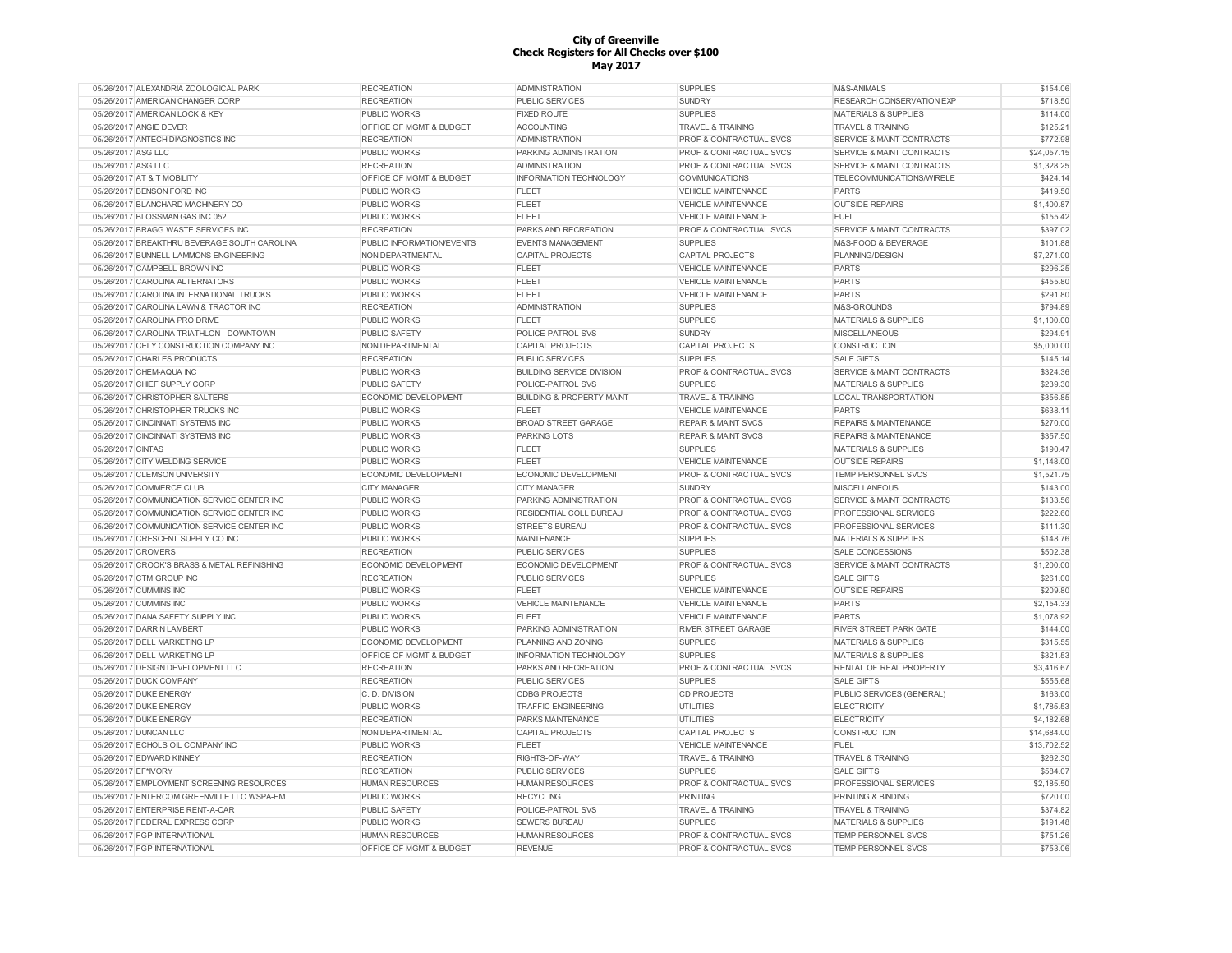**City of Greenville**
**Check Registers for All Checks over $100**
**May 2017**

| | | | | | | |
|---|---|---|---|---|---|---|
| 05/26/2017 | ALEXANDRIA ZOOLOGICAL PARK | RECREATION | ADMINISTRATION | SUPPLIES | M&S-ANIMALS | $154.06 |
| 05/26/2017 | AMERICAN CHANGER CORP | RECREATION | PUBLIC SERVICES | SUNDRY | RESEARCH CONSERVATION EXP | $718.50 |
| 05/26/2017 | AMERICAN LOCK & KEY | PUBLIC WORKS | FIXED ROUTE | SUPPLIES | MATERIALS & SUPPLIES | $114.00 |
| 05/26/2017 | ANGIE DEVER | OFFICE OF MGMT & BUDGET | ACCOUNTING | TRAVEL & TRAINING | TRAVEL & TRAINING | $125.21 |
| 05/26/2017 | ANTECH DIAGNOSTICS INC | RECREATION | ADMINISTRATION | PROF & CONTRACTUAL SVCS | SERVICE & MAINT CONTRACTS | $772.98 |
| 05/26/2017 | ASG LLC | PUBLIC WORKS | PARKING ADMINISTRATION | PROF & CONTRACTUAL SVCS | SERVICE & MAINT CONTRACTS | $24,057.15 |
| 05/26/2017 | ASG LLC | RECREATION | ADMINISTRATION | PROF & CONTRACTUAL SVCS | SERVICE & MAINT CONTRACTS | $1,328.25 |
| 05/26/2017 | AT & T MOBILITY | OFFICE OF MGMT & BUDGET | INFORMATION TECHNOLOGY | COMMUNICATIONS | TELECOMMUNICATIONS/WIRELE | $424.14 |
| 05/26/2017 | BENSON FORD INC | PUBLIC WORKS | FLEET | VEHICLE MAINTENANCE | PARTS | $419.50 |
| 05/26/2017 | BLANCHARD MACHINERY CO | PUBLIC WORKS | FLEET | VEHICLE MAINTENANCE | OUTSIDE REPAIRS | $1,400.87 |
| 05/26/2017 | BLOSSMAN GAS INC 052 | PUBLIC WORKS | FLEET | VEHICLE MAINTENANCE | FUEL | $155.42 |
| 05/26/2017 | BRAGG WASTE SERVICES INC | RECREATION | PARKS AND RECREATION | PROF & CONTRACTUAL SVCS | SERVICE & MAINT CONTRACTS | $397.02 |
| 05/26/2017 | BREAKTHRU BEVERAGE SOUTH CAROLINA | PUBLIC INFORMATION/EVENTS | EVENTS MANAGEMENT | SUPPLIES | M&S-FOOD & BEVERAGE | $101.88 |
| 05/26/2017 | BUNNELL-LAMMONS ENGINEERING | NON DEPARTMENTAL | CAPITAL PROJECTS | CAPITAL PROJECTS | PLANNING/DESIGN | $7,271.00 |
| 05/26/2017 | CAMPBELL-BROWN INC | PUBLIC WORKS | FLEET | VEHICLE MAINTENANCE | PARTS | $296.25 |
| 05/26/2017 | CAROLINA ALTERNATORS | PUBLIC WORKS | FLEET | VEHICLE MAINTENANCE | PARTS | $455.80 |
| 05/26/2017 | CAROLINA INTERNATIONAL TRUCKS | PUBLIC WORKS | FLEET | VEHICLE MAINTENANCE | PARTS | $291.80 |
| 05/26/2017 | CAROLINA LAWN & TRACTOR INC | RECREATION | ADMINISTRATION | SUPPLIES | M&S-GROUNDS | $794.89 |
| 05/26/2017 | CAROLINA PRO DRIVE | PUBLIC WORKS | FLEET | SUPPLIES | MATERIALS & SUPPLIES | $1,100.00 |
| 05/26/2017 | CAROLINA TRIATHLON - DOWNTOWN | PUBLIC SAFETY | POLICE-PATROL SVS | SUNDRY | MISCELLANEOUS | $294.91 |
| 05/26/2017 | CELY CONSTRUCTION COMPANY INC | NON DEPARTMENTAL | CAPITAL PROJECTS | CAPITAL PROJECTS | CONSTRUCTION | $5,000.00 |
| 05/26/2017 | CHARLES PRODUCTS | RECREATION | PUBLIC SERVICES | SUPPLIES | SALE GIFTS | $145.14 |
| 05/26/2017 | CHEM-AQUA INC | PUBLIC WORKS | BUILDING SERVICE DIVISION | PROF & CONTRACTUAL SVCS | SERVICE & MAINT CONTRACTS | $324.36 |
| 05/26/2017 | CHIEF SUPPLY CORP | PUBLIC SAFETY | POLICE-PATROL SVS | SUPPLIES | MATERIALS & SUPPLIES | $239.30 |
| 05/26/2017 | CHRISTOPHER SALTERS | ECONOMIC DEVELOPMENT | BUILDING & PROPERTY MAINT | TRAVEL & TRAINING | LOCAL TRANSPORTATION | $356.85 |
| 05/26/2017 | CHRISTOPHER TRUCKS INC | PUBLIC WORKS | FLEET | VEHICLE MAINTENANCE | PARTS | $638.11 |
| 05/26/2017 | CINCINNATI SYSTEMS INC | PUBLIC WORKS | BROAD STREET GARAGE | REPAIR & MAINT SVCS | REPAIRS & MAINTENANCE | $270.00 |
| 05/26/2017 | CINCINNATI SYSTEMS INC | PUBLIC WORKS | PARKING LOTS | REPAIR & MAINT SVCS | REPAIRS & MAINTENANCE | $357.50 |
| 05/26/2017 | CINTAS | PUBLIC WORKS | FLEET | SUPPLIES | MATERIALS & SUPPLIES | $190.47 |
| 05/26/2017 | CITY WELDING SERVICE | PUBLIC WORKS | FLEET | VEHICLE MAINTENANCE | OUTSIDE REPAIRS | $1,148.00 |
| 05/26/2017 | CLEMSON UNIVERSITY | ECONOMIC DEVELOPMENT | ECONOMIC DEVELOPMENT | PROF & CONTRACTUAL SVCS | TEMP PERSONNEL SVCS | $1,521.75 |
| 05/26/2017 | COMMERCE CLUB | CITY MANAGER | CITY MANAGER | SUNDRY | MISCELLANEOUS | $143.00 |
| 05/26/2017 | COMMUNICATION SERVICE CENTER INC | PUBLIC WORKS | PARKING ADMINISTRATION | PROF & CONTRACTUAL SVCS | SERVICE & MAINT CONTRACTS | $133.56 |
| 05/26/2017 | COMMUNICATION SERVICE CENTER INC | PUBLIC WORKS | RESIDENTIAL COLL BUREAU | PROF & CONTRACTUAL SVCS | PROFESSIONAL SERVICES | $222.60 |
| 05/26/2017 | COMMUNICATION SERVICE CENTER INC | PUBLIC WORKS | STREETS BUREAU | PROF & CONTRACTUAL SVCS | PROFESSIONAL SERVICES | $111.30 |
| 05/26/2017 | CRESCENT SUPPLY CO INC | PUBLIC WORKS | MAINTENANCE | SUPPLIES | MATERIALS & SUPPLIES | $148.76 |
| 05/26/2017 | CROMERS | RECREATION | PUBLIC SERVICES | SUPPLIES | SALE CONCESSIONS | $502.38 |
| 05/26/2017 | CROOK'S BRASS & METAL REFINISHING | ECONOMIC DEVELOPMENT | ECONOMIC DEVELOPMENT | PROF & CONTRACTUAL SVCS | SERVICE & MAINT CONTRACTS | $1,200.00 |
| 05/26/2017 | CTM GROUP INC | RECREATION | PUBLIC SERVICES | SUPPLIES | SALE GIFTS | $261.00 |
| 05/26/2017 | CUMMINS INC | PUBLIC WORKS | FLEET | VEHICLE MAINTENANCE | OUTSIDE REPAIRS | $209.80 |
| 05/26/2017 | CUMMINS INC | PUBLIC WORKS | VEHICLE MAINTENANCE | VEHICLE MAINTENANCE | PARTS | $2,154.33 |
| 05/26/2017 | DANA SAFETY SUPPLY INC | PUBLIC WORKS | FLEET | VEHICLE MAINTENANCE | PARTS | $1,078.92 |
| 05/26/2017 | DARRIN LAMBERT | PUBLIC WORKS | PARKING ADMINISTRATION | RIVER STREET GARAGE | RIVER STREET PARK GATE | $144.00 |
| 05/26/2017 | DELL MARKETING LP | ECONOMIC DEVELOPMENT | PLANNING AND ZONING | SUPPLIES | MATERIALS & SUPPLIES | $315.55 |
| 05/26/2017 | DELL MARKETING LP | OFFICE OF MGMT & BUDGET | INFORMATION TECHNOLOGY | SUPPLIES | MATERIALS & SUPPLIES | $321.53 |
| 05/26/2017 | DESIGN DEVELOPMENT LLC | RECREATION | PARKS AND RECREATION | PROF & CONTRACTUAL SVCS | RENTAL OF REAL PROPERTY | $3,416.67 |
| 05/26/2017 | DUCK COMPANY | RECREATION | PUBLIC SERVICES | SUPPLIES | SALE GIFTS | $555.68 |
| 05/26/2017 | DUKE ENERGY | C. D. DIVISION | CDBG PROJECTS | CD PROJECTS | PUBLIC SERVICES (GENERAL) | $163.00 |
| 05/26/2017 | DUKE ENERGY | PUBLIC WORKS | TRAFFIC ENGINEERING | UTILITIES | ELECTRICITY | $1,785.53 |
| 05/26/2017 | DUKE ENERGY | RECREATION | PARKS MAINTENANCE | UTILITIES | ELECTRICITY | $4,182.68 |
| 05/26/2017 | DUNCAN LLC | NON DEPARTMENTAL | CAPITAL PROJECTS | CAPITAL PROJECTS | CONSTRUCTION | $14,684.00 |
| 05/26/2017 | ECHOLS OIL COMPANY INC | PUBLIC WORKS | FLEET | VEHICLE MAINTENANCE | FUEL | $13,702.52 |
| 05/26/2017 | EDWARD KINNEY | RECREATION | RIGHTS-OF-WAY | TRAVEL & TRAINING | TRAVEL & TRAINING | $262.30 |
| 05/26/2017 | EF*IVORY | RECREATION | PUBLIC SERVICES | SUPPLIES | SALE GIFTS | $584.07 |
| 05/26/2017 | EMPLOYMENT SCREENING RESOURCES | HUMAN RESOURCES | HUMAN RESOURCES | PROF & CONTRACTUAL SVCS | PROFESSIONAL SERVICES | $2,185.50 |
| 05/26/2017 | ENTERCOM GREENVILLE LLC WSPA-FM | PUBLIC WORKS | RECYCLING | PRINTING | PRINTING & BINDING | $720.00 |
| 05/26/2017 | ENTERPRISE RENT-A-CAR | PUBLIC SAFETY | POLICE-PATROL SVS | TRAVEL & TRAINING | TRAVEL & TRAINING | $374.82 |
| 05/26/2017 | FEDERAL EXPRESS CORP | PUBLIC WORKS | SEWERS BUREAU | SUPPLIES | MATERIALS & SUPPLIES | $191.48 |
| 05/26/2017 | FGP INTERNATIONAL | HUMAN RESOURCES | HUMAN RESOURCES | PROF & CONTRACTUAL SVCS | TEMP PERSONNEL SVCS | $751.26 |
| 05/26/2017 | FGP INTERNATIONAL | OFFICE OF MGMT & BUDGET | REVENUE | PROF & CONTRACTUAL SVCS | TEMP PERSONNEL SVCS | $753.06 |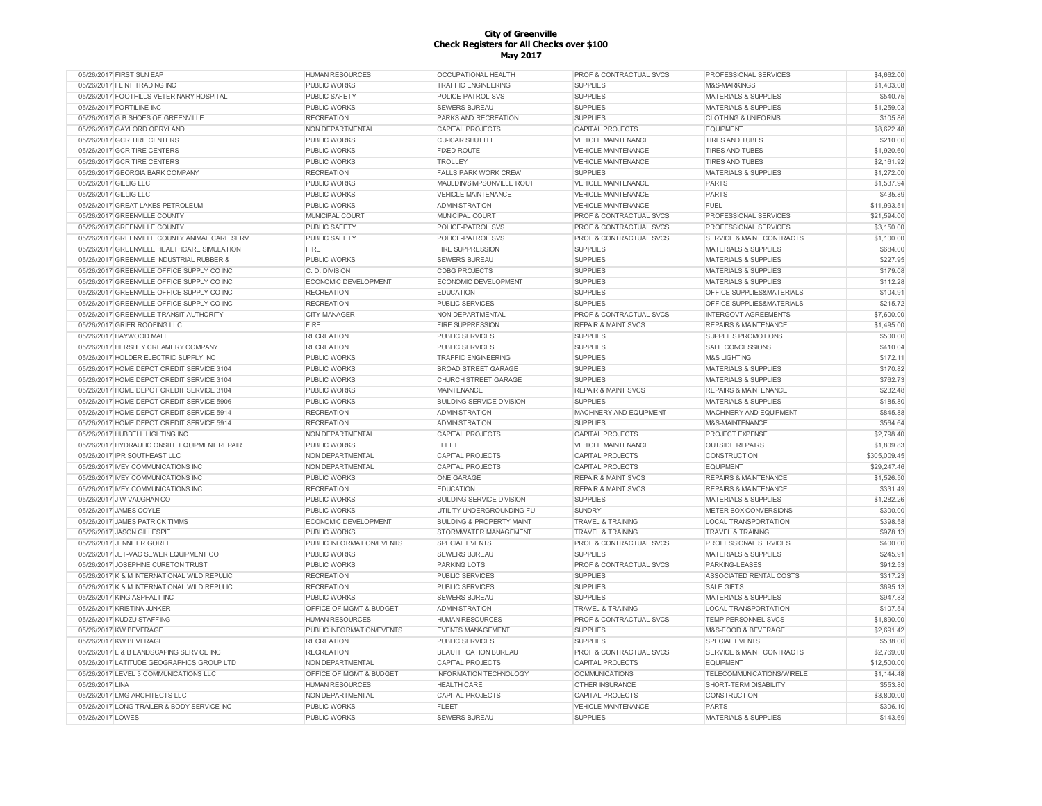**City of Greenville**
**Check Registers for All Checks over $100**
**May 2017**

| | | | | | | |
|---|---|---|---|---|---|---|
| 05/26/2017 | FIRST SUN EAP | HUMAN RESOURCES | OCCUPATIONAL HEALTH | PROF & CONTRACTUAL SVCS | PROFESSIONAL SERVICES | $4,662.00 |
| 05/26/2017 | FLINT TRADING INC | PUBLIC WORKS | TRAFFIC ENGINEERING | SUPPLIES | M&S-MARKINGS | $1,403.08 |
| 05/26/2017 | FOOTHILLS VETERINARY HOSPITAL | PUBLIC SAFETY | POLICE-PATROL SVS | SUPPLIES | MATERIALS & SUPPLIES | $540.75 |
| 05/26/2017 | FORTILINE INC | PUBLIC WORKS | SEWERS BUREAU | SUPPLIES | MATERIALS & SUPPLIES | $1,259.03 |
| 05/26/2017 | G B SHOES OF GREENVILLE | RECREATION | PARKS AND RECREATION | SUPPLIES | CLOTHING & UNIFORMS | $105.86 |
| 05/26/2017 | GAYLORD OPRYLAND | NON DEPARTMENTAL | CAPITAL PROJECTS | CAPITAL PROJECTS | EQUIPMENT | $8,622.48 |
| 05/26/2017 | GCR TIRE CENTERS | PUBLIC WORKS | CU-ICAR SHUTTLE | VEHICLE MAINTENANCE | TIRES AND TUBES | $210.00 |
| 05/26/2017 | GCR TIRE CENTERS | PUBLIC WORKS | FIXED ROUTE | VEHICLE MAINTENANCE | TIRES AND TUBES | $1,920.60 |
| 05/26/2017 | GCR TIRE CENTERS | PUBLIC WORKS | TROLLEY | VEHICLE MAINTENANCE | TIRES AND TUBES | $2,161.92 |
| 05/26/2017 | GEORGIA BARK COMPANY | RECREATION | FALLS PARK WORK CREW | SUPPLIES | MATERIALS & SUPPLIES | $1,272.00 |
| 05/26/2017 | GILLIG LLC | PUBLIC WORKS | MAULDIN/SIMPSONVILLE ROUT | VEHICLE MAINTENANCE | PARTS | $1,537.94 |
| 05/26/2017 | GILLIG LLC | PUBLIC WORKS | VEHICLE MAINTENANCE | VEHICLE MAINTENANCE | PARTS | $435.89 |
| 05/26/2017 | GREAT LAKES PETROLEUM | PUBLIC WORKS | ADMINISTRATION | VEHICLE MAINTENANCE | FUEL | $11,993.51 |
| 05/26/2017 | GREENVILLE COUNTY | MUNICIPAL COURT | MUNICIPAL COURT | PROF & CONTRACTUAL SVCS | PROFESSIONAL SERVICES | $21,594.00 |
| 05/26/2017 | GREENVILLE COUNTY | PUBLIC SAFETY | POLICE-PATROL SVS | PROF & CONTRACTUAL SVCS | PROFESSIONAL SERVICES | $3,150.00 |
| 05/26/2017 | GREENVILLE COUNTY ANIMAL CARE SERV | PUBLIC SAFETY | POLICE-PATROL SVS | PROF & CONTRACTUAL SVCS | SERVICE & MAINT CONTRACTS | $1,100.00 |
| 05/26/2017 | GREENVILLE HEALTHCARE SIMULATION | FIRE | FIRE SUPPRESSION | SUPPLIES | MATERIALS & SUPPLIES | $684.00 |
| 05/26/2017 | GREENVILLE INDUSTRIAL RUBBER & | PUBLIC WORKS | SEWERS BUREAU | SUPPLIES | MATERIALS & SUPPLIES | $227.95 |
| 05/26/2017 | GREENVILLE OFFICE SUPPLY CO INC | C. D. DIVISION | CDBG PROJECTS | SUPPLIES | MATERIALS & SUPPLIES | $179.08 |
| 05/26/2017 | GREENVILLE OFFICE SUPPLY CO INC | ECONOMIC DEVELOPMENT | ECONOMIC DEVELOPMENT | SUPPLIES | MATERIALS & SUPPLIES | $112.28 |
| 05/26/2017 | GREENVILLE OFFICE SUPPLY CO INC | RECREATION | EDUCATION | SUPPLIES | OFFICE SUPPLIES&MATERIALS | $104.91 |
| 05/26/2017 | GREENVILLE OFFICE SUPPLY CO INC | RECREATION | PUBLIC SERVICES | SUPPLIES | OFFICE SUPPLIES&MATERIALS | $215.72 |
| 05/26/2017 | GREENVILLE TRANSIT AUTHORITY | CITY MANAGER | NON-DEPARTMENTAL | PROF & CONTRACTUAL SVCS | INTERGOVT AGREEMENTS | $7,600.00 |
| 05/26/2017 | GRIER ROOFING LLC | FIRE | FIRE SUPPRESSION | REPAIR & MAINT SVCS | REPAIRS & MAINTENANCE | $1,495.00 |
| 05/26/2017 | HAYWOOD MALL | RECREATION | PUBLIC SERVICES | SUPPLIES | SUPPLIES PROMOTIONS | $500.00 |
| 05/26/2017 | HERSHEY CREAMERY COMPANY | RECREATION | PUBLIC SERVICES | SUPPLIES | SALE CONCESSIONS | $410.04 |
| 05/26/2017 | HOLDER ELECTRIC SUPPLY INC | PUBLIC WORKS | TRAFFIC ENGINEERING | SUPPLIES | M&S LIGHTING | $172.11 |
| 05/26/2017 | HOME DEPOT CREDIT SERVICE 3104 | PUBLIC WORKS | BROAD STREET GARAGE | SUPPLIES | MATERIALS & SUPPLIES | $170.82 |
| 05/26/2017 | HOME DEPOT CREDIT SERVICE 3104 | PUBLIC WORKS | CHURCH STREET GARAGE | SUPPLIES | MATERIALS & SUPPLIES | $762.73 |
| 05/26/2017 | HOME DEPOT CREDIT SERVICE 3104 | PUBLIC WORKS | MAINTENANCE | REPAIR & MAINT SVCS | REPAIRS & MAINTENANCE | $232.48 |
| 05/26/2017 | HOME DEPOT CREDIT SERVICE 5906 | PUBLIC WORKS | BUILDING SERVICE DIVISION | SUPPLIES | MATERIALS & SUPPLIES | $185.80 |
| 05/26/2017 | HOME DEPOT CREDIT SERVICE 5914 | RECREATION | ADMINISTRATION | MACHINERY AND EQUIPMENT | MACHINERY AND EQUIPMENT | $845.88 |
| 05/26/2017 | HOME DEPOT CREDIT SERVICE 5914 | RECREATION | ADMINISTRATION | SUPPLIES | M&S-MAINTENANCE | $564.64 |
| 05/26/2017 | HUBBELL LIGHTING INC | NON DEPARTMENTAL | CAPITAL PROJECTS | CAPITAL PROJECTS | PROJECT EXPENSE | $2,798.40 |
| 05/26/2017 | HYDRAULIC ONSITE EQUIPMENT REPAIR | PUBLIC WORKS | FLEET | VEHICLE MAINTENANCE | OUTSIDE REPAIRS | $1,809.83 |
| 05/26/2017 | IPR SOUTHEAST LLC | NON DEPARTMENTAL | CAPITAL PROJECTS | CAPITAL PROJECTS | CONSTRUCTION | $305,009.45 |
| 05/26/2017 | IVEY COMMUNICATIONS INC | NON DEPARTMENTAL | CAPITAL PROJECTS | CAPITAL PROJECTS | EQUIPMENT | $29,247.46 |
| 05/26/2017 | IVEY COMMUNICATIONS INC | PUBLIC WORKS | ONE GARAGE | REPAIR & MAINT SVCS | REPAIRS & MAINTENANCE | $1,526.50 |
| 05/26/2017 | IVEY COMMUNICATIONS INC | RECREATION | EDUCATION | REPAIR & MAINT SVCS | REPAIRS & MAINTENANCE | $331.49 |
| 05/26/2017 | J W VAUGHAN CO | PUBLIC WORKS | BUILDING SERVICE DIVISION | SUPPLIES | MATERIALS & SUPPLIES | $1,282.26 |
| 05/26/2017 | JAMES COYLE | PUBLIC WORKS | UTILITY UNDERGROUNDING FU | SUNDRY | METER BOX CONVERSIONS | $300.00 |
| 05/26/2017 | JAMES PATRICK TIMMS | ECONOMIC DEVELOPMENT | BUILDING & PROPERTY MAINT | TRAVEL & TRAINING | LOCAL TRANSPORTATION | $398.58 |
| 05/26/2017 | JASON GILLESPIE | PUBLIC WORKS | STORMWATER MANAGEMENT | TRAVEL & TRAINING | TRAVEL & TRAINING | $978.13 |
| 05/26/2017 | JENNIFER GOREE | PUBLIC INFORMATION/EVENTS | SPECIAL EVENTS | PROF & CONTRACTUAL SVCS | PROFESSIONAL SERVICES | $400.00 |
| 05/26/2017 | JET-VAC SEWER EQUIPMENT CO | PUBLIC WORKS | SEWERS BUREAU | SUPPLIES | MATERIALS & SUPPLIES | $245.91 |
| 05/26/2017 | JOSEPHINE CURETON TRUST | PUBLIC WORKS | PARKING LOTS | PROF & CONTRACTUAL SVCS | PARKING-LEASES | $912.53 |
| 05/26/2017 | K & M INTERNATIONAL WILD REPULIC | RECREATION | PUBLIC SERVICES | SUPPLIES | ASSOCIATED RENTAL COSTS | $317.23 |
| 05/26/2017 | K & M INTERNATIONAL WILD REPULIC | RECREATION | PUBLIC SERVICES | SUPPLIES | SALE GIFTS | $695.13 |
| 05/26/2017 | KING ASPHALT INC | PUBLIC WORKS | SEWERS BUREAU | SUPPLIES | MATERIALS & SUPPLIES | $947.83 |
| 05/26/2017 | KRISTINA JUNKER | OFFICE OF MGMT & BUDGET | ADMINISTRATION | TRAVEL & TRAINING | LOCAL TRANSPORTATION | $107.54 |
| 05/26/2017 | KUDZU STAFFING | HUMAN RESOURCES | HUMAN RESOURCES | PROF & CONTRACTUAL SVCS | TEMP PERSONNEL SVCS | $1,890.00 |
| 05/26/2017 | KW BEVERAGE | PUBLIC INFORMATION/EVENTS | EVENTS MANAGEMENT | SUPPLIES | M&S-FOOD & BEVERAGE | $2,691.42 |
| 05/26/2017 | KW BEVERAGE | RECREATION | PUBLIC SERVICES | SUPPLIES | SPECIAL EVENTS | $538.00 |
| 05/26/2017 | L & B LANDSCAPING SERVICE INC | RECREATION | BEAUTIFICATION BUREAU | PROF & CONTRACTUAL SVCS | SERVICE & MAINT CONTRACTS | $2,769.00 |
| 05/26/2017 | LATITUDE GEOGRAPHICS GROUP LTD | NON DEPARTMENTAL | CAPITAL PROJECTS | CAPITAL PROJECTS | EQUIPMENT | $12,500.00 |
| 05/26/2017 | LEVEL 3 COMMUNICATIONS LLC | OFFICE OF MGMT & BUDGET | INFORMATION TECHNOLOGY | COMMUNICATIONS | TELECOMMUNICATIONS/WIRELE | $1,144.48 |
| 05/26/2017 | LINA | HUMAN RESOURCES | HEALTH CARE | OTHER INSURANCE | SHORT-TERM DISABILITY | $553.80 |
| 05/26/2017 | LMG ARCHITECTS LLC | NON DEPARTMENTAL | CAPITAL PROJECTS | CAPITAL PROJECTS | CONSTRUCTION | $3,800.00 |
| 05/26/2017 | LONG TRAILER & BODY SERVICE INC | PUBLIC WORKS | FLEET | VEHICLE MAINTENANCE | PARTS | $306.10 |
| 05/26/2017 | LOWES | PUBLIC WORKS | SEWERS BUREAU | SUPPLIES | MATERIALS & SUPPLIES | $143.69 |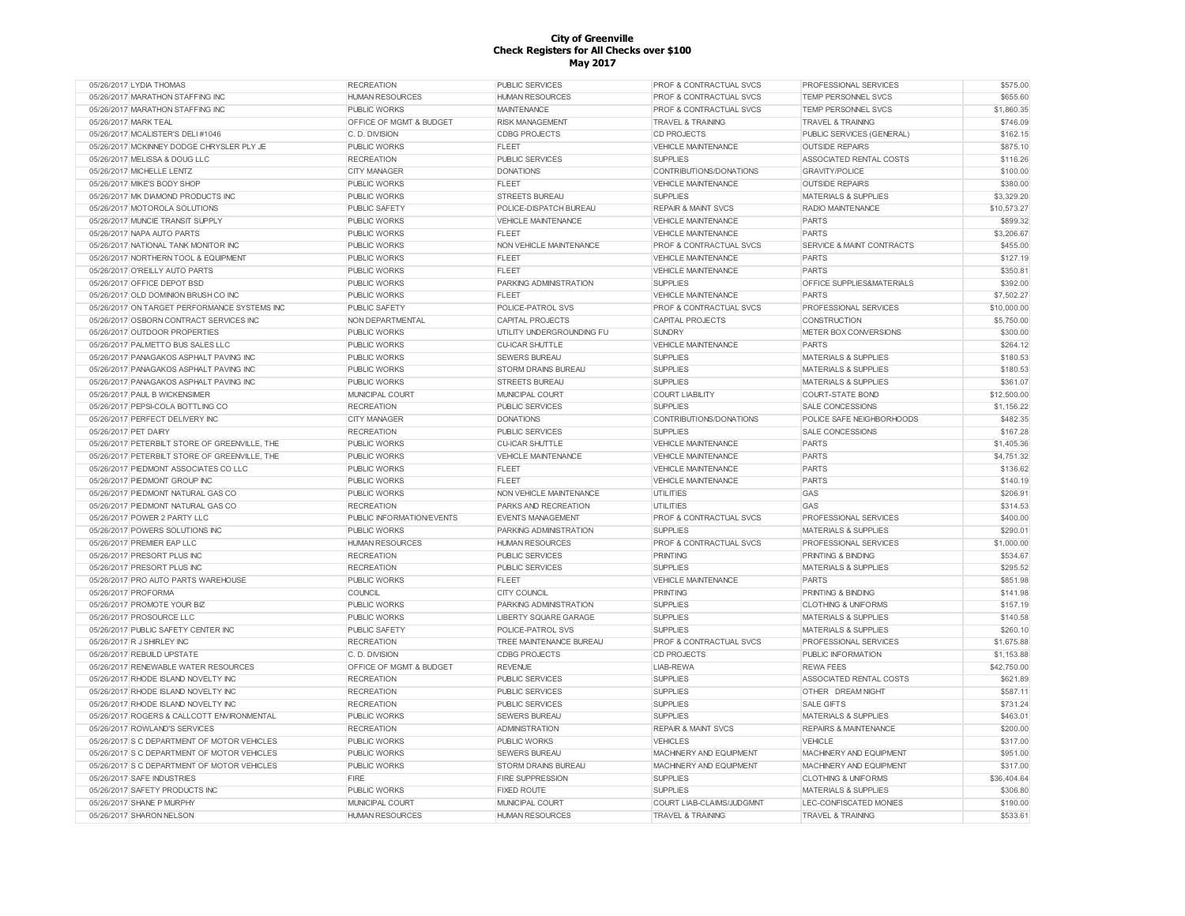# City of Greenville
## Check Registers for All Checks over $100
## May 2017

| | | | | | | |
|---|---|---|---|---|---|---|
| 05/26/2017 | LYDIA THOMAS | RECREATION | PUBLIC SERVICES | PROF & CONTRACTUAL SVCS | PROFESSIONAL SERVICES | $575.00 |
| 05/26/2017 | MARATHON STAFFING INC | HUMAN RESOURCES | HUMAN RESOURCES | PROF & CONTRACTUAL SVCS | TEMP PERSONNEL SVCS | $655.60 |
| 05/26/2017 | MARATHON STAFFING INC | PUBLIC WORKS | MAINTENANCE | PROF & CONTRACTUAL SVCS | TEMP PERSONNEL SVCS | $1,860.35 |
| 05/26/2017 | MARK TEAL | OFFICE OF MGMT & BUDGET | RISK MANAGEMENT | TRAVEL & TRAINING | TRAVEL & TRAINING | $746.09 |
| 05/26/2017 | MCALISTER'S DELI #1046 | C. D. DIVISION | CDBG PROJECTS | CD PROJECTS | PUBLIC SERVICES (GENERAL) | $162.15 |
| 05/26/2017 | MCKINNEY DODGE CHRYSLER PLY JE | PUBLIC WORKS | FLEET | VEHICLE MAINTENANCE | OUTSIDE REPAIRS | $875.10 |
| 05/26/2017 | MELISSA & DOUG LLC | RECREATION | PUBLIC SERVICES | SUPPLIES | ASSOCIATED RENTAL COSTS | $116.26 |
| 05/26/2017 | MICHELLE LENTZ | CITY MANAGER | DONATIONS | CONTRIBUTIONS/DONATIONS | GRAVITY/POLICE | $100.00 |
| 05/26/2017 | MIKE'S BODY SHOP | PUBLIC WORKS | FLEET | VEHICLE MAINTENANCE | OUTSIDE REPAIRS | $380.00 |
| 05/26/2017 | MK DIAMOND PRODUCTS INC | PUBLIC WORKS | STREETS BUREAU | SUPPLIES | MATERIALS & SUPPLIES | $3,329.20 |
| 05/26/2017 | MOTOROLA SOLUTIONS | PUBLIC SAFETY | POLICE-DISPATCH BUREAU | REPAIR & MAINT SVCS | RADIO MAINTENANCE | $10,573.27 |
| 05/26/2017 | MUNCIE TRANSIT SUPPLY | PUBLIC WORKS | VEHICLE MAINTENANCE | VEHICLE MAINTENANCE | PARTS | $899.32 |
| 05/26/2017 | NAPA AUTO PARTS | PUBLIC WORKS | FLEET | VEHICLE MAINTENANCE | PARTS | $3,206.67 |
| 05/26/2017 | NATIONAL TANK MONITOR INC | PUBLIC WORKS | NON VEHICLE MAINTENANCE | PROF & CONTRACTUAL SVCS | SERVICE & MAINT CONTRACTS | $455.00 |
| 05/26/2017 | NORTHERN TOOL & EQUIPMENT | PUBLIC WORKS | FLEET | VEHICLE MAINTENANCE | PARTS | $127.19 |
| 05/26/2017 | O'REILLY AUTO PARTS | PUBLIC WORKS | FLEET | VEHICLE MAINTENANCE | PARTS | $350.81 |
| 05/26/2017 | OFFICE DEPOT BSD | PUBLIC WORKS | PARKING ADMINISTRATION | SUPPLIES | OFFICE SUPPLIES&MATERIALS | $392.00 |
| 05/26/2017 | OLD DOMINION BRUSH CO INC | PUBLIC WORKS | FLEET | VEHICLE MAINTENANCE | PARTS | $7,502.27 |
| 05/26/2017 | ON TARGET PERFORMANCE SYSTEMS INC | PUBLIC SAFETY | POLICE-PATROL SVS | PROF & CONTRACTUAL SVCS | PROFESSIONAL SERVICES | $10,000.00 |
| 05/26/2017 | OSBORN CONTRACT SERVICES INC | NON DEPARTMENTAL | CAPITAL PROJECTS | CAPITAL PROJECTS | CONSTRUCTION | $5,750.00 |
| 05/26/2017 | OUTDOOR PROPERTIES | PUBLIC WORKS | UTILITY UNDERGROUNDING FU | SUNDRY | METER BOX CONVERSIONS | $300.00 |
| 05/26/2017 | PALMETTO BUS SALES LLC | PUBLIC WORKS | CU-ICAR SHUTTLE | VEHICLE MAINTENANCE | PARTS | $264.12 |
| 05/26/2017 | PANAGAKOS ASPHALT PAVING INC | PUBLIC WORKS | SEWERS BUREAU | SUPPLIES | MATERIALS & SUPPLIES | $180.53 |
| 05/26/2017 | PANAGAKOS ASPHALT PAVING INC | PUBLIC WORKS | STORM DRAINS BUREAU | SUPPLIES | MATERIALS & SUPPLIES | $180.53 |
| 05/26/2017 | PANAGAKOS ASPHALT PAVING INC | PUBLIC WORKS | STREETS BUREAU | SUPPLIES | MATERIALS & SUPPLIES | $361.07 |
| 05/26/2017 | PAUL B WICKENSIMER | MUNICIPAL COURT | MUNICIPAL COURT | COURT LIABILITY | COURT-STATE BOND | $12,500.00 |
| 05/26/2017 | PEPSI-COLA BOTTLING CO | RECREATION | PUBLIC SERVICES | SUPPLIES | SALE CONCESSIONS | $1,156.22 |
| 05/26/2017 | PERFECT DELIVERY INC | CITY MANAGER | DONATIONS | CONTRIBUTIONS/DONATIONS | POLICE SAFE NEIGHBORHOODS | $482.35 |
| 05/26/2017 | PET DAIRY | RECREATION | PUBLIC SERVICES | SUPPLIES | SALE CONCESSIONS | $167.28 |
| 05/26/2017 | PETERBILT STORE OF GREENVILLE, THE | PUBLIC WORKS | CU-ICAR SHUTTLE | VEHICLE MAINTENANCE | PARTS | $1,405.36 |
| 05/26/2017 | PETERBILT STORE OF GREENVILLE, THE | PUBLIC WORKS | VEHICLE MAINTENANCE | VEHICLE MAINTENANCE | PARTS | $4,751.32 |
| 05/26/2017 | PIEDMONT ASSOCIATES CO LLC | PUBLIC WORKS | FLEET | VEHICLE MAINTENANCE | PARTS | $136.62 |
| 05/26/2017 | PIEDMONT GROUP INC | PUBLIC WORKS | FLEET | VEHICLE MAINTENANCE | PARTS | $140.19 |
| 05/26/2017 | PIEDMONT NATURAL GAS CO | PUBLIC WORKS | NON VEHICLE MAINTENANCE | UTILITIES | GAS | $206.91 |
| 05/26/2017 | PIEDMONT NATURAL GAS CO | RECREATION | PARKS AND RECREATION | UTILITIES | GAS | $314.53 |
| 05/26/2017 | POWER 2 PARTY LLC | PUBLIC INFORMATION/EVENTS | EVENTS MANAGEMENT | PROF & CONTRACTUAL SVCS | PROFESSIONAL SERVICES | $400.00 |
| 05/26/2017 | POWERS SOLUTIONS INC | PUBLIC WORKS | PARKING ADMINISTRATION | SUPPLIES | MATERIALS & SUPPLIES | $290.01 |
| 05/26/2017 | PREMIER EAP LLC | HUMAN RESOURCES | HUMAN RESOURCES | PROF & CONTRACTUAL SVCS | PROFESSIONAL SERVICES | $1,000.00 |
| 05/26/2017 | PRESORT PLUS INC | RECREATION | PUBLIC SERVICES | PRINTING | PRINTING & BINDING | $534.67 |
| 05/26/2017 | PRESORT PLUS INC | RECREATION | PUBLIC SERVICES | SUPPLIES | MATERIALS & SUPPLIES | $295.52 |
| 05/26/2017 | PRO AUTO PARTS WAREHOUSE | PUBLIC WORKS | FLEET | VEHICLE MAINTENANCE | PARTS | $851.98 |
| 05/26/2017 | PROFORMA | COUNCIL | CITY COUNCIL | PRINTING | PRINTING & BINDING | $141.98 |
| 05/26/2017 | PROMOTE YOUR BIZ | PUBLIC WORKS | PARKING ADMINISTRATION | SUPPLIES | CLOTHING & UNIFORMS | $157.19 |
| 05/26/2017 | PROSOURCE LLC | PUBLIC WORKS | LIBERTY SQUARE GARAGE | SUPPLIES | MATERIALS & SUPPLIES | $140.58 |
| 05/26/2017 | PUBLIC SAFETY CENTER INC | PUBLIC SAFETY | POLICE-PATROL SVS | SUPPLIES | MATERIALS & SUPPLIES | $260.10 |
| 05/26/2017 | R J SHIRLEY INC | RECREATION | TREE MAINTENANCE BUREAU | PROF & CONTRACTUAL SVCS | PROFESSIONAL SERVICES | $1,675.88 |
| 05/26/2017 | REBUILD UPSTATE | C. D. DIVISION | CDBG PROJECTS | CD PROJECTS | PUBLIC INFORMATION | $1,153.88 |
| 05/26/2017 | RENEWABLE WATER RESOURCES | OFFICE OF MGMT & BUDGET | REVENUE | LIAB-REWA | REWA FEES | $42,750.00 |
| 05/26/2017 | RHODE ISLAND NOVELTY INC | RECREATION | PUBLIC SERVICES | SUPPLIES | ASSOCIATED RENTAL COSTS | $621.89 |
| 05/26/2017 | RHODE ISLAND NOVELTY INC | RECREATION | PUBLIC SERVICES | SUPPLIES | OTHER DREAM NIGHT | $587.11 |
| 05/26/2017 | RHODE ISLAND NOVELTY INC | RECREATION | PUBLIC SERVICES | SUPPLIES | SALE GIFTS | $731.24 |
| 05/26/2017 | ROGERS & CALLCOTT ENVIRONMENTAL | PUBLIC WORKS | SEWERS BUREAU | SUPPLIES | MATERIALS & SUPPLIES | $463.01 |
| 05/26/2017 | ROWLAND'S SERVICES | RECREATION | ADMINISTRATION | REPAIR & MAINT SVCS | REPAIRS & MAINTENANCE | $200.00 |
| 05/26/2017 | S C DEPARTMENT OF MOTOR VEHICLES | PUBLIC WORKS | PUBLIC WORKS | VEHICLES | VEHICLE | $317.00 |
| 05/26/2017 | S C DEPARTMENT OF MOTOR VEHICLES | PUBLIC WORKS | SEWERS BUREAU | MACHINERY AND EQUIPMENT | MACHINERY AND EQUIPMENT | $951.00 |
| 05/26/2017 | S C DEPARTMENT OF MOTOR VEHICLES | PUBLIC WORKS | STORM DRAINS BUREAU | MACHINERY AND EQUIPMENT | MACHINERY AND EQUIPMENT | $317.00 |
| 05/26/2017 | SAFE INDUSTRIES | FIRE | FIRE SUPPRESSION | SUPPLIES | CLOTHING & UNIFORMS | $36,404.64 |
| 05/26/2017 | SAFETY PRODUCTS INC | PUBLIC WORKS | FIXED ROUTE | SUPPLIES | MATERIALS & SUPPLIES | $306.80 |
| 05/26/2017 | SHANE P MURPHY | MUNICIPAL COURT | MUNICIPAL COURT | COURT LIAB-CLAIMS/JUDGMNT | LEC-CONFISCATED MONIES | $190.00 |
| 05/26/2017 | SHARON NELSON | HUMAN RESOURCES | HUMAN RESOURCES | TRAVEL & TRAINING | TRAVEL & TRAINING | $533.61 |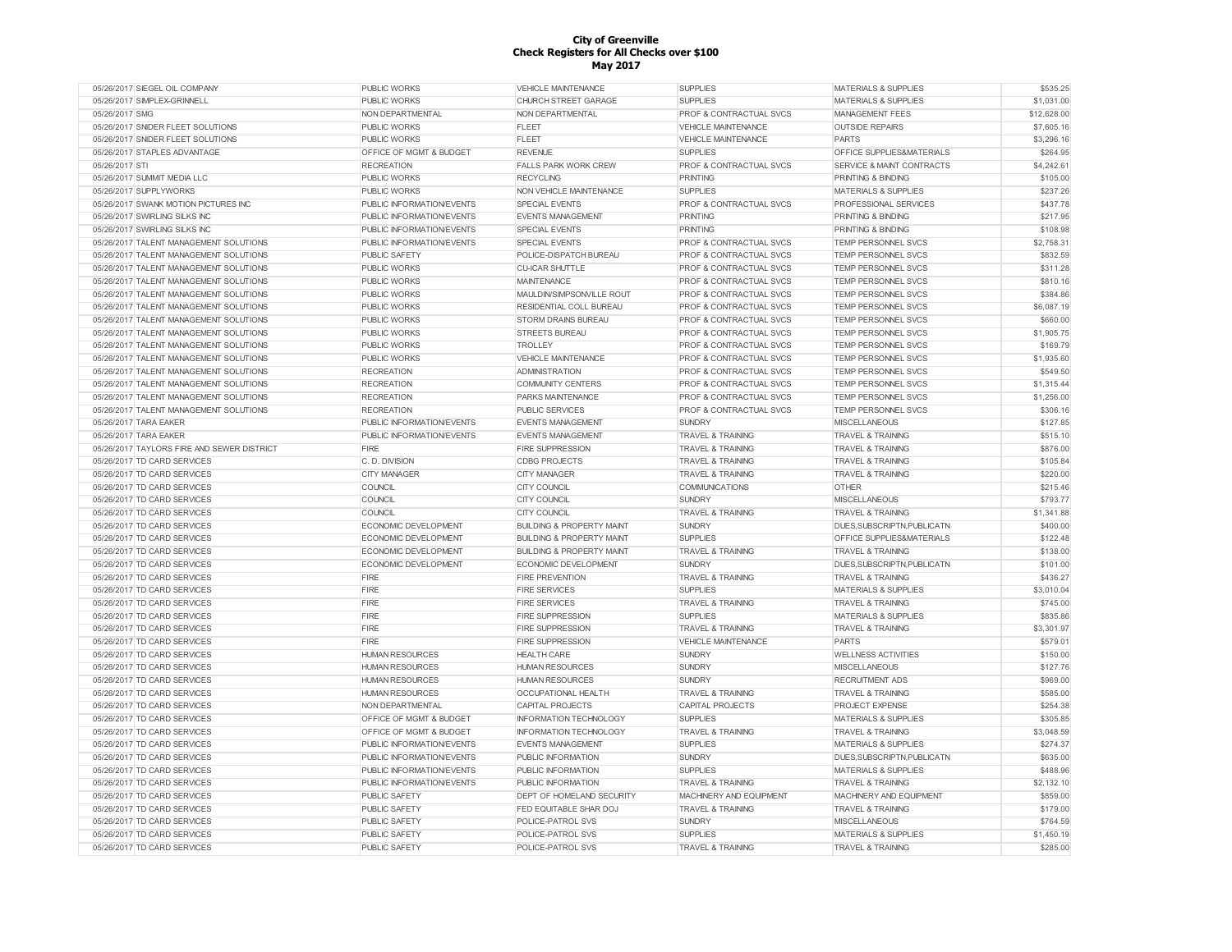# City of Greenville
## Check Registers for All Checks over $100
## May 2017

| | | | | | | |
|---|---|---|---|---|---|---|
| 05/26/2017 | SIEGEL OIL COMPANY | PUBLIC WORKS | VEHICLE MAINTENANCE | SUPPLIES | MATERIALS & SUPPLIES | $535.25 |
| 05/26/2017 | SIMPLEX-GRINNELL | PUBLIC WORKS | CHURCH STREET GARAGE | SUPPLIES | MATERIALS & SUPPLIES | $1,031.00 |
| 05/26/2017 | SMG | NON DEPARTMENTAL | NON DEPARTMENTAL | PROF & CONTRACTUAL SVCS | MANAGEMENT FEES | $12,628.00 |
| 05/26/2017 | SNIDER FLEET SOLUTIONS | PUBLIC WORKS | FLEET | VEHICLE MAINTENANCE | OUTSIDE REPAIRS | $7,605.16 |
| 05/26/2017 | SNIDER FLEET SOLUTIONS | PUBLIC WORKS | FLEET | VEHICLE MAINTENANCE | PARTS | $3,296.16 |
| 05/26/2017 | STAPLES ADVANTAGE | OFFICE OF MGMT & BUDGET | REVENUE | SUPPLIES | OFFICE SUPPLIES&MATERIALS | $264.95 |
| 05/26/2017 | STI | RECREATION | FALLS PARK WORK CREW | PROF & CONTRACTUAL SVCS | SERVICE & MAINT CONTRACTS | $4,242.61 |
| 05/26/2017 | SUMMIT MEDIA LLC | PUBLIC WORKS | RECYCLING | PRINTING | PRINTING & BINDING | $105.00 |
| 05/26/2017 | SUPPLYWORKS | PUBLIC WORKS | NON VEHICLE MAINTENANCE | SUPPLIES | MATERIALS & SUPPLIES | $237.26 |
| 05/26/2017 | SWANK MOTION PICTURES INC | PUBLIC INFORMATION/EVENTS | SPECIAL EVENTS | PROF & CONTRACTUAL SVCS | PROFESSIONAL SERVICES | $437.78 |
| 05/26/2017 | SWIRLING SILKS INC | PUBLIC INFORMATION/EVENTS | EVENTS MANAGEMENT | PRINTING | PRINTING & BINDING | $217.95 |
| 05/26/2017 | SWIRLING SILKS INC | PUBLIC INFORMATION/EVENTS | SPECIAL EVENTS | PRINTING | PRINTING & BINDING | $108.98 |
| 05/26/2017 | TALENT MANAGEMENT SOLUTIONS | PUBLIC INFORMATION/EVENTS | SPECIAL EVENTS | PROF & CONTRACTUAL SVCS | TEMP PERSONNEL SVCS | $2,758.31 |
| 05/26/2017 | TALENT MANAGEMENT SOLUTIONS | PUBLIC SAFETY | POLICE-DISPATCH BUREAU | PROF & CONTRACTUAL SVCS | TEMP PERSONNEL SVCS | $832.59 |
| 05/26/2017 | TALENT MANAGEMENT SOLUTIONS | PUBLIC WORKS | CU-ICAR SHUTTLE | PROF & CONTRACTUAL SVCS | TEMP PERSONNEL SVCS | $311.28 |
| 05/26/2017 | TALENT MANAGEMENT SOLUTIONS | PUBLIC WORKS | MAINTENANCE | PROF & CONTRACTUAL SVCS | TEMP PERSONNEL SVCS | $810.16 |
| 05/26/2017 | TALENT MANAGEMENT SOLUTIONS | PUBLIC WORKS | MAULDIN/SIMPSONVILLE ROUT | PROF & CONTRACTUAL SVCS | TEMP PERSONNEL SVCS | $384.86 |
| 05/26/2017 | TALENT MANAGEMENT SOLUTIONS | PUBLIC WORKS | RESIDENTIAL COLL BUREAU | PROF & CONTRACTUAL SVCS | TEMP PERSONNEL SVCS | $6,087.19 |
| 05/26/2017 | TALENT MANAGEMENT SOLUTIONS | PUBLIC WORKS | STORM DRAINS BUREAU | PROF & CONTRACTUAL SVCS | TEMP PERSONNEL SVCS | $660.00 |
| 05/26/2017 | TALENT MANAGEMENT SOLUTIONS | PUBLIC WORKS | STREETS BUREAU | PROF & CONTRACTUAL SVCS | TEMP PERSONNEL SVCS | $1,905.75 |
| 05/26/2017 | TALENT MANAGEMENT SOLUTIONS | PUBLIC WORKS | TROLLEY | PROF & CONTRACTUAL SVCS | TEMP PERSONNEL SVCS | $169.79 |
| 05/26/2017 | TALENT MANAGEMENT SOLUTIONS | PUBLIC WORKS | VEHICLE MAINTENANCE | PROF & CONTRACTUAL SVCS | TEMP PERSONNEL SVCS | $1,935.60 |
| 05/26/2017 | TALENT MANAGEMENT SOLUTIONS | RECREATION | ADMINISTRATION | PROF & CONTRACTUAL SVCS | TEMP PERSONNEL SVCS | $549.50 |
| 05/26/2017 | TALENT MANAGEMENT SOLUTIONS | RECREATION | COMMUNITY CENTERS | PROF & CONTRACTUAL SVCS | TEMP PERSONNEL SVCS | $1,315.44 |
| 05/26/2017 | TALENT MANAGEMENT SOLUTIONS | RECREATION | PARKS MAINTENANCE | PROF & CONTRACTUAL SVCS | TEMP PERSONNEL SVCS | $1,256.00 |
| 05/26/2017 | TALENT MANAGEMENT SOLUTIONS | RECREATION | PUBLIC SERVICES | PROF & CONTRACTUAL SVCS | TEMP PERSONNEL SVCS | $306.16 |
| 05/26/2017 | TARA EAKER | PUBLIC INFORMATION/EVENTS | EVENTS MANAGEMENT | SUNDRY | MISCELLANEOUS | $127.85 |
| 05/26/2017 | TARA EAKER | PUBLIC INFORMATION/EVENTS | EVENTS MANAGEMENT | TRAVEL & TRAINING | TRAVEL & TRAINING | $515.10 |
| 05/26/2017 | TAYLORS FIRE AND SEWER DISTRICT | FIRE | FIRE SUPPRESSION | TRAVEL & TRAINING | TRAVEL & TRAINING | $876.00 |
| 05/26/2017 | TD CARD SERVICES | C. D. DIVISION | CDBG PROJECTS | TRAVEL & TRAINING | TRAVEL & TRAINING | $105.84 |
| 05/26/2017 | TD CARD SERVICES | CITY MANAGER | CITY MANAGER | TRAVEL & TRAINING | TRAVEL & TRAINING | $220.00 |
| 05/26/2017 | TD CARD SERVICES | COUNCIL | CITY COUNCIL | COMMUNICATIONS | OTHER | $215.46 |
| 05/26/2017 | TD CARD SERVICES | COUNCIL | CITY COUNCIL | SUNDRY | MISCELLANEOUS | $793.77 |
| 05/26/2017 | TD CARD SERVICES | COUNCIL | CITY COUNCIL | TRAVEL & TRAINING | TRAVEL & TRAINING | $1,341.88 |
| 05/26/2017 | TD CARD SERVICES | ECONOMIC DEVELOPMENT | BUILDING & PROPERTY MAINT | SUNDRY | DUES,SUBSCRIPTN,PUBLICATN | $400.00 |
| 05/26/2017 | TD CARD SERVICES | ECONOMIC DEVELOPMENT | BUILDING & PROPERTY MAINT | SUPPLIES | OFFICE SUPPLIES&MATERIALS | $122.48 |
| 05/26/2017 | TD CARD SERVICES | ECONOMIC DEVELOPMENT | BUILDING & PROPERTY MAINT | TRAVEL & TRAINING | TRAVEL & TRAINING | $138.00 |
| 05/26/2017 | TD CARD SERVICES | ECONOMIC DEVELOPMENT | ECONOMIC DEVELOPMENT | SUNDRY | DUES,SUBSCRIPTN,PUBLICATN | $101.00 |
| 05/26/2017 | TD CARD SERVICES | FIRE | FIRE PREVENTION | TRAVEL & TRAINING | TRAVEL & TRAINING | $436.27 |
| 05/26/2017 | TD CARD SERVICES | FIRE | FIRE SERVICES | SUPPLIES | MATERIALS & SUPPLIES | $3,010.04 |
| 05/26/2017 | TD CARD SERVICES | FIRE | FIRE SERVICES | TRAVEL & TRAINING | TRAVEL & TRAINING | $745.00 |
| 05/26/2017 | TD CARD SERVICES | FIRE | FIRE SUPPRESSION | SUPPLIES | MATERIALS & SUPPLIES | $835.86 |
| 05/26/2017 | TD CARD SERVICES | FIRE | FIRE SUPPRESSION | TRAVEL & TRAINING | TRAVEL & TRAINING | $3,301.97 |
| 05/26/2017 | TD CARD SERVICES | FIRE | FIRE SUPPRESSION | VEHICLE MAINTENANCE | PARTS | $579.01 |
| 05/26/2017 | TD CARD SERVICES | HUMAN RESOURCES | HEALTH CARE | SUNDRY | WELLNESS ACTIVITIES | $150.00 |
| 05/26/2017 | TD CARD SERVICES | HUMAN RESOURCES | HUMAN RESOURCES | SUNDRY | MISCELLANEOUS | $127.76 |
| 05/26/2017 | TD CARD SERVICES | HUMAN RESOURCES | HUMAN RESOURCES | SUNDRY | RECRUITMENT ADS | $969.00 |
| 05/26/2017 | TD CARD SERVICES | HUMAN RESOURCES | OCCUPATIONAL HEALTH | TRAVEL & TRAINING | TRAVEL & TRAINING | $585.00 |
| 05/26/2017 | TD CARD SERVICES | NON DEPARTMENTAL | CAPITAL PROJECTS | CAPITAL PROJECTS | PROJECT EXPENSE | $254.38 |
| 05/26/2017 | TD CARD SERVICES | OFFICE OF MGMT & BUDGET | INFORMATION TECHNOLOGY | SUPPLIES | MATERIALS & SUPPLIES | $305.85 |
| 05/26/2017 | TD CARD SERVICES | OFFICE OF MGMT & BUDGET | INFORMATION TECHNOLOGY | TRAVEL & TRAINING | TRAVEL & TRAINING | $3,048.59 |
| 05/26/2017 | TD CARD SERVICES | PUBLIC INFORMATION/EVENTS | EVENTS MANAGEMENT | SUPPLIES | MATERIALS & SUPPLIES | $274.37 |
| 05/26/2017 | TD CARD SERVICES | PUBLIC INFORMATION/EVENTS | PUBLIC INFORMATION | SUNDRY | DUES,SUBSCRIPTN,PUBLICATN | $635.00 |
| 05/26/2017 | TD CARD SERVICES | PUBLIC INFORMATION/EVENTS | PUBLIC INFORMATION | SUPPLIES | MATERIALS & SUPPLIES | $488.96 |
| 05/26/2017 | TD CARD SERVICES | PUBLIC INFORMATION/EVENTS | PUBLIC INFORMATION | TRAVEL & TRAINING | TRAVEL & TRAINING | $2,132.10 |
| 05/26/2017 | TD CARD SERVICES | PUBLIC SAFETY | DEPT OF HOMELAND SECURITY | MACHINERY AND EQUIPMENT | MACHINERY AND EQUIPMENT | $859.00 |
| 05/26/2017 | TD CARD SERVICES | PUBLIC SAFETY | FED EQUITABLE SHAR DOJ | TRAVEL & TRAINING | TRAVEL & TRAINING | $179.00 |
| 05/26/2017 | TD CARD SERVICES | PUBLIC SAFETY | POLICE-PATROL SVS | SUNDRY | MISCELLANEOUS | $764.59 |
| 05/26/2017 | TD CARD SERVICES | PUBLIC SAFETY | POLICE-PATROL SVS | SUPPLIES | MATERIALS & SUPPLIES | $1,450.19 |
| 05/26/2017 | TD CARD SERVICES | PUBLIC SAFETY | POLICE-PATROL SVS | TRAVEL & TRAINING | TRAVEL & TRAINING | $285.00 |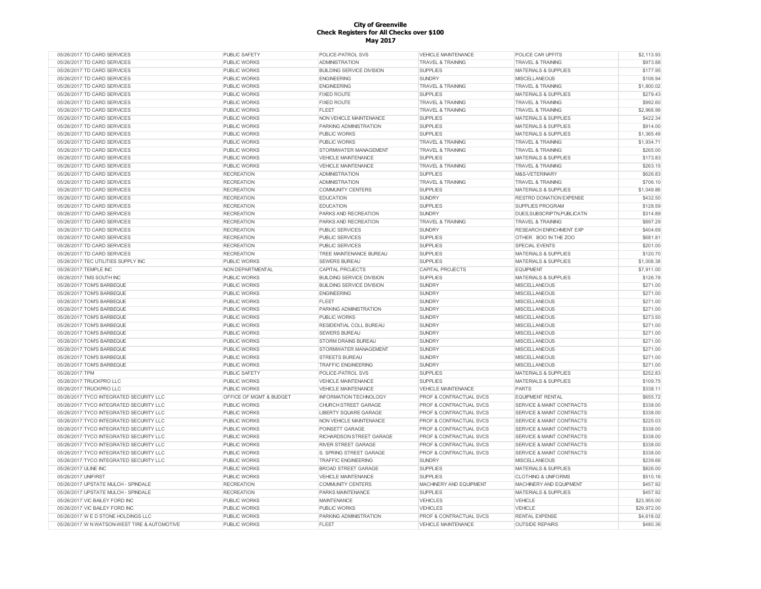**City of Greenville**
**Check Registers for All Checks over $100**
**May 2017**

| | | | | | | |
|---|---|---|---|---|---|---|
| 05/26/2017 | TD CARD SERVICES | PUBLIC SAFETY | POLICE-PATROL SVS | VEHICLE MAINTENANCE | POLICE CAR UPFITS | $2,113.93 |
| 05/26/2017 | TD CARD SERVICES | PUBLIC WORKS | ADMINISTRATION | TRAVEL & TRAINING | TRAVEL & TRAINING | $973.88 |
| 05/26/2017 | TD CARD SERVICES | PUBLIC WORKS | BUILDING SERVICE DIVISION | SUPPLIES | MATERIALS & SUPPLIES | $177.95 |
| 05/26/2017 | TD CARD SERVICES | PUBLIC WORKS | ENGINEERING | SUNDRY | MISCELLANEOUS | $106.94 |
| 05/26/2017 | TD CARD SERVICES | PUBLIC WORKS | ENGINEERING | TRAVEL & TRAINING | TRAVEL & TRAINING | $1,800.02 |
| 05/26/2017 | TD CARD SERVICES | PUBLIC WORKS | FIXED ROUTE | SUPPLIES | MATERIALS & SUPPLIES | $279.43 |
| 05/26/2017 | TD CARD SERVICES | PUBLIC WORKS | FIXED ROUTE | TRAVEL & TRAINING | TRAVEL & TRAINING | $992.60 |
| 05/26/2017 | TD CARD SERVICES | PUBLIC WORKS | FLEET | TRAVEL & TRAINING | TRAVEL & TRAINING | $2,968.99 |
| 05/26/2017 | TD CARD SERVICES | PUBLIC WORKS | NON VEHICLE MAINTENANCE | SUPPLIES | MATERIALS & SUPPLIES | $422.34 |
| 05/26/2017 | TD CARD SERVICES | PUBLIC WORKS | PARKING ADMINISTRATION | SUPPLIES | MATERIALS & SUPPLIES | $914.00 |
| 05/26/2017 | TD CARD SERVICES | PUBLIC WORKS | PUBLIC WORKS | SUPPLIES | MATERIALS & SUPPLIES | $1,365.49 |
| 05/26/2017 | TD CARD SERVICES | PUBLIC WORKS | PUBLIC WORKS | TRAVEL & TRAINING | TRAVEL & TRAINING | $1,934.71 |
| 05/26/2017 | TD CARD SERVICES | PUBLIC WORKS | STORMWATER MANAGEMENT | TRAVEL & TRAINING | TRAVEL & TRAINING | $265.00 |
| 05/26/2017 | TD CARD SERVICES | PUBLIC WORKS | VEHICLE MAINTENANCE | SUPPLIES | MATERIALS & SUPPLIES | $173.83 |
| 05/26/2017 | TD CARD SERVICES | PUBLIC WORKS | VEHICLE MAINTENANCE | TRAVEL & TRAINING | TRAVEL & TRAINING | $263.15 |
| 05/26/2017 | TD CARD SERVICES | RECREATION | ADMINISTRATION | SUPPLIES | M&S-VETERINARY | $626.83 |
| 05/26/2017 | TD CARD SERVICES | RECREATION | ADMINISTRATION | TRAVEL & TRAINING | TRAVEL & TRAINING | $706.10 |
| 05/26/2017 | TD CARD SERVICES | RECREATION | COMMUNITY CENTERS | SUPPLIES | MATERIALS & SUPPLIES | $1,049.86 |
| 05/26/2017 | TD CARD SERVICES | RECREATION | EDUCATION | SUNDRY | RESTRD DONATION EXPENSE | $432.50 |
| 05/26/2017 | TD CARD SERVICES | RECREATION | EDUCATION | SUPPLIES | SUPPLIES PROGRAM | $128.59 |
| 05/26/2017 | TD CARD SERVICES | RECREATION | PARKS AND RECREATION | SUNDRY | DUES,SUBSCRIPTN,PUBLICATN | $314.89 |
| 05/26/2017 | TD CARD SERVICES | RECREATION | PARKS AND RECREATION | TRAVEL & TRAINING | TRAVEL & TRAINING | $897.29 |
| 05/26/2017 | TD CARD SERVICES | RECREATION | PUBLIC SERVICES | SUNDRY | RESEARCH ENRICHMENT EXP | $404.69 |
| 05/26/2017 | TD CARD SERVICES | RECREATION | PUBLIC SERVICES | SUPPLIES | OTHER BOO IN THE ZOO | $681.81 |
| 05/26/2017 | TD CARD SERVICES | RECREATION | PUBLIC SERVICES | SUPPLIES | SPECIAL EVENTS | $201.00 |
| 05/26/2017 | TD CARD SERVICES | RECREATION | TREE MAINTENANCE BUREAU | SUPPLIES | MATERIALS & SUPPLIES | $120.70 |
| 05/26/2017 | TEC UTILITIES SUPPLY INC | PUBLIC WORKS | SEWERS BUREAU | SUPPLIES | MATERIALS & SUPPLIES | $1,008.38 |
| 05/26/2017 | TEMPLE INC | NON DEPARTMENTAL | CAPITAL PROJECTS | CAPITAL PROJECTS | EQUIPMENT | $7,911.00 |
| 05/26/2017 | TMS SOUTH INC | PUBLIC WORKS | BUILDING SERVICE DIVISION | SUPPLIES | MATERIALS & SUPPLIES | $126.78 |
| 05/26/2017 | TOM'S BARBEQUE | PUBLIC WORKS | BUILDING SERVICE DIVISION | SUNDRY | MISCELLANEOUS | $271.00 |
| 05/26/2017 | TOM'S BARBEQUE | PUBLIC WORKS | ENGINEERING | SUNDRY | MISCELLANEOUS | $271.00 |
| 05/26/2017 | TOM'S BARBEQUE | PUBLIC WORKS | FLEET | SUNDRY | MISCELLANEOUS | $271.00 |
| 05/26/2017 | TOM'S BARBEQUE | PUBLIC WORKS | PARKING ADMINISTRATION | SUNDRY | MISCELLANEOUS | $271.00 |
| 05/26/2017 | TOM'S BARBEQUE | PUBLIC WORKS | PUBLIC WORKS | SUNDRY | MISCELLANEOUS | $273.50 |
| 05/26/2017 | TOM'S BARBEQUE | PUBLIC WORKS | RESIDENTIAL COLL BUREAU | SUNDRY | MISCELLANEOUS | $271.00 |
| 05/26/2017 | TOM'S BARBEQUE | PUBLIC WORKS | SEWERS BUREAU | SUNDRY | MISCELLANEOUS | $271.00 |
| 05/26/2017 | TOM'S BARBEQUE | PUBLIC WORKS | STORM DRAINS BUREAU | SUNDRY | MISCELLANEOUS | $271.00 |
| 05/26/2017 | TOM'S BARBEQUE | PUBLIC WORKS | STORMWATER MANAGEMENT | SUNDRY | MISCELLANEOUS | $271.00 |
| 05/26/2017 | TOM'S BARBEQUE | PUBLIC WORKS | STREETS BUREAU | SUNDRY | MISCELLANEOUS | $271.00 |
| 05/26/2017 | TOM'S BARBEQUE | PUBLIC WORKS | TRAFFIC ENGINEERING | SUNDRY | MISCELLANEOUS | $271.00 |
| 05/26/2017 | TPM | PUBLIC SAFETY | POLICE-PATROL SVS | SUPPLIES | MATERIALS & SUPPLIES | $252.83 |
| 05/26/2017 | TRUCKPRO LLC | PUBLIC WORKS | VEHICLE MAINTENANCE | SUPPLIES | MATERIALS & SUPPLIES | $109.75 |
| 05/26/2017 | TRUCKPRO LLC | PUBLIC WORKS | VEHICLE MAINTENANCE | VEHICLE MAINTENANCE | PARTS | $338.11 |
| 05/26/2017 | TYCO INTEGRATED SECURITY LLC | OFFICE OF MGMT & BUDGET | INFORMATION TECHNOLOGY | PROF & CONTRACTUAL SVCS | EQUIPMENT RENTAL | $655.72 |
| 05/26/2017 | TYCO INTEGRATED SECURITY LLC | PUBLIC WORKS | CHURCH STREET GARAGE | PROF & CONTRACTUAL SVCS | SERVICE & MAINT CONTRACTS | $338.00 |
| 05/26/2017 | TYCO INTEGRATED SECURITY LLC | PUBLIC WORKS | LIBERTY SQUARE GARAGE | PROF & CONTRACTUAL SVCS | SERVICE & MAINT CONTRACTS | $338.00 |
| 05/26/2017 | TYCO INTEGRATED SECURITY LLC | PUBLIC WORKS | NON VEHICLE MAINTENANCE | PROF & CONTRACTUAL SVCS | SERVICE & MAINT CONTRACTS | $225.03 |
| 05/26/2017 | TYCO INTEGRATED SECURITY LLC | PUBLIC WORKS | POINSETT GARAGE | PROF & CONTRACTUAL SVCS | SERVICE & MAINT CONTRACTS | $338.00 |
| 05/26/2017 | TYCO INTEGRATED SECURITY LLC | PUBLIC WORKS | RICHARDSON STREET GARAGE | PROF & CONTRACTUAL SVCS | SERVICE & MAINT CONTRACTS | $338.00 |
| 05/26/2017 | TYCO INTEGRATED SECURITY LLC | PUBLIC WORKS | RIVER STREET GARAGE | PROF & CONTRACTUAL SVCS | SERVICE & MAINT CONTRACTS | $338.00 |
| 05/26/2017 | TYCO INTEGRATED SECURITY LLC | PUBLIC WORKS | S. SPRING STREET GARAGE | PROF & CONTRACTUAL SVCS | SERVICE & MAINT CONTRACTS | $338.00 |
| 05/26/2017 | TYCO INTEGRATED SECURITY LLC | PUBLIC WORKS | TRAFFIC ENGINEERING | SUNDRY | MISCELLANEOUS | $239.66 |
| 05/26/2017 | ULINE INC | PUBLIC WORKS | BROAD STREET GARAGE | SUPPLIES | MATERIALS & SUPPLIES | $826.00 |
| 05/26/2017 | UNIFIRST | PUBLIC WORKS | VEHICLE MAINTENANCE | SUPPLIES | CLOTHING & UNIFORMS | $510.16 |
| 05/26/2017 | UPSTATE MULCH - SPINDALE | RECREATION | COMMUNITY CENTERS | MACHINERY AND EQUIPMENT | MACHINERY AND EQUIPMENT | $457.92 |
| 05/26/2017 | UPSTATE MULCH - SPINDALE | RECREATION | PARKS MAINTENANCE | SUPPLIES | MATERIALS & SUPPLIES | $457.92 |
| 05/26/2017 | VIC BAILEY FORD INC | PUBLIC WORKS | MAINTENANCE | VEHICLES | VEHICLE | $23,955.00 |
| 05/26/2017 | VIC BAILEY FORD INC | PUBLIC WORKS | PUBLIC WORKS | VEHICLES | VEHICLE | $29,972.00 |
| 05/26/2017 | W E D STONE HOLDINGS LLC | PUBLIC WORKS | PARKING ADMINISTRATION | PROF & CONTRACTUAL SVCS | RENTAL EXPENSE | $4,618.02 |
| 05/26/2017 | W N WATSON-WEST TIRE & AUTOMOTIVE | PUBLIC WORKS | FLEET | VEHICLE MAINTENANCE | OUTSIDE REPAIRS | $480.36 |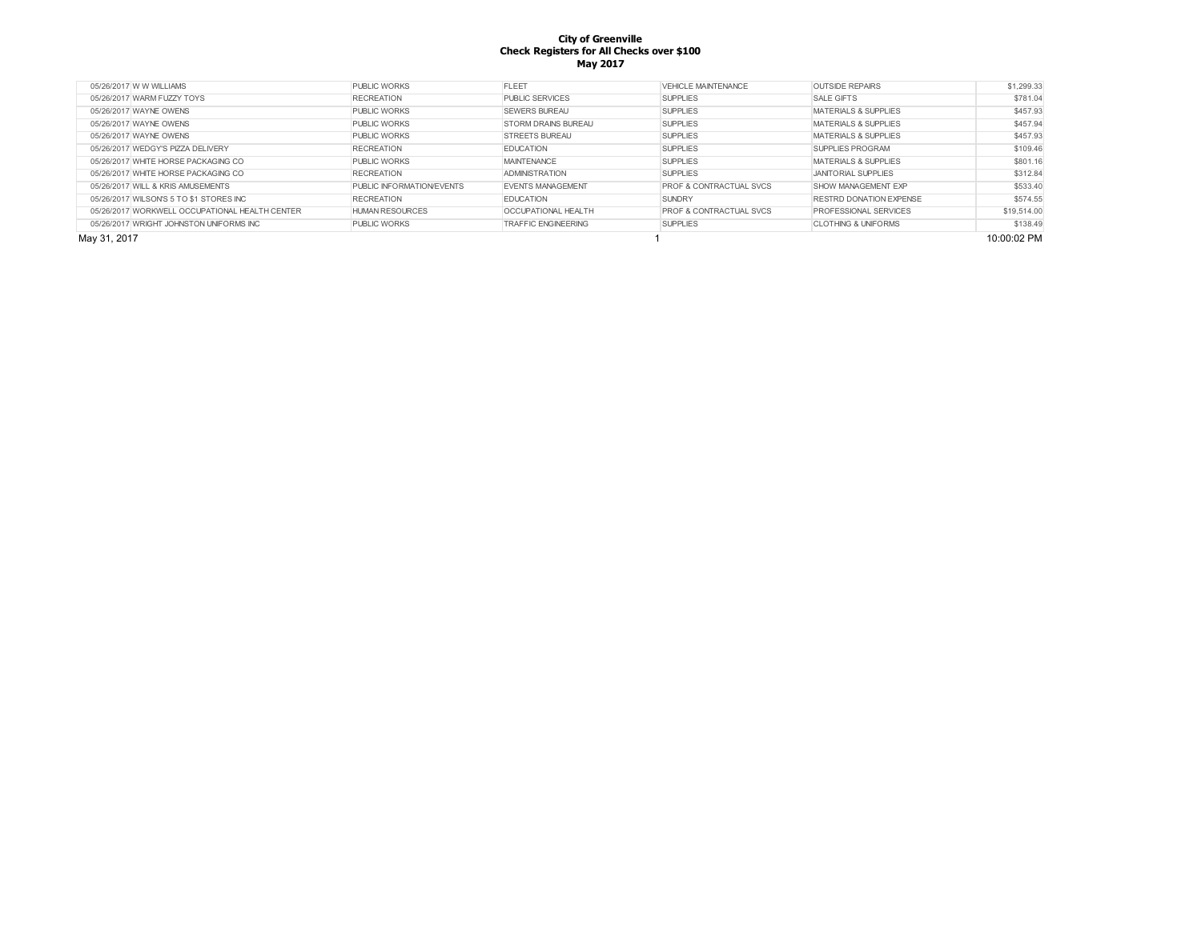**City of Greenville**
**Check Registers for All Checks over $100**
**May 2017**

| | | | | | | |
|---|---|---|---|---|---|---|
| 05/26/2017 | W W WILLIAMS | PUBLIC WORKS | FLEET | VEHICLE MAINTENANCE | OUTSIDE REPAIRS | $1,299.33 |
| 05/26/2017 | WARM FUZZY TOYS | RECREATION | PUBLIC SERVICES | SUPPLIES | SALE GIFTS | $781.04 |
| 05/26/2017 | WAYNE OWENS | PUBLIC WORKS | SEWERS BUREAU | SUPPLIES | MATERIALS & SUPPLIES | $457.93 |
| 05/26/2017 | WAYNE OWENS | PUBLIC WORKS | STORM DRAINS BUREAU | SUPPLIES | MATERIALS & SUPPLIES | $457.94 |
| 05/26/2017 | WAYNE OWENS | PUBLIC WORKS | STREETS BUREAU | SUPPLIES | MATERIALS & SUPPLIES | $457.93 |
| 05/26/2017 | WEDGY'S PIZZA DELIVERY | RECREATION | EDUCATION | SUPPLIES | SUPPLIES PROGRAM | $109.46 |
| 05/26/2017 | WHITE HORSE PACKAGING CO | PUBLIC WORKS | MAINTENANCE | SUPPLIES | MATERIALS & SUPPLIES | $801.16 |
| 05/26/2017 | WHITE HORSE PACKAGING CO | RECREATION | ADMINISTRATION | SUPPLIES | JANITORIAL SUPPLIES | $312.84 |
| 05/26/2017 | WILL & KRIS AMUSEMENTS | PUBLIC INFORMATION/EVENTS | EVENTS MANAGEMENT | PROF & CONTRACTUAL SVCS | SHOW MANAGEMENT EXP | $533.40 |
| 05/26/2017 | WILSON'S 5 TO $1 STORES INC | RECREATION | EDUCATION | SUNDRY | RESTRD DONATION EXPENSE | $574.55 |
| 05/26/2017 | WORKWELL OCCUPATIONAL HEALTH CENTER | HUMAN RESOURCES | OCCUPATIONAL HEALTH | PROF & CONTRACTUAL SVCS | PROFESSIONAL SERVICES | $19,514.00 |
| 05/26/2017 | WRIGHT JOHNSTON UNIFORMS INC | PUBLIC WORKS | TRAFFIC ENGINEERING | SUPPLIES | CLOTHING & UNIFORMS | $138.49 |